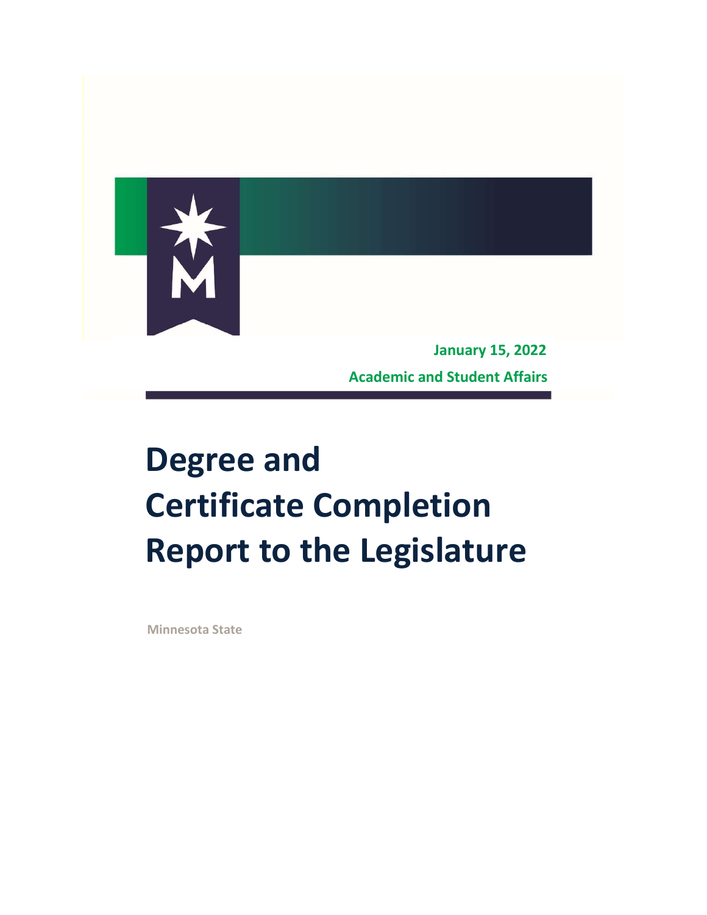January 15, 2022

Academic and Student Affairs

# Degree and Certificate Completion Report to the Legislature

Minnesota State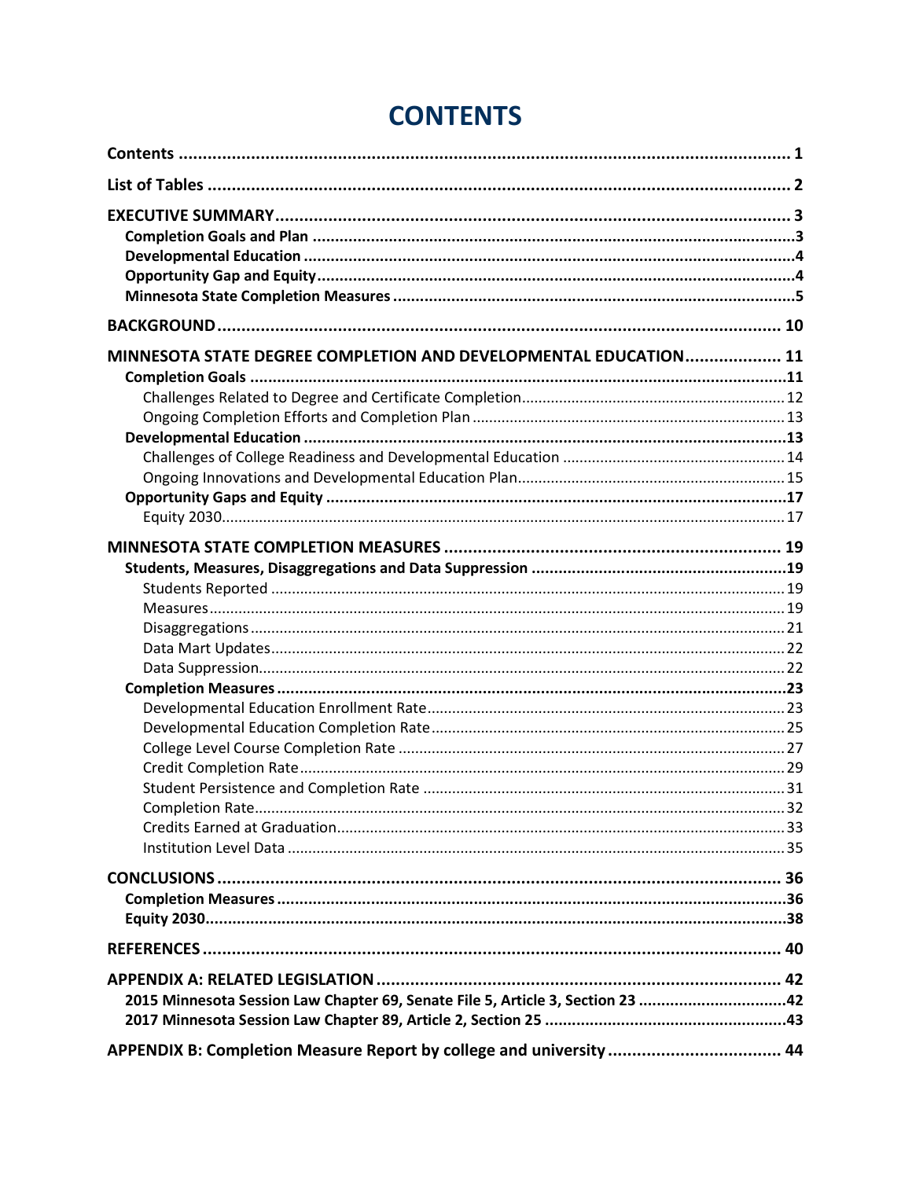# CONTENTS

**Contents** ........................................................................................................................ **1**

**List of Tables** ..................................................................................................................... **2**

**EXECUTIVE SUMMARY** ....................................................................................................... **3**

- **Completion Goals and Plan** ..........................................................................................3
- **Developmental Education** ............................................................................................4
- **Opportunity Gap and Equity** .........................................................................................4
- **Minnesota State Completion Measures** .........................................................................5

**BACKGROUND** ................................................................................................................. **10**

**MINNESOTA STATE DEGREE COMPLETION AND DEVELOPMENTAL EDUCATION** .................. **11**

- **Completion Goals** ......................................................................................................11
  - Challenges Related to Degree and Certificate Completion ............................................12
  - Ongoing Completion Efforts and Completion Plan .......................................................13
- **Developmental Education** ..........................................................................................13
  - Challenges of College Readiness and Developmental Education ...................................14
  - Ongoing Innovations and Developmental Education Plan .............................................15
- **Opportunity Gaps and Equity** ....................................................................................17
  - Equity 2030 ................................................................................................................17

**MINNESOTA STATE COMPLETION MEASURES** ................................................................... **19**

- **Students, Measures, Disaggregations and Data Suppression** ..........................................19
  - Students Reported .......................................................................................................19
  - Measures ....................................................................................................................19
  - Disaggregations ...........................................................................................................21
  - Data Mart Updates .......................................................................................................22
  - Data Suppression ..........................................................................................................22
- **Completion Measures** .................................................................................................23
  - Developmental Education Enrollment Rate ...................................................................23
  - Developmental Education Completion Rate ..................................................................25
  - College Level Course Completion Rate .........................................................................27
  - Credit Completion Rate ................................................................................................29
  - Student Persistence and Completion Rate ....................................................................31
  - Completion Rate ...........................................................................................................32
  - Credits Earned at Graduation ........................................................................................33
  - Institution Level Data ...................................................................................................35

**CONCLUSIONS** ................................................................................................................ **36**

- **Completion Measures** .................................................................................................36
- **Equity 2030** ...............................................................................................................38

**REFERENCES** ................................................................................................................... **40**

**APPENDIX A: RELATED LEGISLATION** ............................................................................... **42**

- **2015 Minnesota Session Law Chapter 69, Senate File 5, Article 3, Section 23** .................42
- **2017 Minnesota Session Law Chapter 89, Article 2, Section 25** .......................................43

**APPENDIX B: Completion Measure Report by college and university** .................................. **44**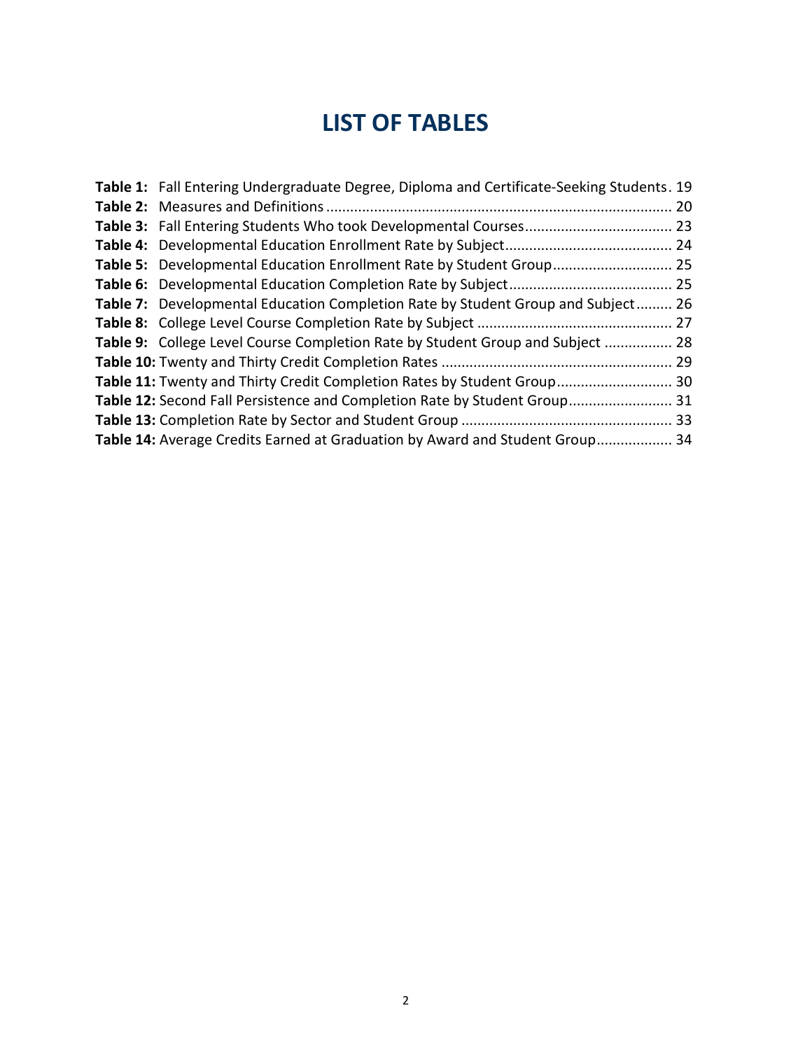# LIST OF TABLES

**Table 1:** Fall Entering Undergraduate Degree, Diploma and Certificate-Seeking Students. 19
**Table 2:** Measures and Definitions ........................................................................................ 20
**Table 3:** Fall Entering Students Who took Developmental Courses..................................... 23
**Table 4:** Developmental Education Enrollment Rate by Subject.......................................... 24
**Table 5:** Developmental Education Enrollment Rate by Student Group.............................. 25
**Table 6:** Developmental Education Completion Rate by Subject......................................... 25
**Table 7:** Developmental Education Completion Rate by Student Group and Subject......... 26
**Table 8:** College Level Course Completion Rate by Subject ................................................ 27
**Table 9:** College Level Course Completion Rate by Student Group and Subject ................. 28
**Table 10:** Twenty and Thirty Credit Completion Rates .......................................................... 29
**Table 11:** Twenty and Thirty Credit Completion Rates by Student Group............................ 30
**Table 12:** Second Fall Persistence and Completion Rate by Student Group.......................... 31
**Table 13:** Completion Rate by Sector and Student Group ..................................................... 33
**Table 14:** Average Credits Earned at Graduation by Award and Student Group................... 34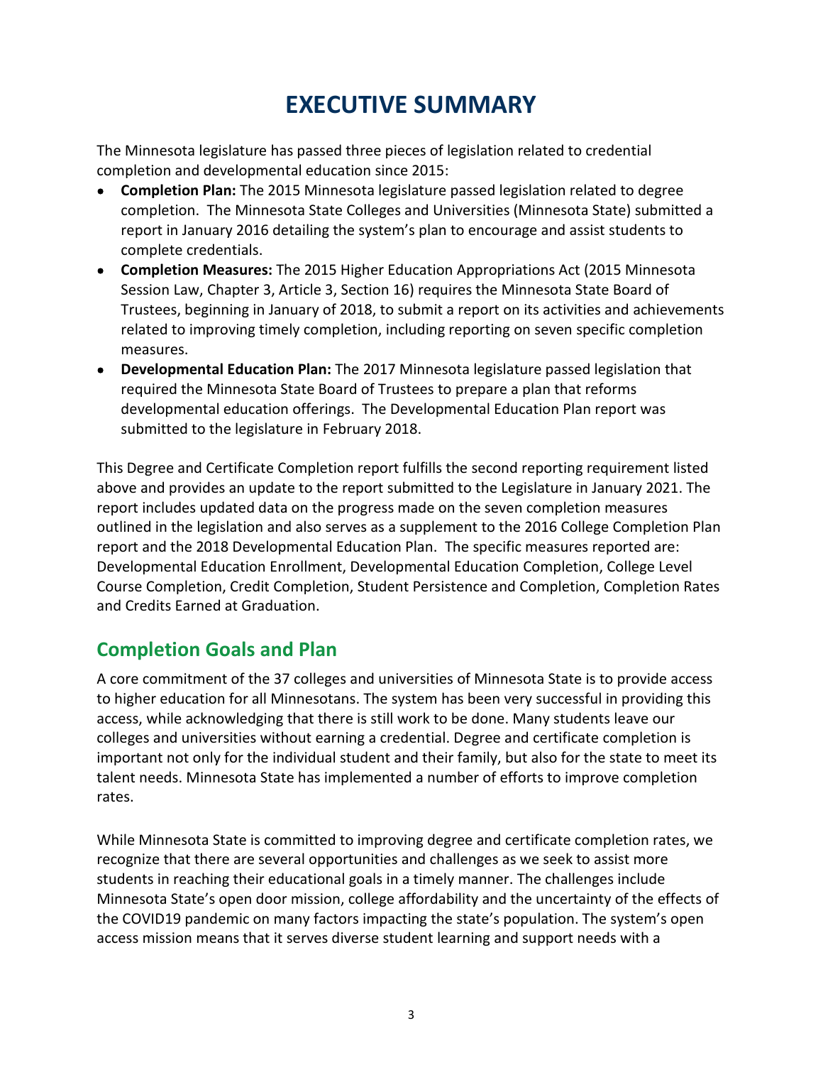# EXECUTIVE SUMMARY

The Minnesota legislature has passed three pieces of legislation related to credential completion and developmental education since 2015:

- **Completion Plan:** The 2015 Minnesota legislature passed legislation related to degree completion. The Minnesota State Colleges and Universities (Minnesota State) submitted a report in January 2016 detailing the system's plan to encourage and assist students to complete credentials.
- **Completion Measures:** The 2015 Higher Education Appropriations Act (2015 Minnesota Session Law, Chapter 3, Article 3, Section 16) requires the Minnesota State Board of Trustees, beginning in January of 2018, to submit a report on its activities and achievements related to improving timely completion, including reporting on seven specific completion measures.
- **Developmental Education Plan:** The 2017 Minnesota legislature passed legislation that required the Minnesota State Board of Trustees to prepare a plan that reforms developmental education offerings. The Developmental Education Plan report was submitted to the legislature in February 2018.

This Degree and Certificate Completion report fulfills the second reporting requirement listed above and provides an update to the report submitted to the Legislature in January 2021. The report includes updated data on the progress made on the seven completion measures outlined in the legislation and also serves as a supplement to the 2016 College Completion Plan report and the 2018 Developmental Education Plan. The specific measures reported are: Developmental Education Enrollment, Developmental Education Completion, College Level Course Completion, Credit Completion, Student Persistence and Completion, Completion Rates and Credits Earned at Graduation.

## Completion Goals and Plan

A core commitment of the 37 colleges and universities of Minnesota State is to provide access to higher education for all Minnesotans. The system has been very successful in providing this access, while acknowledging that there is still work to be done. Many students leave our colleges and universities without earning a credential. Degree and certificate completion is important not only for the individual student and their family, but also for the state to meet its talent needs. Minnesota State has implemented a number of efforts to improve completion rates.

While Minnesota State is committed to improving degree and certificate completion rates, we recognize that there are several opportunities and challenges as we seek to assist more students in reaching their educational goals in a timely manner. The challenges include Minnesota State's open door mission, college affordability and the uncertainty of the effects of the COVID19 pandemic on many factors impacting the state's population. The system's open access mission means that it serves diverse student learning and support needs with a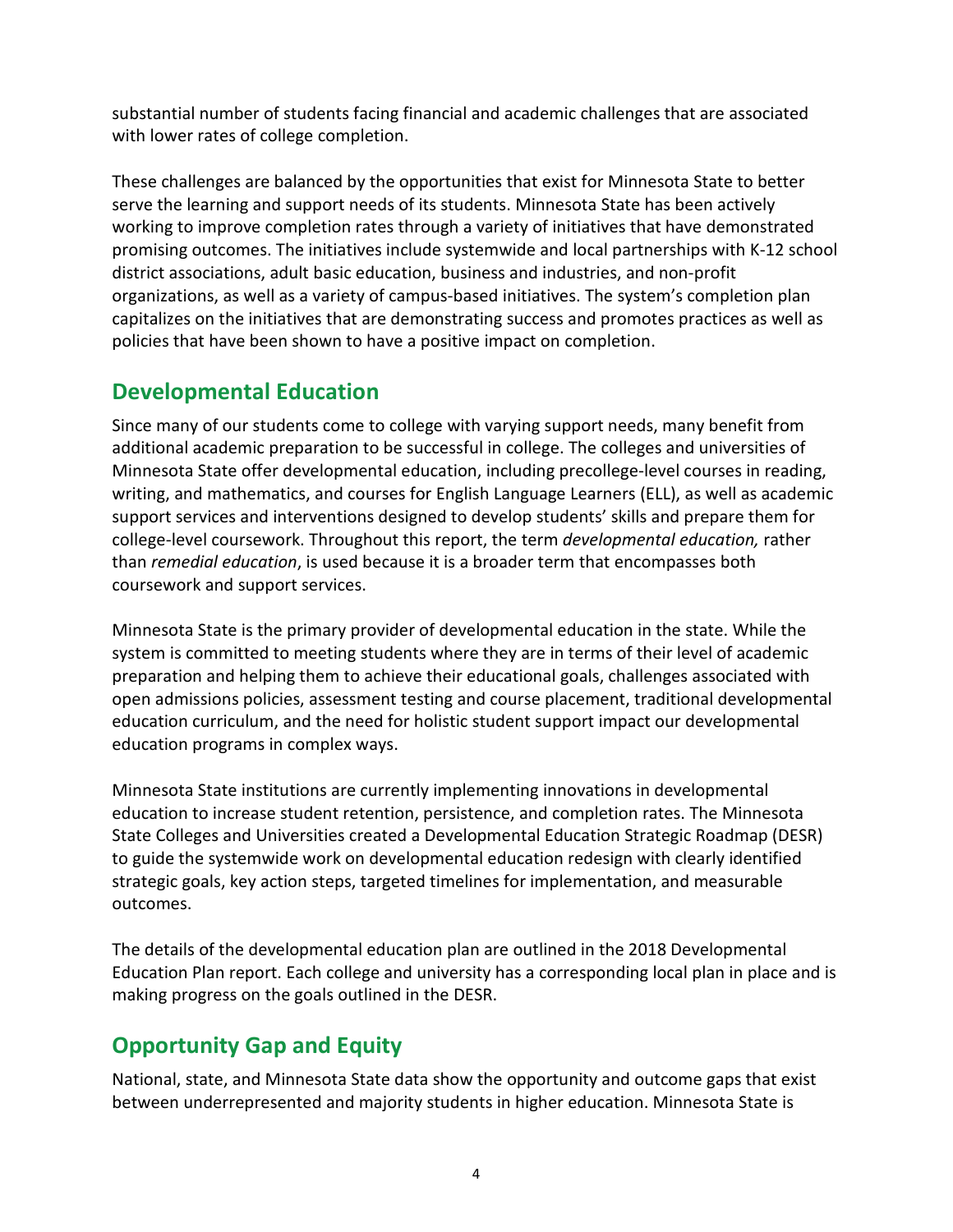substantial number of students facing financial and academic challenges that are associated with lower rates of college completion.

These challenges are balanced by the opportunities that exist for Minnesota State to better serve the learning and support needs of its students. Minnesota State has been actively working to improve completion rates through a variety of initiatives that have demonstrated promising outcomes. The initiatives include systemwide and local partnerships with K-12 school district associations, adult basic education, business and industries, and non-profit organizations, as well as a variety of campus-based initiatives. The system's completion plan capitalizes on the initiatives that are demonstrating success and promotes practices as well as policies that have been shown to have a positive impact on completion.

## Developmental Education

Since many of our students come to college with varying support needs, many benefit from additional academic preparation to be successful in college. The colleges and universities of Minnesota State offer developmental education, including precollege-level courses in reading, writing, and mathematics, and courses for English Language Learners (ELL), as well as academic support services and interventions designed to develop students' skills and prepare them for college-level coursework. Throughout this report, the term *developmental education,* rather than *remedial education*, is used because it is a broader term that encompasses both coursework and support services.

Minnesota State is the primary provider of developmental education in the state. While the system is committed to meeting students where they are in terms of their level of academic preparation and helping them to achieve their educational goals, challenges associated with open admissions policies, assessment testing and course placement, traditional developmental education curriculum, and the need for holistic student support impact our developmental education programs in complex ways.

Minnesota State institutions are currently implementing innovations in developmental education to increase student retention, persistence, and completion rates. The Minnesota State Colleges and Universities created a Developmental Education Strategic Roadmap (DESR) to guide the systemwide work on developmental education redesign with clearly identified strategic goals, key action steps, targeted timelines for implementation, and measurable outcomes.

The details of the developmental education plan are outlined in the 2018 Developmental Education Plan report. Each college and university has a corresponding local plan in place and is making progress on the goals outlined in the DESR.

## Opportunity Gap and Equity

National, state, and Minnesota State data show the opportunity and outcome gaps that exist between underrepresented and majority students in higher education. Minnesota State is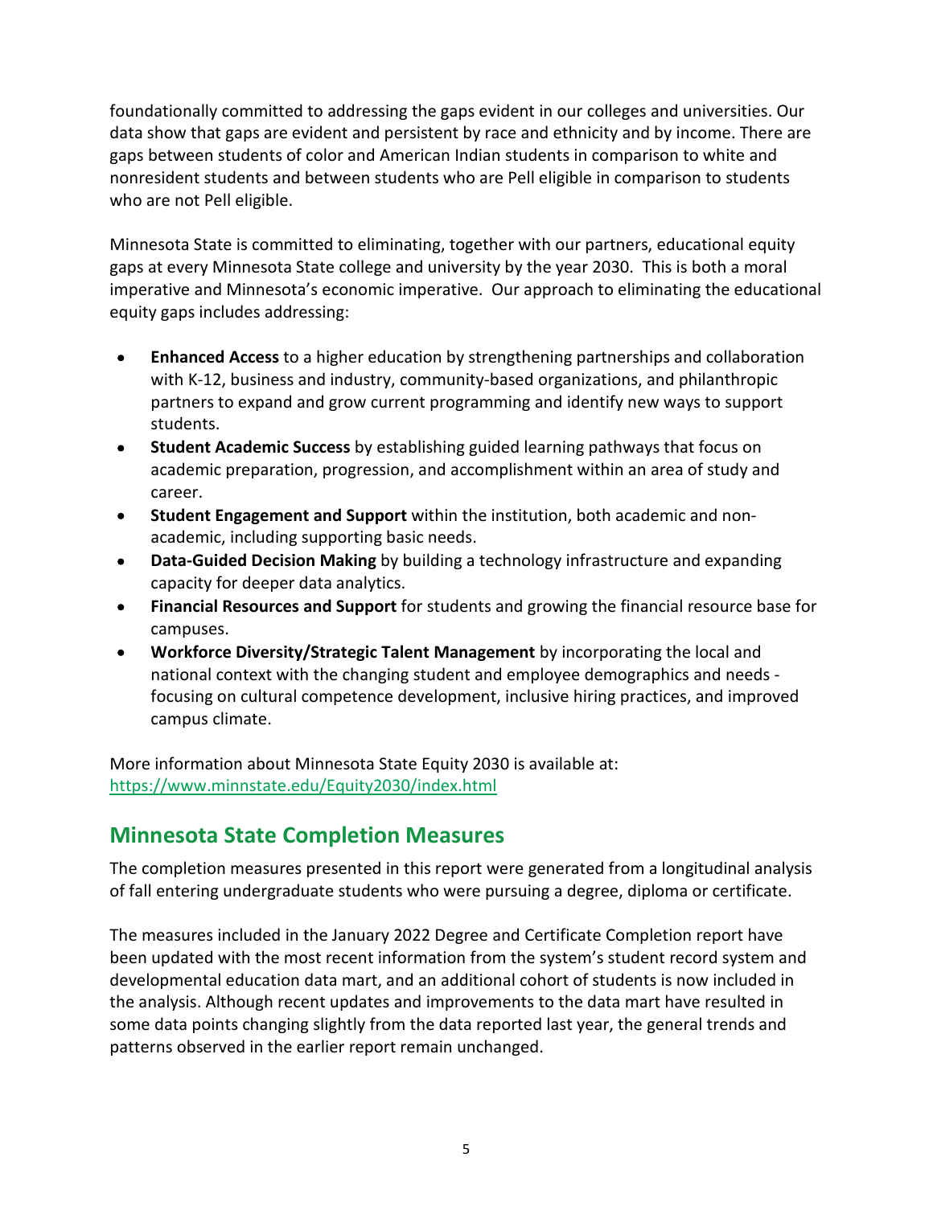foundationally committed to addressing the gaps evident in our colleges and universities. Our data show that gaps are evident and persistent by race and ethnicity and by income. There are gaps between students of color and American Indian students in comparison to white and nonresident students and between students who are Pell eligible in comparison to students who are not Pell eligible.

Minnesota State is committed to eliminating, together with our partners, educational equity gaps at every Minnesota State college and university by the year 2030. This is both a moral imperative and Minnesota's economic imperative. Our approach to eliminating the educational equity gaps includes addressing:

- **Enhanced Access** to a higher education by strengthening partnerships and collaboration with K-12, business and industry, community-based organizations, and philanthropic partners to expand and grow current programming and identify new ways to support students.
- **Student Academic Success** by establishing guided learning pathways that focus on academic preparation, progression, and accomplishment within an area of study and career.
- **Student Engagement and Support** within the institution, both academic and non-academic, including supporting basic needs.
- **Data-Guided Decision Making** by building a technology infrastructure and expanding capacity for deeper data analytics.
- **Financial Resources and Support** for students and growing the financial resource base for campuses.
- **Workforce Diversity/Strategic Talent Management** by incorporating the local and national context with the changing student and employee demographics and needs - focusing on cultural competence development, inclusive hiring practices, and improved campus climate.

More information about Minnesota State Equity 2030 is available at: https://www.minnstate.edu/Equity2030/index.html

## Minnesota State Completion Measures

The completion measures presented in this report were generated from a longitudinal analysis of fall entering undergraduate students who were pursuing a degree, diploma or certificate.

The measures included in the January 2022 Degree and Certificate Completion report have been updated with the most recent information from the system's student record system and developmental education data mart, and an additional cohort of students is now included in the analysis. Although recent updates and improvements to the data mart have resulted in some data points changing slightly from the data reported last year, the general trends and patterns observed in the earlier report remain unchanged.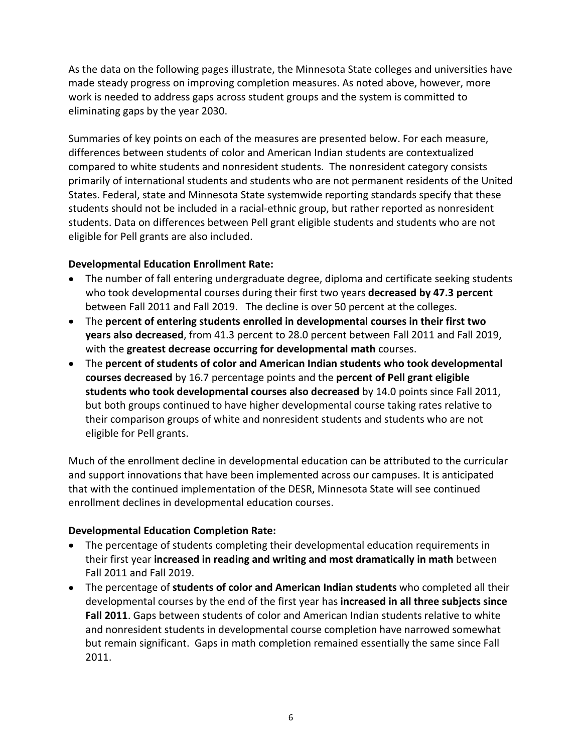As the data on the following pages illustrate, the Minnesota State colleges and universities have made steady progress on improving completion measures. As noted above, however, more work is needed to address gaps across student groups and the system is committed to eliminating gaps by the year 2030.

Summaries of key points on each of the measures are presented below. For each measure, differences between students of color and American Indian students are contextualized compared to white students and nonresident students. The nonresident category consists primarily of international students and students who are not permanent residents of the United States. Federal, state and Minnesota State systemwide reporting standards specify that these students should not be included in a racial-ethnic group, but rather reported as nonresident students. Data on differences between Pell grant eligible students and students who are not eligible for Pell grants are also included.

**Developmental Education Enrollment Rate:**

- The number of fall entering undergraduate degree, diploma and certificate seeking students who took developmental courses during their first two years **decreased by 47.3 percent** between Fall 2011 and Fall 2019. The decline is over 50 percent at the colleges.
- The **percent of entering students enrolled in developmental courses in their first two years also decreased**, from 41.3 percent to 28.0 percent between Fall 2011 and Fall 2019, with the **greatest decrease occurring for developmental math** courses.
- The **percent of students of color and American Indian students who took developmental courses decreased** by 16.7 percentage points and the **percent of Pell grant eligible students who took developmental courses also decreased** by 14.0 points since Fall 2011, but both groups continued to have higher developmental course taking rates relative to their comparison groups of white and nonresident students and students who are not eligible for Pell grants.

Much of the enrollment decline in developmental education can be attributed to the curricular and support innovations that have been implemented across our campuses. It is anticipated that with the continued implementation of the DESR, Minnesota State will see continued enrollment declines in developmental education courses.

**Developmental Education Completion Rate:**

- The percentage of students completing their developmental education requirements in their first year **increased in reading and writing and most dramatically in math** between Fall 2011 and Fall 2019.
- The percentage of **students of color and American Indian students** who completed all their developmental courses by the end of the first year has **increased in all three subjects since Fall 2011**. Gaps between students of color and American Indian students relative to white and nonresident students in developmental course completion have narrowed somewhat but remain significant. Gaps in math completion remained essentially the same since Fall 2011.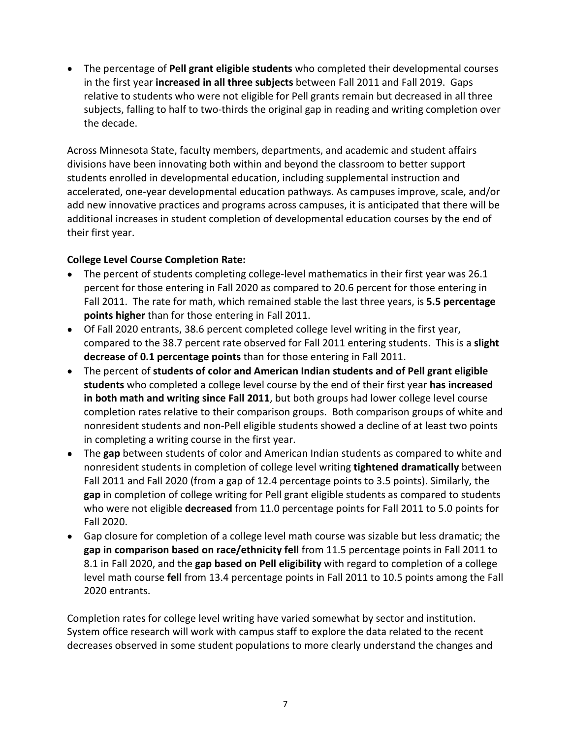- The percentage of **Pell grant eligible students** who completed their developmental courses in the first year **increased in all three subjects** between Fall 2011 and Fall 2019. Gaps relative to students who were not eligible for Pell grants remain but decreased in all three subjects, falling to half to two-thirds the original gap in reading and writing completion over the decade.

Across Minnesota State, faculty members, departments, and academic and student affairs divisions have been innovating both within and beyond the classroom to better support students enrolled in developmental education, including supplemental instruction and accelerated, one-year developmental education pathways. As campuses improve, scale, and/or add new innovative practices and programs across campuses, it is anticipated that there will be additional increases in student completion of developmental education courses by the end of their first year.

**College Level Course Completion Rate:**

- The percent of students completing college-level mathematics in their first year was 26.1 percent for those entering in Fall 2020 as compared to 20.6 percent for those entering in Fall 2011. The rate for math, which remained stable the last three years, is **5.5 percentage points higher** than for those entering in Fall 2011.
- Of Fall 2020 entrants, 38.6 percent completed college level writing in the first year, compared to the 38.7 percent rate observed for Fall 2011 entering students. This is a **slight decrease of 0.1 percentage points** than for those entering in Fall 2011.
- The percent of **students of color and American Indian students and of Pell grant eligible students** who completed a college level course by the end of their first year **has increased in both math and writing since Fall 2011**, but both groups had lower college level course completion rates relative to their comparison groups. Both comparison groups of white and nonresident students and non-Pell eligible students showed a decline of at least two points in completing a writing course in the first year.
- The **gap** between students of color and American Indian students as compared to white and nonresident students in completion of college level writing **tightened dramatically** between Fall 2011 and Fall 2020 (from a gap of 12.4 percentage points to 3.5 points). Similarly, the **gap** in completion of college writing for Pell grant eligible students as compared to students who were not eligible **decreased** from 11.0 percentage points for Fall 2011 to 5.0 points for Fall 2020.
- Gap closure for completion of a college level math course was sizable but less dramatic; the **gap in comparison based on race/ethnicity fell** from 11.5 percentage points in Fall 2011 to 8.1 in Fall 2020, and the **gap based on Pell eligibility** with regard to completion of a college level math course **fell** from 13.4 percentage points in Fall 2011 to 10.5 points among the Fall 2020 entrants.

Completion rates for college level writing have varied somewhat by sector and institution. System office research will work with campus staff to explore the data related to the recent decreases observed in some student populations to more clearly understand the changes and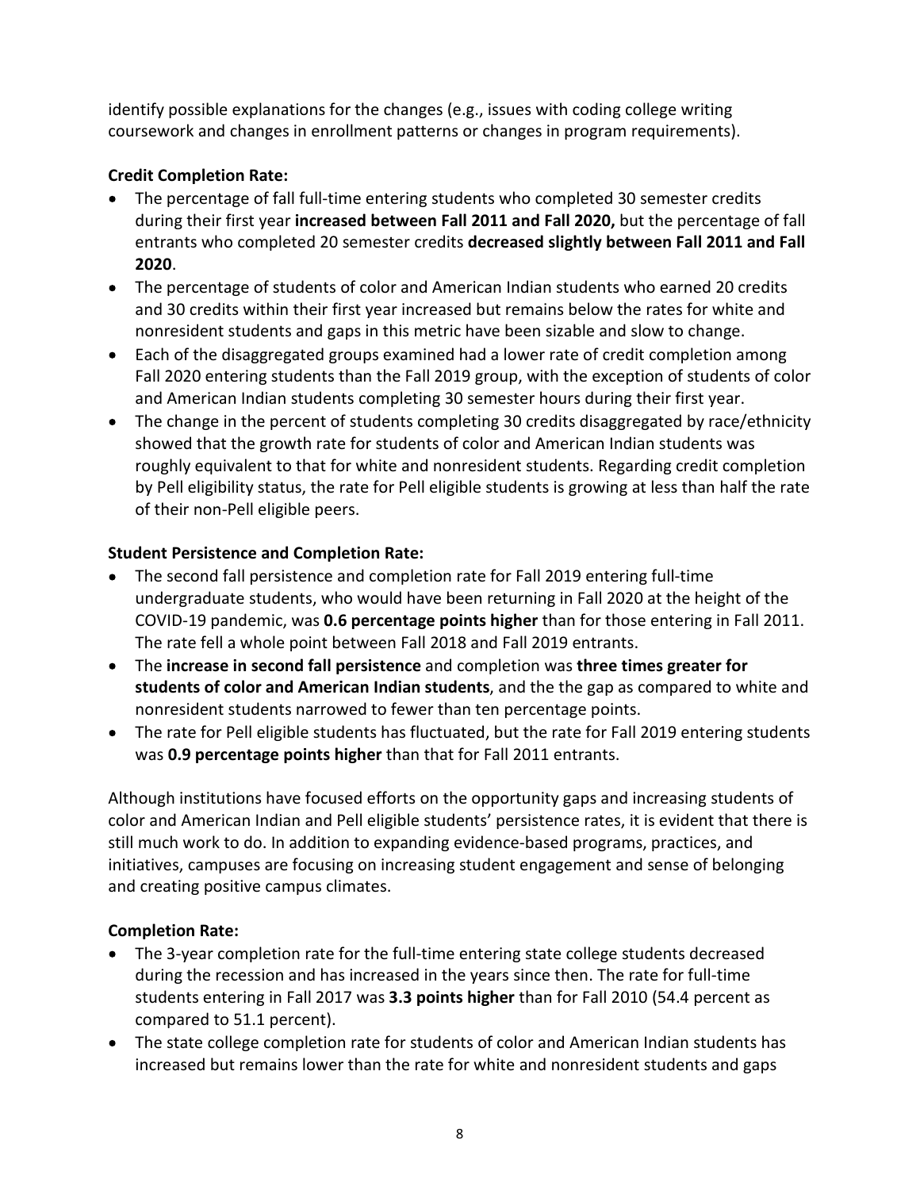identify possible explanations for the changes (e.g., issues with coding college writing coursework and changes in enrollment patterns or changes in program requirements).

**Credit Completion Rate:**

- The percentage of fall full-time entering students who completed 30 semester credits during their first year **increased between Fall 2011 and Fall 2020,** but the percentage of fall entrants who completed 20 semester credits **decreased slightly between Fall 2011 and Fall 2020**.
- The percentage of students of color and American Indian students who earned 20 credits and 30 credits within their first year increased but remains below the rates for white and nonresident students and gaps in this metric have been sizable and slow to change.
- Each of the disaggregated groups examined had a lower rate of credit completion among Fall 2020 entering students than the Fall 2019 group, with the exception of students of color and American Indian students completing 30 semester hours during their first year.
- The change in the percent of students completing 30 credits disaggregated by race/ethnicity showed that the growth rate for students of color and American Indian students was roughly equivalent to that for white and nonresident students. Regarding credit completion by Pell eligibility status, the rate for Pell eligible students is growing at less than half the rate of their non-Pell eligible peers.

**Student Persistence and Completion Rate:**

- The second fall persistence and completion rate for Fall 2019 entering full-time undergraduate students, who would have been returning in Fall 2020 at the height of the COVID-19 pandemic, was **0.6 percentage points higher** than for those entering in Fall 2011. The rate fell a whole point between Fall 2018 and Fall 2019 entrants.
- The **increase in second fall persistence** and completion was **three times greater for students of color and American Indian students**, and the the gap as compared to white and nonresident students narrowed to fewer than ten percentage points.
- The rate for Pell eligible students has fluctuated, but the rate for Fall 2019 entering students was **0.9 percentage points higher** than that for Fall 2011 entrants.

Although institutions have focused efforts on the opportunity gaps and increasing students of color and American Indian and Pell eligible students' persistence rates, it is evident that there is still much work to do. In addition to expanding evidence-based programs, practices, and initiatives, campuses are focusing on increasing student engagement and sense of belonging and creating positive campus climates.

**Completion Rate:**

- The 3-year completion rate for the full-time entering state college students decreased during the recession and has increased in the years since then. The rate for full-time students entering in Fall 2017 was **3.3 points higher** than for Fall 2010 (54.4 percent as compared to 51.1 percent).
- The state college completion rate for students of color and American Indian students has increased but remains lower than the rate for white and nonresident students and gaps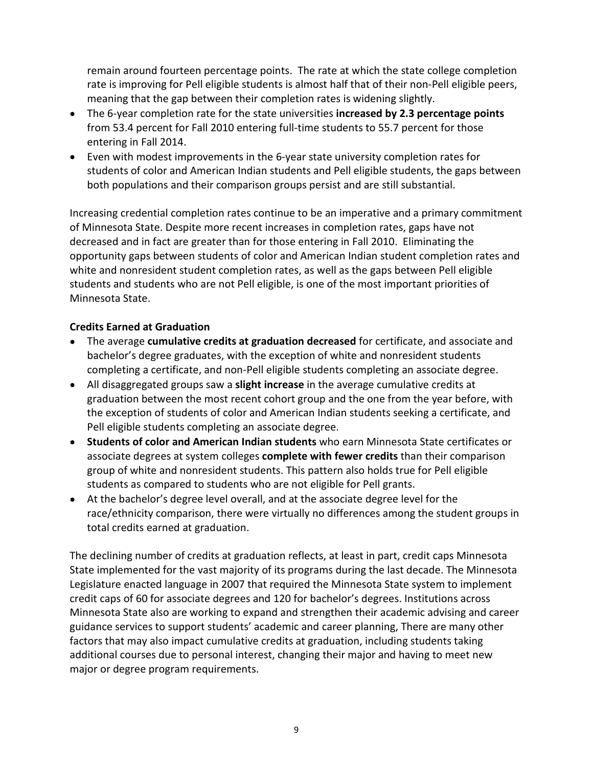remain around fourteen percentage points. The rate at which the state college completion rate is improving for Pell eligible students is almost half that of their non-Pell eligible peers, meaning that the gap between their completion rates is widening slightly.

- The 6-year completion rate for the state universities **increased by 2.3 percentage points** from 53.4 percent for Fall 2010 entering full-time students to 55.7 percent for those entering in Fall 2014.
- Even with modest improvements in the 6-year state university completion rates for students of color and American Indian students and Pell eligible students, the gaps between both populations and their comparison groups persist and are still substantial.

Increasing credential completion rates continue to be an imperative and a primary commitment of Minnesota State. Despite more recent increases in completion rates, gaps have not decreased and in fact are greater than for those entering in Fall 2010. Eliminating the opportunity gaps between students of color and American Indian student completion rates and white and nonresident student completion rates, as well as the gaps between Pell eligible students and students who are not Pell eligible, is one of the most important priorities of Minnesota State.

**Credits Earned at Graduation**

- The average **cumulative credits at graduation decreased** for certificate, and associate and bachelor's degree graduates, with the exception of white and nonresident students completing a certificate, and non-Pell eligible students completing an associate degree.
- All disaggregated groups saw a **slight increase** in the average cumulative credits at graduation between the most recent cohort group and the one from the year before, with the exception of students of color and American Indian students seeking a certificate, and Pell eligible students completing an associate degree.
- **Students of color and American Indian students** who earn Minnesota State certificates or associate degrees at system colleges **complete with fewer credits** than their comparison group of white and nonresident students. This pattern also holds true for Pell eligible students as compared to students who are not eligible for Pell grants.
- At the bachelor's degree level overall, and at the associate degree level for the race/ethnicity comparison, there were virtually no differences among the student groups in total credits earned at graduation.

The declining number of credits at graduation reflects, at least in part, credit caps Minnesota State implemented for the vast majority of its programs during the last decade. The Minnesota Legislature enacted language in 2007 that required the Minnesota State system to implement credit caps of 60 for associate degrees and 120 for bachelor's degrees. Institutions across Minnesota State also are working to expand and strengthen their academic advising and career guidance services to support students' academic and career planning, There are many other factors that may also impact cumulative credits at graduation, including students taking additional courses due to personal interest, changing their major and having to meet new major or degree program requirements.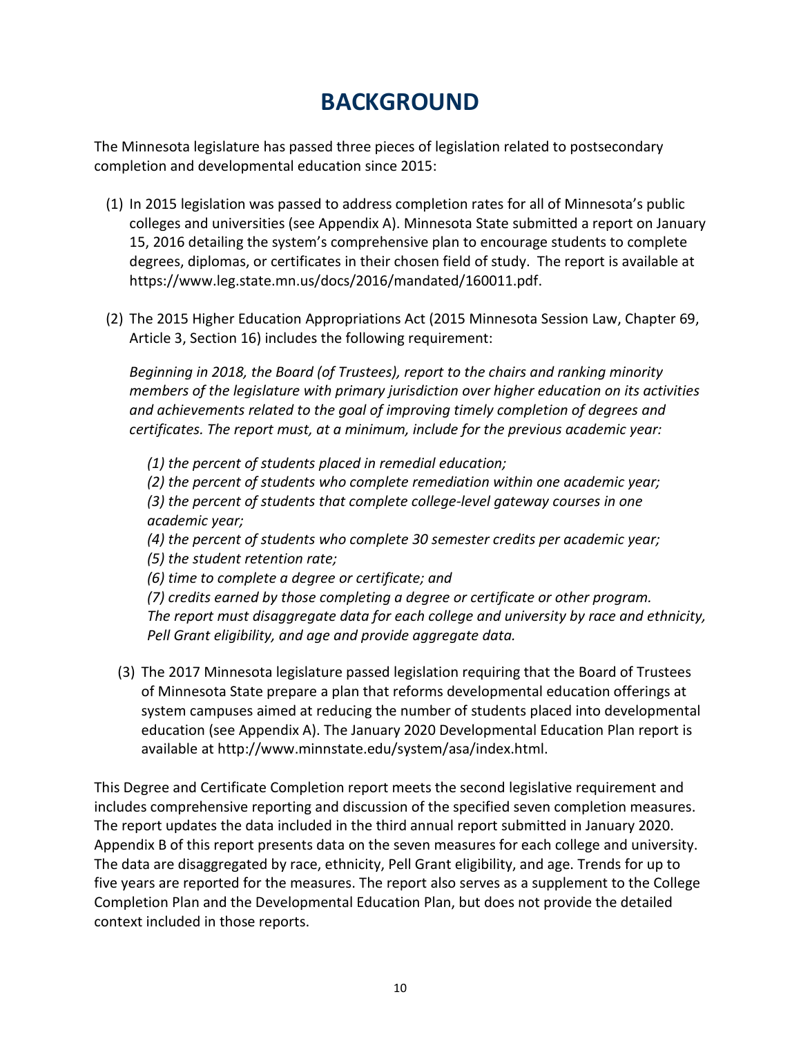# BACKGROUND

The Minnesota legislature has passed three pieces of legislation related to postsecondary completion and developmental education since 2015:

(1) In 2015 legislation was passed to address completion rates for all of Minnesota's public colleges and universities (see Appendix A). Minnesota State submitted a report on January 15, 2016 detailing the system's comprehensive plan to encourage students to complete degrees, diplomas, or certificates in their chosen field of study. The report is available at https://www.leg.state.mn.us/docs/2016/mandated/160011.pdf.

(2) The 2015 Higher Education Appropriations Act (2015 Minnesota Session Law, Chapter 69, Article 3, Section 16) includes the following requirement:

*Beginning in 2018, the Board (of Trustees), report to the chairs and ranking minority members of the legislature with primary jurisdiction over higher education on its activities and achievements related to the goal of improving timely completion of degrees and certificates. The report must, at a minimum, include for the previous academic year:*

*(1) the percent of students placed in remedial education;*
*(2) the percent of students who complete remediation within one academic year;*
*(3) the percent of students that complete college-level gateway courses in one academic year;*
*(4) the percent of students who complete 30 semester credits per academic year;*
*(5) the student retention rate;*
*(6) time to complete a degree or certificate; and*
*(7) credits earned by those completing a degree or certificate or other program.*
*The report must disaggregate data for each college and university by race and ethnicity, Pell Grant eligibility, and age and provide aggregate data.*

(3) The 2017 Minnesota legislature passed legislation requiring that the Board of Trustees of Minnesota State prepare a plan that reforms developmental education offerings at system campuses aimed at reducing the number of students placed into developmental education (see Appendix A). The January 2020 Developmental Education Plan report is available at http://www.minnstate.edu/system/asa/index.html.

This Degree and Certificate Completion report meets the second legislative requirement and includes comprehensive reporting and discussion of the specified seven completion measures. The report updates the data included in the third annual report submitted in January 2020. Appendix B of this report presents data on the seven measures for each college and university. The data are disaggregated by race, ethnicity, Pell Grant eligibility, and age. Trends for up to five years are reported for the measures. The report also serves as a supplement to the College Completion Plan and the Developmental Education Plan, but does not provide the detailed context included in those reports.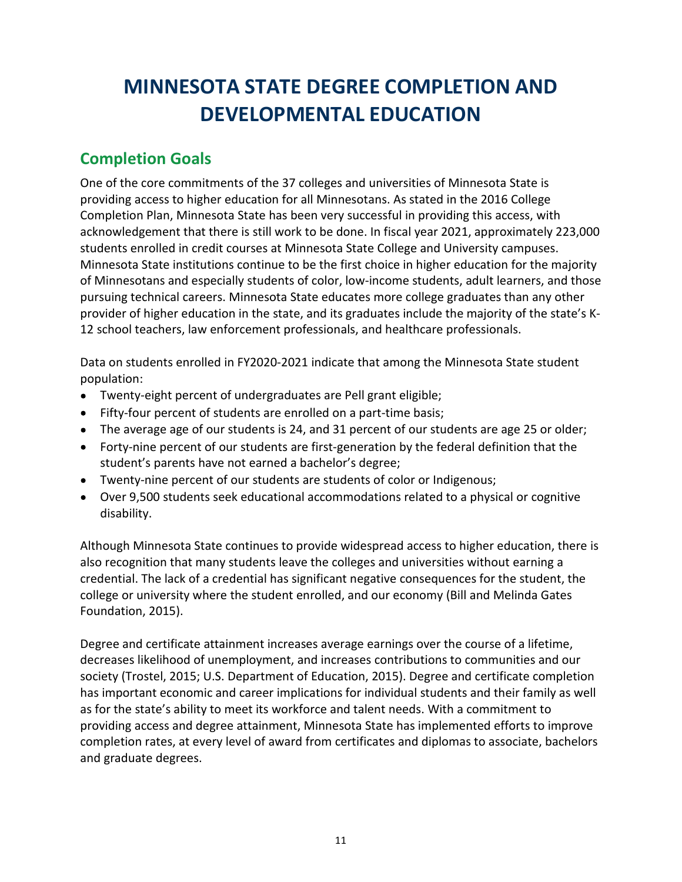# MINNESOTA STATE DEGREE COMPLETION AND DEVELOPMENTAL EDUCATION

## Completion Goals

One of the core commitments of the 37 colleges and universities of Minnesota State is providing access to higher education for all Minnesotans. As stated in the 2016 College Completion Plan, Minnesota State has been very successful in providing this access, with acknowledgement that there is still work to be done. In fiscal year 2021, approximately 223,000 students enrolled in credit courses at Minnesota State College and University campuses. Minnesota State institutions continue to be the first choice in higher education for the majority of Minnesotans and especially students of color, low-income students, adult learners, and those pursuing technical careers. Minnesota State educates more college graduates than any other provider of higher education in the state, and its graduates include the majority of the state's K-12 school teachers, law enforcement professionals, and healthcare professionals.

Data on students enrolled in FY2020-2021 indicate that among the Minnesota State student population:

- Twenty-eight percent of undergraduates are Pell grant eligible;
- Fifty-four percent of students are enrolled on a part-time basis;
- The average age of our students is 24, and 31 percent of our students are age 25 or older;
- Forty-nine percent of our students are first-generation by the federal definition that the student's parents have not earned a bachelor's degree;
- Twenty-nine percent of our students are students of color or Indigenous;
- Over 9,500 students seek educational accommodations related to a physical or cognitive disability.

Although Minnesota State continues to provide widespread access to higher education, there is also recognition that many students leave the colleges and universities without earning a credential. The lack of a credential has significant negative consequences for the student, the college or university where the student enrolled, and our economy (Bill and Melinda Gates Foundation, 2015).

Degree and certificate attainment increases average earnings over the course of a lifetime, decreases likelihood of unemployment, and increases contributions to communities and our society (Trostel, 2015; U.S. Department of Education, 2015). Degree and certificate completion has important economic and career implications for individual students and their family as well as for the state's ability to meet its workforce and talent needs. With a commitment to providing access and degree attainment, Minnesota State has implemented efforts to improve completion rates, at every level of award from certificates and diplomas to associate, bachelors and graduate degrees.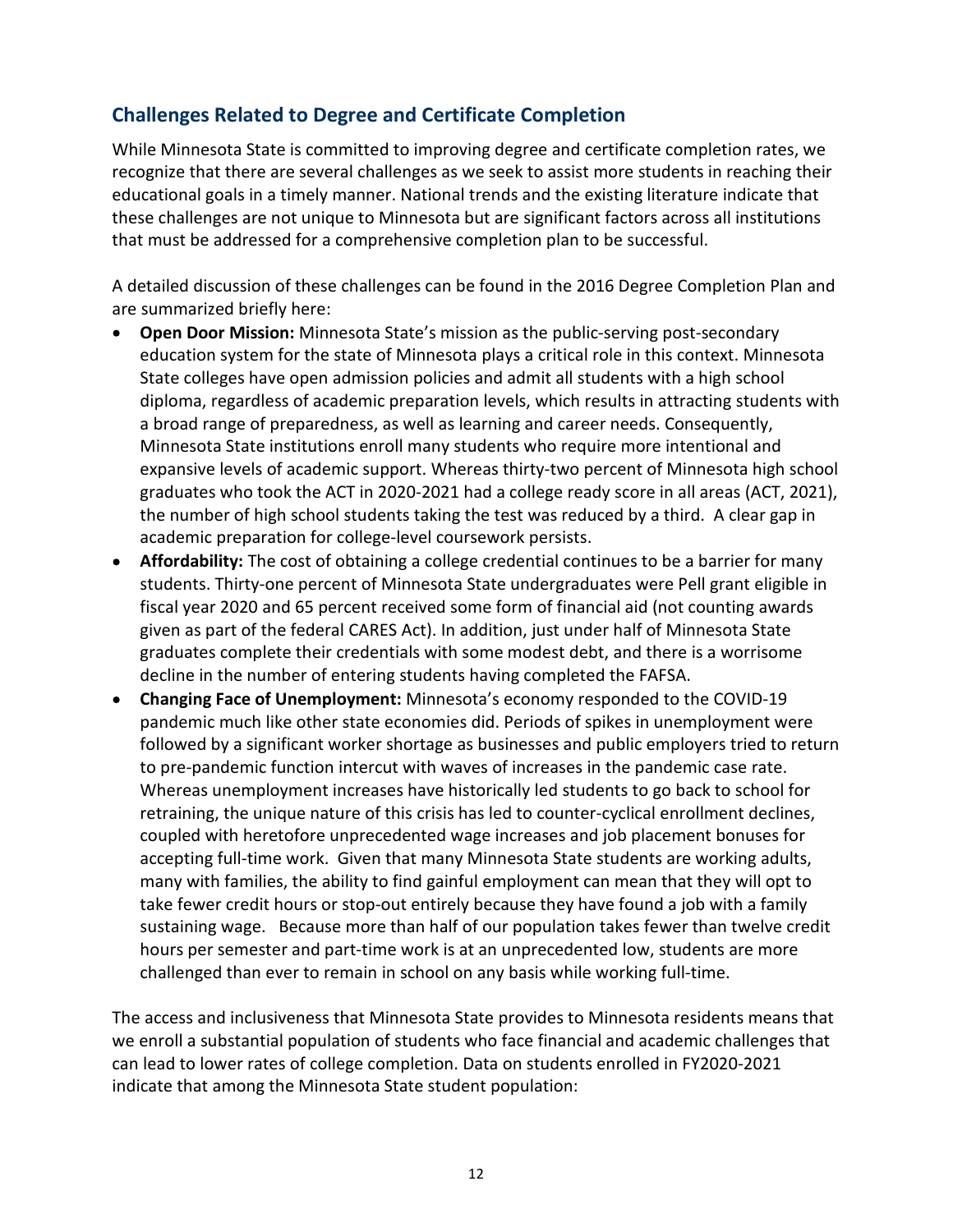## Challenges Related to Degree and Certificate Completion

While Minnesota State is committed to improving degree and certificate completion rates, we recognize that there are several challenges as we seek to assist more students in reaching their educational goals in a timely manner. National trends and the existing literature indicate that these challenges are not unique to Minnesota but are significant factors across all institutions that must be addressed for a comprehensive completion plan to be successful.

A detailed discussion of these challenges can be found in the 2016 Degree Completion Plan and are summarized briefly here:

- **Open Door Mission:** Minnesota State's mission as the public-serving post-secondary education system for the state of Minnesota plays a critical role in this context. Minnesota State colleges have open admission policies and admit all students with a high school diploma, regardless of academic preparation levels, which results in attracting students with a broad range of preparedness, as well as learning and career needs. Consequently, Minnesota State institutions enroll many students who require more intentional and expansive levels of academic support. Whereas thirty-two percent of Minnesota high school graduates who took the ACT in 2020-2021 had a college ready score in all areas (ACT, 2021), the number of high school students taking the test was reduced by a third. A clear gap in academic preparation for college-level coursework persists.
- **Affordability:** The cost of obtaining a college credential continues to be a barrier for many students. Thirty-one percent of Minnesota State undergraduates were Pell grant eligible in fiscal year 2020 and 65 percent received some form of financial aid (not counting awards given as part of the federal CARES Act). In addition, just under half of Minnesota State graduates complete their credentials with some modest debt, and there is a worrisome decline in the number of entering students having completed the FAFSA.
- **Changing Face of Unemployment:** Minnesota's economy responded to the COVID-19 pandemic much like other state economies did. Periods of spikes in unemployment were followed by a significant worker shortage as businesses and public employers tried to return to pre-pandemic function intercut with waves of increases in the pandemic case rate. Whereas unemployment increases have historically led students to go back to school for retraining, the unique nature of this crisis has led to counter-cyclical enrollment declines, coupled with heretofore unprecedented wage increases and job placement bonuses for accepting full-time work. Given that many Minnesota State students are working adults, many with families, the ability to find gainful employment can mean that they will opt to take fewer credit hours or stop-out entirely because they have found a job with a family sustaining wage. Because more than half of our population takes fewer than twelve credit hours per semester and part-time work is at an unprecedented low, students are more challenged than ever to remain in school on any basis while working full-time.

The access and inclusiveness that Minnesota State provides to Minnesota residents means that we enroll a substantial population of students who face financial and academic challenges that can lead to lower rates of college completion. Data on students enrolled in FY2020-2021 indicate that among the Minnesota State student population: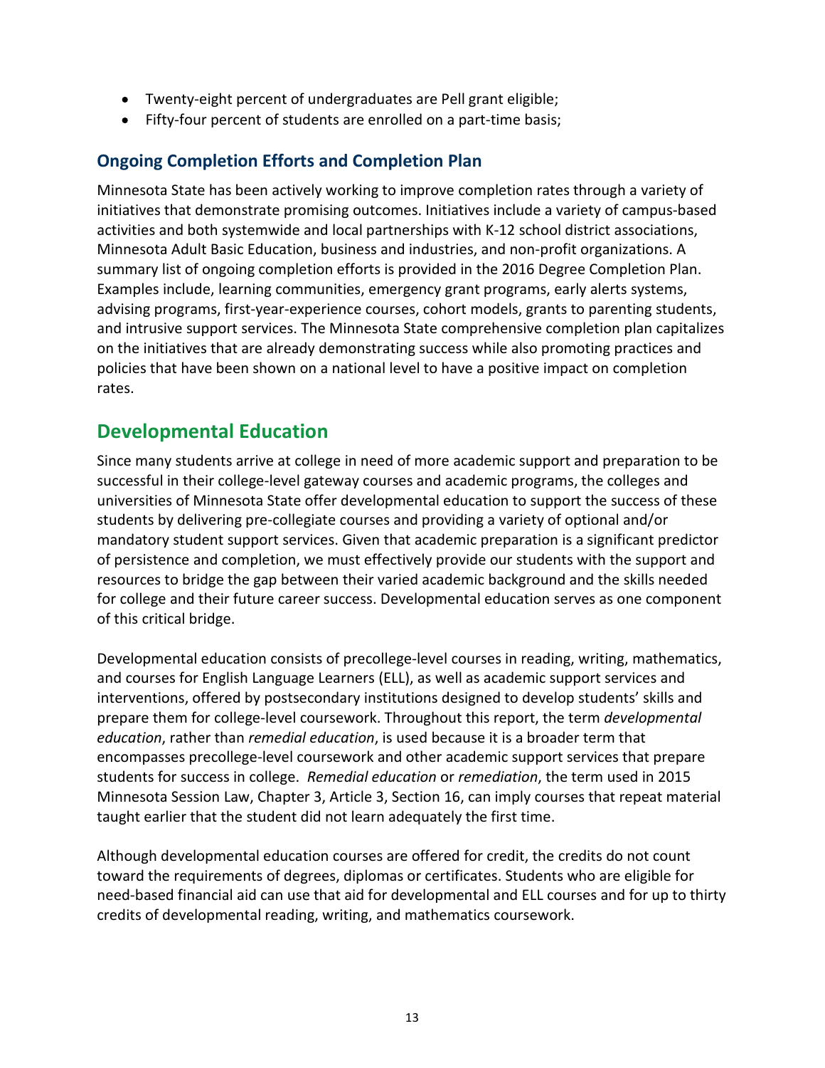- Twenty-eight percent of undergraduates are Pell grant eligible;
- Fifty-four percent of students are enrolled on a part-time basis;

### Ongoing Completion Efforts and Completion Plan

Minnesota State has been actively working to improve completion rates through a variety of initiatives that demonstrate promising outcomes. Initiatives include a variety of campus-based activities and both systemwide and local partnerships with K-12 school district associations, Minnesota Adult Basic Education, business and industries, and non-profit organizations. A summary list of ongoing completion efforts is provided in the 2016 Degree Completion Plan. Examples include, learning communities, emergency grant programs, early alerts systems, advising programs, first-year-experience courses, cohort models, grants to parenting students, and intrusive support services. The Minnesota State comprehensive completion plan capitalizes on the initiatives that are already demonstrating success while also promoting practices and policies that have been shown on a national level to have a positive impact on completion rates.

## Developmental Education

Since many students arrive at college in need of more academic support and preparation to be successful in their college-level gateway courses and academic programs, the colleges and universities of Minnesota State offer developmental education to support the success of these students by delivering pre-collegiate courses and providing a variety of optional and/or mandatory student support services. Given that academic preparation is a significant predictor of persistence and completion, we must effectively provide our students with the support and resources to bridge the gap between their varied academic background and the skills needed for college and their future career success. Developmental education serves as one component of this critical bridge.

Developmental education consists of precollege-level courses in reading, writing, mathematics, and courses for English Language Learners (ELL), as well as academic support services and interventions, offered by postsecondary institutions designed to develop students' skills and prepare them for college-level coursework. Throughout this report, the term *developmental education*, rather than *remedial education*, is used because it is a broader term that encompasses precollege-level coursework and other academic support services that prepare students for success in college. *Remedial education* or *remediation*, the term used in 2015 Minnesota Session Law, Chapter 3, Article 3, Section 16, can imply courses that repeat material taught earlier that the student did not learn adequately the first time.

Although developmental education courses are offered for credit, the credits do not count toward the requirements of degrees, diplomas or certificates. Students who are eligible for need-based financial aid can use that aid for developmental and ELL courses and for up to thirty credits of developmental reading, writing, and mathematics coursework.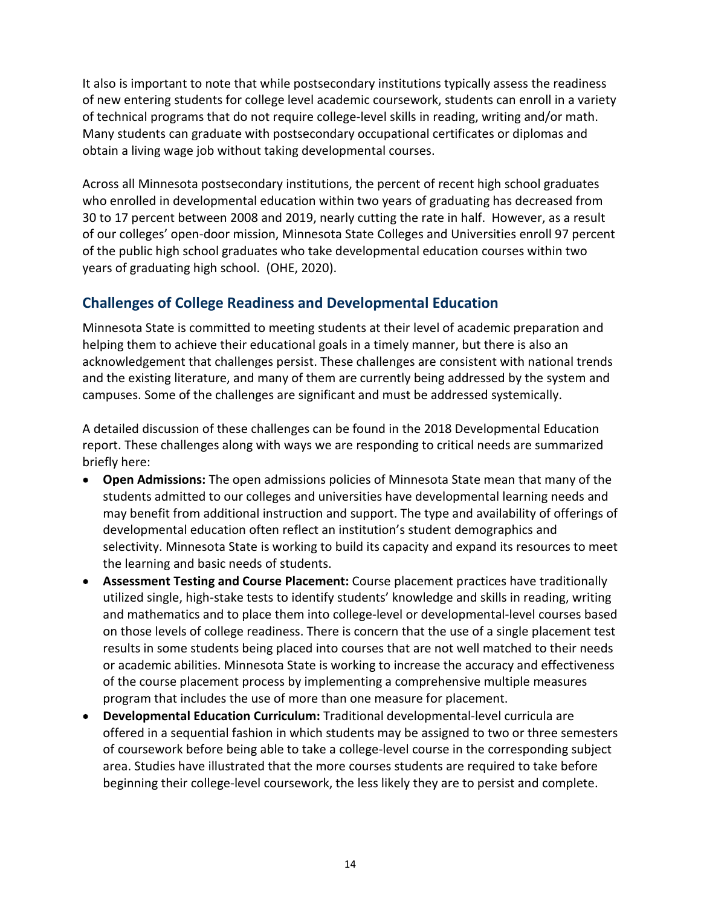It also is important to note that while postsecondary institutions typically assess the readiness of new entering students for college level academic coursework, students can enroll in a variety of technical programs that do not require college-level skills in reading, writing and/or math. Many students can graduate with postsecondary occupational certificates or diplomas and obtain a living wage job without taking developmental courses.

Across all Minnesota postsecondary institutions, the percent of recent high school graduates who enrolled in developmental education within two years of graduating has decreased from 30 to 17 percent between 2008 and 2019, nearly cutting the rate in half. However, as a result of our colleges' open-door mission, Minnesota State Colleges and Universities enroll 97 percent of the public high school graduates who take developmental education courses within two years of graduating high school. (OHE, 2020).

## Challenges of College Readiness and Developmental Education

Minnesota State is committed to meeting students at their level of academic preparation and helping them to achieve their educational goals in a timely manner, but there is also an acknowledgement that challenges persist. These challenges are consistent with national trends and the existing literature, and many of them are currently being addressed by the system and campuses. Some of the challenges are significant and must be addressed systemically.

A detailed discussion of these challenges can be found in the 2018 Developmental Education report. These challenges along with ways we are responding to critical needs are summarized briefly here:

- **Open Admissions:** The open admissions policies of Minnesota State mean that many of the students admitted to our colleges and universities have developmental learning needs and may benefit from additional instruction and support. The type and availability of offerings of developmental education often reflect an institution's student demographics and selectivity. Minnesota State is working to build its capacity and expand its resources to meet the learning and basic needs of students.
- **Assessment Testing and Course Placement:** Course placement practices have traditionally utilized single, high-stake tests to identify students' knowledge and skills in reading, writing and mathematics and to place them into college-level or developmental-level courses based on those levels of college readiness. There is concern that the use of a single placement test results in some students being placed into courses that are not well matched to their needs or academic abilities. Minnesota State is working to increase the accuracy and effectiveness of the course placement process by implementing a comprehensive multiple measures program that includes the use of more than one measure for placement.
- **Developmental Education Curriculum:** Traditional developmental-level curricula are offered in a sequential fashion in which students may be assigned to two or three semesters of coursework before being able to take a college-level course in the corresponding subject area. Studies have illustrated that the more courses students are required to take before beginning their college-level coursework, the less likely they are to persist and complete.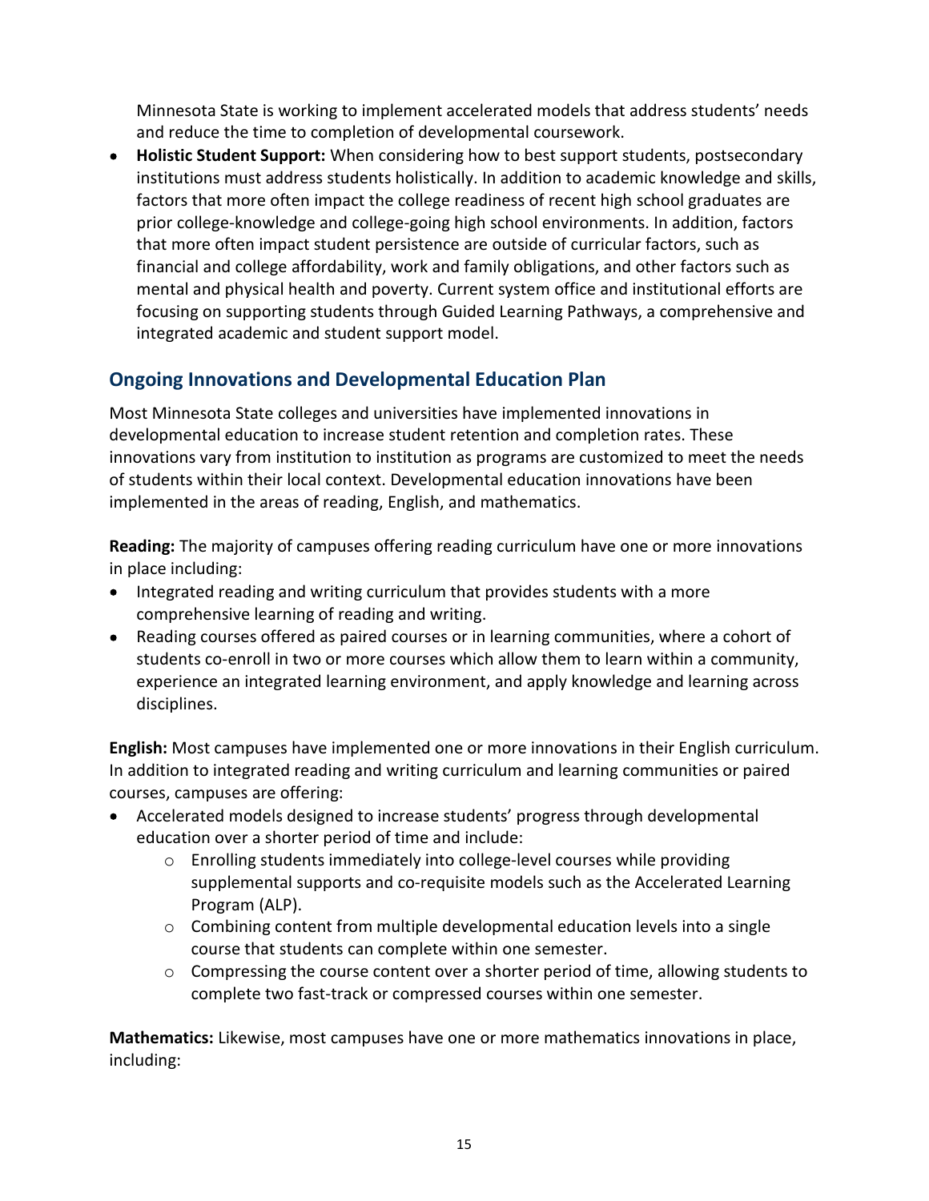Minnesota State is working to implement accelerated models that address students' needs and reduce the time to completion of developmental coursework.

- **Holistic Student Support:** When considering how to best support students, postsecondary institutions must address students holistically. In addition to academic knowledge and skills, factors that more often impact the college readiness of recent high school graduates are prior college-knowledge and college-going high school environments. In addition, factors that more often impact student persistence are outside of curricular factors, such as financial and college affordability, work and family obligations, and other factors such as mental and physical health and poverty. Current system office and institutional efforts are focusing on supporting students through Guided Learning Pathways, a comprehensive and integrated academic and student support model.

## Ongoing Innovations and Developmental Education Plan

Most Minnesota State colleges and universities have implemented innovations in developmental education to increase student retention and completion rates. These innovations vary from institution to institution as programs are customized to meet the needs of students within their local context. Developmental education innovations have been implemented in the areas of reading, English, and mathematics.

**Reading:** The majority of campuses offering reading curriculum have one or more innovations in place including:

- Integrated reading and writing curriculum that provides students with a more comprehensive learning of reading and writing.
- Reading courses offered as paired courses or in learning communities, where a cohort of students co-enroll in two or more courses which allow them to learn within a community, experience an integrated learning environment, and apply knowledge and learning across disciplines.

**English:** Most campuses have implemented one or more innovations in their English curriculum. In addition to integrated reading and writing curriculum and learning communities or paired courses, campuses are offering:

- Accelerated models designed to increase students' progress through developmental education over a shorter period of time and include:
  - Enrolling students immediately into college-level courses while providing supplemental supports and co-requisite models such as the Accelerated Learning Program (ALP).
  - Combining content from multiple developmental education levels into a single course that students can complete within one semester.
  - Compressing the course content over a shorter period of time, allowing students to complete two fast-track or compressed courses within one semester.

**Mathematics:** Likewise, most campuses have one or more mathematics innovations in place, including: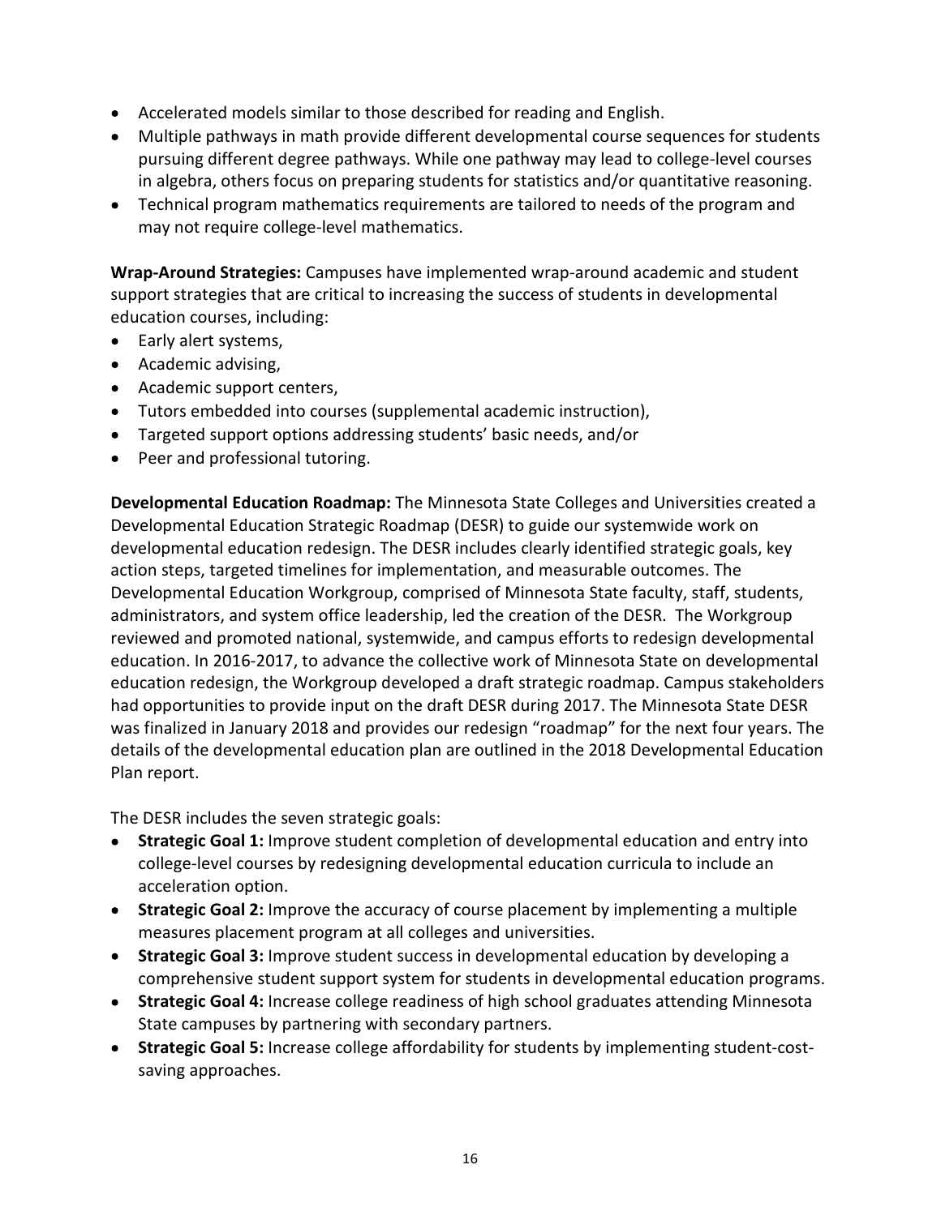- Accelerated models similar to those described for reading and English.
- Multiple pathways in math provide different developmental course sequences for students pursuing different degree pathways. While one pathway may lead to college-level courses in algebra, others focus on preparing students for statistics and/or quantitative reasoning.
- Technical program mathematics requirements are tailored to needs of the program and may not require college-level mathematics.

**Wrap-Around Strategies:** Campuses have implemented wrap-around academic and student support strategies that are critical to increasing the success of students in developmental education courses, including:

- Early alert systems,
- Academic advising,
- Academic support centers,
- Tutors embedded into courses (supplemental academic instruction),
- Targeted support options addressing students' basic needs, and/or
- Peer and professional tutoring.

**Developmental Education Roadmap:** The Minnesota State Colleges and Universities created a Developmental Education Strategic Roadmap (DESR) to guide our systemwide work on developmental education redesign. The DESR includes clearly identified strategic goals, key action steps, targeted timelines for implementation, and measurable outcomes. The Developmental Education Workgroup, comprised of Minnesota State faculty, staff, students, administrators, and system office leadership, led the creation of the DESR. The Workgroup reviewed and promoted national, systemwide, and campus efforts to redesign developmental education. In 2016-2017, to advance the collective work of Minnesota State on developmental education redesign, the Workgroup developed a draft strategic roadmap. Campus stakeholders had opportunities to provide input on the draft DESR during 2017. The Minnesota State DESR was finalized in January 2018 and provides our redesign "roadmap" for the next four years. The details of the developmental education plan are outlined in the 2018 Developmental Education Plan report.

The DESR includes the seven strategic goals:

- **Strategic Goal 1:** Improve student completion of developmental education and entry into college-level courses by redesigning developmental education curricula to include an acceleration option.
- **Strategic Goal 2:** Improve the accuracy of course placement by implementing a multiple measures placement program at all colleges and universities.
- **Strategic Goal 3:** Improve student success in developmental education by developing a comprehensive student support system for students in developmental education programs.
- **Strategic Goal 4:** Increase college readiness of high school graduates attending Minnesota State campuses by partnering with secondary partners.
- **Strategic Goal 5:** Increase college affordability for students by implementing student-cost-saving approaches.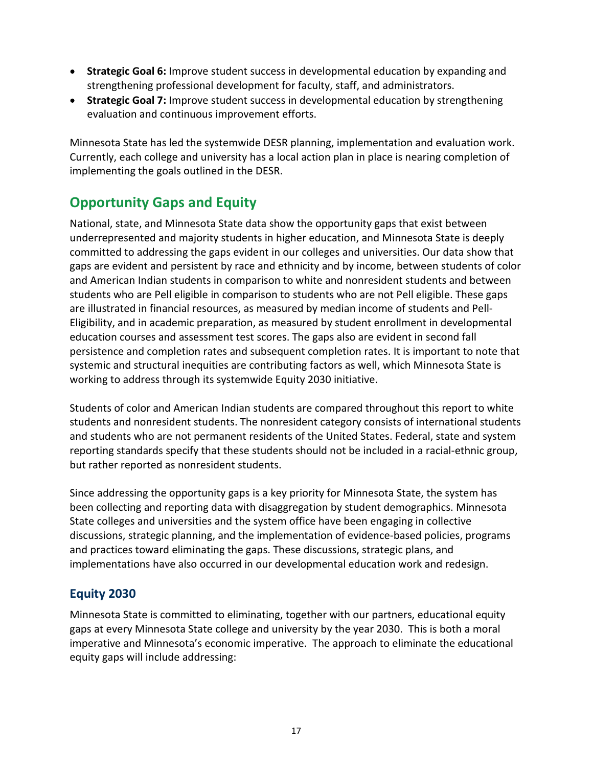- **Strategic Goal 6:** Improve student success in developmental education by expanding and strengthening professional development for faculty, staff, and administrators.
- **Strategic Goal 7:** Improve student success in developmental education by strengthening evaluation and continuous improvement efforts.

Minnesota State has led the systemwide DESR planning, implementation and evaluation work. Currently, each college and university has a local action plan in place is nearing completion of implementing the goals outlined in the DESR.

## Opportunity Gaps and Equity

National, state, and Minnesota State data show the opportunity gaps that exist between underrepresented and majority students in higher education, and Minnesota State is deeply committed to addressing the gaps evident in our colleges and universities. Our data show that gaps are evident and persistent by race and ethnicity and by income, between students of color and American Indian students in comparison to white and nonresident students and between students who are Pell eligible in comparison to students who are not Pell eligible. These gaps are illustrated in financial resources, as measured by median income of students and Pell-Eligibility, and in academic preparation, as measured by student enrollment in developmental education courses and assessment test scores. The gaps also are evident in second fall persistence and completion rates and subsequent completion rates. It is important to note that systemic and structural inequities are contributing factors as well, which Minnesota State is working to address through its systemwide Equity 2030 initiative.

Students of color and American Indian students are compared throughout this report to white students and nonresident students. The nonresident category consists of international students and students who are not permanent residents of the United States. Federal, state and system reporting standards specify that these students should not be included in a racial-ethnic group, but rather reported as nonresident students.

Since addressing the opportunity gaps is a key priority for Minnesota State, the system has been collecting and reporting data with disaggregation by student demographics. Minnesota State colleges and universities and the system office have been engaging in collective discussions, strategic planning, and the implementation of evidence-based policies, programs and practices toward eliminating the gaps. These discussions, strategic plans, and implementations have also occurred in our developmental education work and redesign.

### Equity 2030

Minnesota State is committed to eliminating, together with our partners, educational equity gaps at every Minnesota State college and university by the year 2030. This is both a moral imperative and Minnesota's economic imperative. The approach to eliminate the educational equity gaps will include addressing: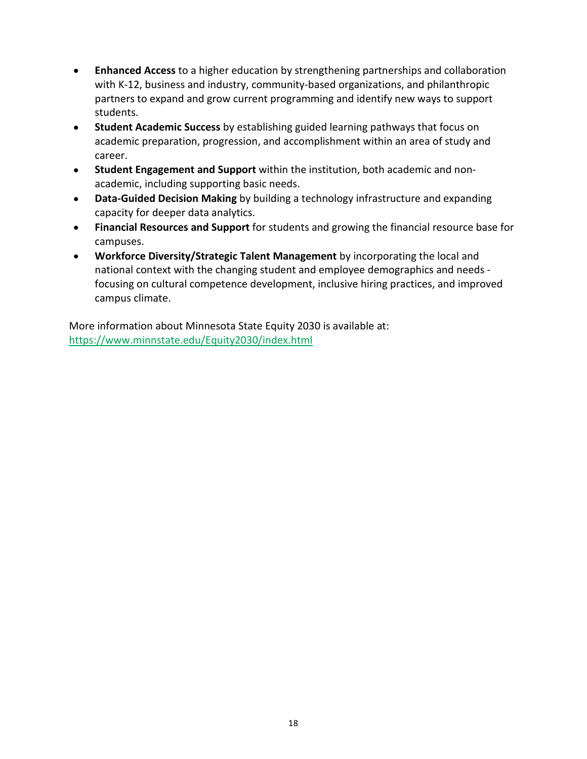- **Enhanced Access** to a higher education by strengthening partnerships and collaboration with K-12, business and industry, community-based organizations, and philanthropic partners to expand and grow current programming and identify new ways to support students.
- **Student Academic Success** by establishing guided learning pathways that focus on academic preparation, progression, and accomplishment within an area of study and career.
- **Student Engagement and Support** within the institution, both academic and non-academic, including supporting basic needs.
- **Data-Guided Decision Making** by building a technology infrastructure and expanding capacity for deeper data analytics.
- **Financial Resources and Support** for students and growing the financial resource base for campuses.
- **Workforce Diversity/Strategic Talent Management** by incorporating the local and national context with the changing student and employee demographics and needs - focusing on cultural competence development, inclusive hiring practices, and improved campus climate.

More information about Minnesota State Equity 2030 is available at:
[https://www.minnstate.edu/Equity2030/index.html](https://www.minnstate.edu/Equity2030/index.html)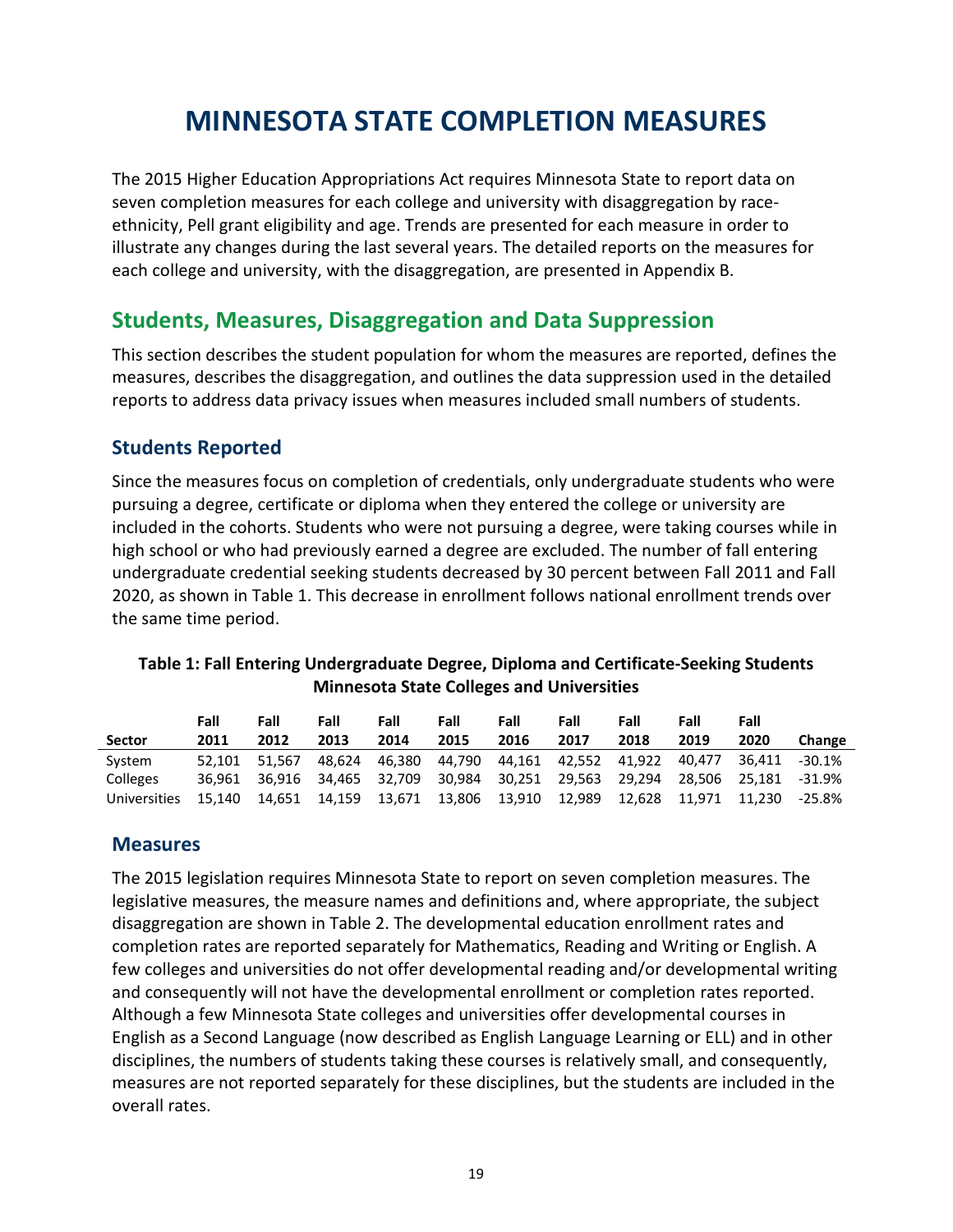# MINNESOTA STATE COMPLETION MEASURES

The 2015 Higher Education Appropriations Act requires Minnesota State to report data on seven completion measures for each college and university with disaggregation by race-ethnicity, Pell grant eligibility and age. Trends are presented for each measure in order to illustrate any changes during the last several years. The detailed reports on the measures for each college and university, with the disaggregation, are presented in Appendix B.

## Students, Measures, Disaggregation and Data Suppression

This section describes the student population for whom the measures are reported, defines the measures, describes the disaggregation, and outlines the data suppression used in the detailed reports to address data privacy issues when measures included small numbers of students.

### Students Reported

Since the measures focus on completion of credentials, only undergraduate students who were pursuing a degree, certificate or diploma when they entered the college or university are included in the cohorts. Students who were not pursuing a degree, were taking courses while in high school or who had previously earned a degree are excluded. The number of fall entering undergraduate credential seeking students decreased by 30 percent between Fall 2011 and Fall 2020, as shown in Table 1. This decrease in enrollment follows national enrollment trends over the same time period.

**Table 1: Fall Entering Undergraduate Degree, Diploma and Certificate-Seeking Students Minnesota State Colleges and Universities**

| Sector | Fall 2011 | Fall 2012 | Fall 2013 | Fall 2014 | Fall 2015 | Fall 2016 | Fall 2017 | Fall 2018 | Fall 2019 | Fall 2020 | Change |
|---|---|---|---|---|---|---|---|---|---|---|---|
| System | 52,101 | 51,567 | 48,624 | 46,380 | 44,790 | 44,161 | 42,552 | 41,922 | 40,477 | 36,411 | -30.1% |
| Colleges | 36,961 | 36,916 | 34,465 | 32,709 | 30,984 | 30,251 | 29,563 | 29,294 | 28,506 | 25,181 | -31.9% |
| Universities | 15,140 | 14,651 | 14,159 | 13,671 | 13,806 | 13,910 | 12,989 | 12,628 | 11,971 | 11,230 | -25.8% |

### Measures

The 2015 legislation requires Minnesota State to report on seven completion measures. The legislative measures, the measure names and definitions and, where appropriate, the subject disaggregation are shown in Table 2. The developmental education enrollment rates and completion rates are reported separately for Mathematics, Reading and Writing or English. A few colleges and universities do not offer developmental reading and/or developmental writing and consequently will not have the developmental enrollment or completion rates reported. Although a few Minnesota State colleges and universities offer developmental courses in English as a Second Language (now described as English Language Learning or ELL) and in other disciplines, the numbers of students taking these courses is relatively small, and consequently, measures are not reported separately for these disciplines, but the students are included in the overall rates.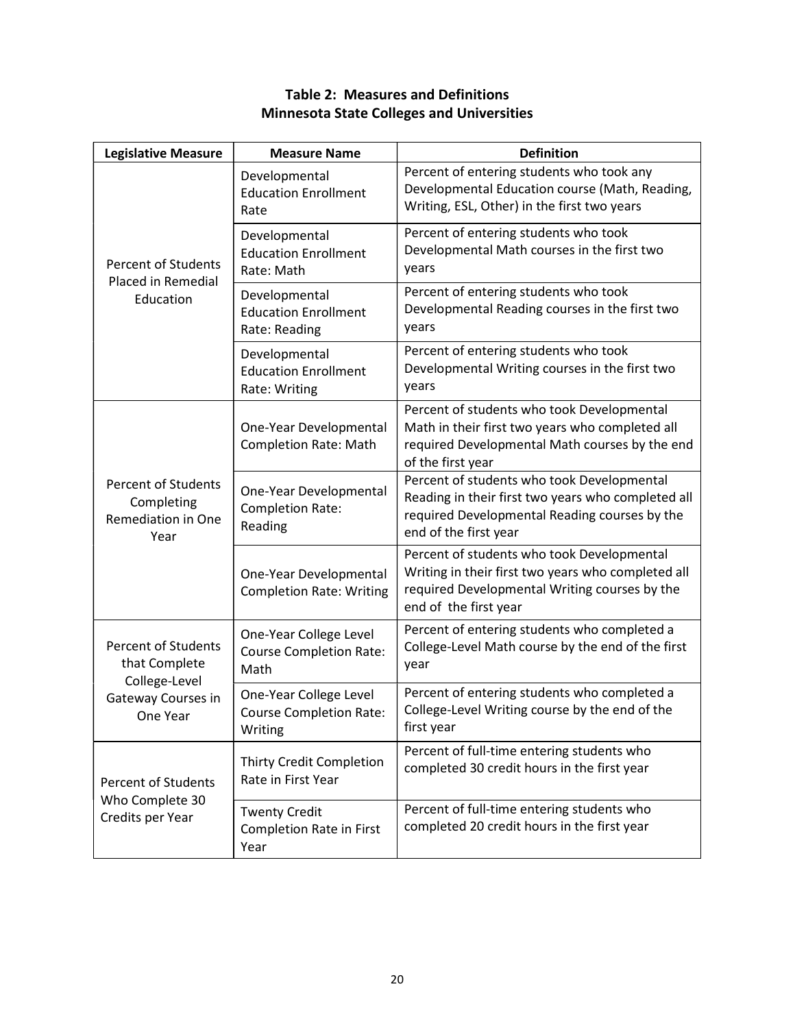**Table 2: Measures and Definitions**
**Minnesota State Colleges and Universities**

| Legislative Measure | Measure Name | Definition |
|---|---|---|
| Percent of Students Placed in Remedial Education | Developmental Education Enrollment Rate | Percent of entering students who took any Developmental Education course (Math, Reading, Writing, ESL, Other) in the first two years |
| | Developmental Education Enrollment Rate: Math | Percent of entering students who took Developmental Math courses in the first two years |
| | Developmental Education Enrollment Rate: Reading | Percent of entering students who took Developmental Reading courses in the first two years |
| | Developmental Education Enrollment Rate: Writing | Percent of entering students who took Developmental Writing courses in the first two years |
| Percent of Students Completing Remediation in One Year | One-Year Developmental Completion Rate: Math | Percent of students who took Developmental Math in their first two years who completed all required Developmental Math courses by the end of the first year |
| | One-Year Developmental Completion Rate: Reading | Percent of students who took Developmental Reading in their first two years who completed all required Developmental Reading courses by the end of the first year |
| | One-Year Developmental Completion Rate: Writing | Percent of students who took Developmental Writing in their first two years who completed all required Developmental Writing courses by the end of the first year |
| Percent of Students that Complete College-Level Gateway Courses in One Year | One-Year College Level Course Completion Rate: Math | Percent of entering students who completed a College-Level Math course by the end of the first year |
| | One-Year College Level Course Completion Rate: Writing | Percent of entering students who completed a College-Level Writing course by the end of the first year |
| Percent of Students Who Complete 30 Credits per Year | Thirty Credit Completion Rate in First Year | Percent of full-time entering students who completed 30 credit hours in the first year |
| | Twenty Credit Completion Rate in First Year | Percent of full-time entering students who completed 20 credit hours in the first year |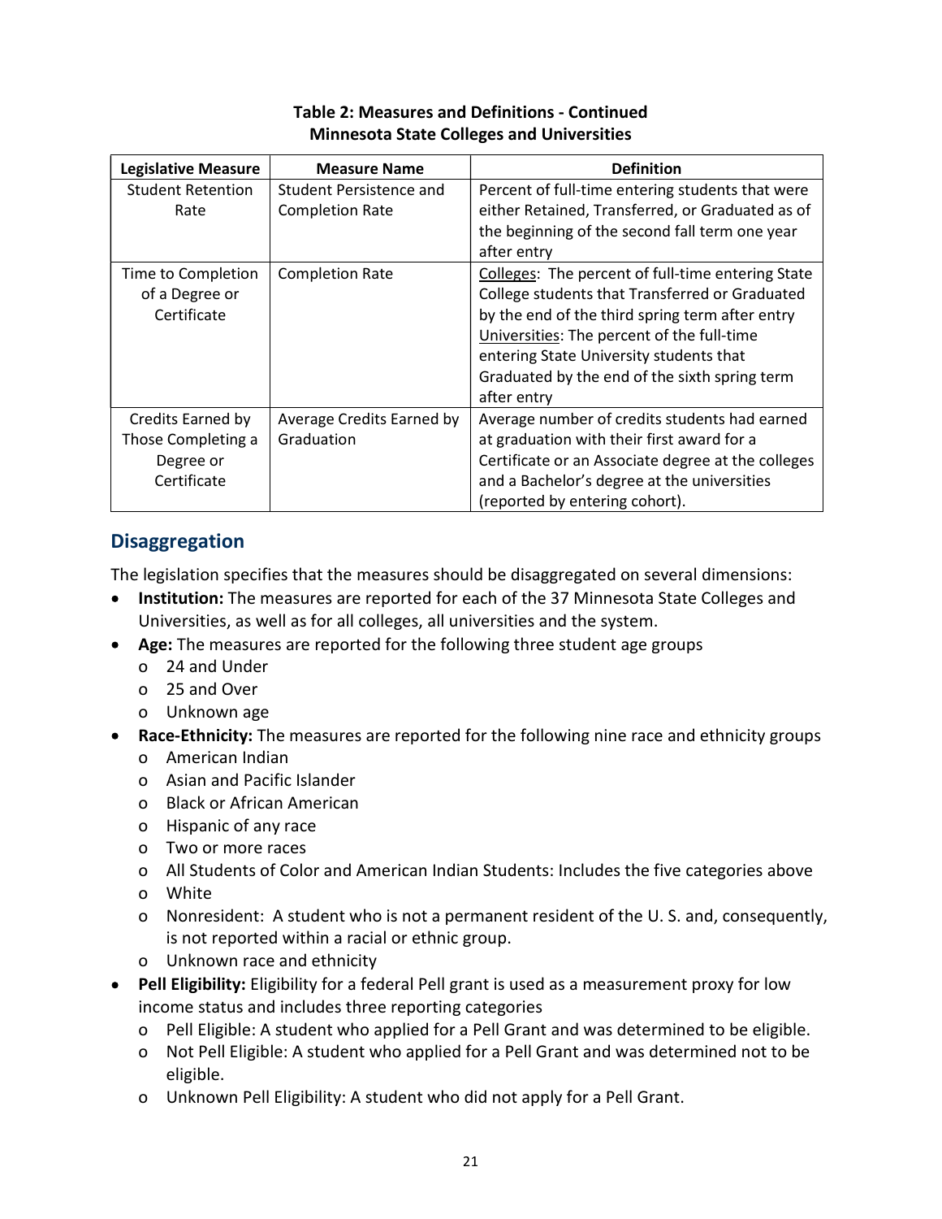**Table 2: Measures and Definitions - Continued**
**Minnesota State Colleges and Universities**

| Legislative Measure | Measure Name | Definition |
|---|---|---|
| Student Retention Rate | Student Persistence and Completion Rate | Percent of full-time entering students that were either Retained, Transferred, or Graduated as of the beginning of the second fall term one year after entry |
| Time to Completion of a Degree or Certificate | Completion Rate | Colleges: The percent of full-time entering State College students that Transferred or Graduated by the end of the third spring term after entry<br>Universities: The percent of the full-time entering State University students that Graduated by the end of the sixth spring term after entry |
| Credits Earned by Those Completing a Degree or Certificate | Average Credits Earned by Graduation | Average number of credits students had earned at graduation with their first award for a Certificate or an Associate degree at the colleges and a Bachelor's degree at the universities (reported by entering cohort). |

## Disaggregation

The legislation specifies that the measures should be disaggregated on several dimensions:

- **Institution:** The measures are reported for each of the 37 Minnesota State Colleges and Universities, as well as for all colleges, all universities and the system.
- **Age:** The measures are reported for the following three student age groups
  - 24 and Under
  - 25 and Over
  - Unknown age
- **Race-Ethnicity:** The measures are reported for the following nine race and ethnicity groups
  - American Indian
  - Asian and Pacific Islander
  - Black or African American
  - Hispanic of any race
  - Two or more races
  - All Students of Color and American Indian Students: Includes the five categories above
  - White
  - Nonresident: A student who is not a permanent resident of the U. S. and, consequently, is not reported within a racial or ethnic group.
  - Unknown race and ethnicity
- **Pell Eligibility:** Eligibility for a federal Pell grant is used as a measurement proxy for low income status and includes three reporting categories
  - Pell Eligible: A student who applied for a Pell Grant and was determined to be eligible.
  - Not Pell Eligible: A student who applied for a Pell Grant and was determined not to be eligible.
  - Unknown Pell Eligibility: A student who did not apply for a Pell Grant.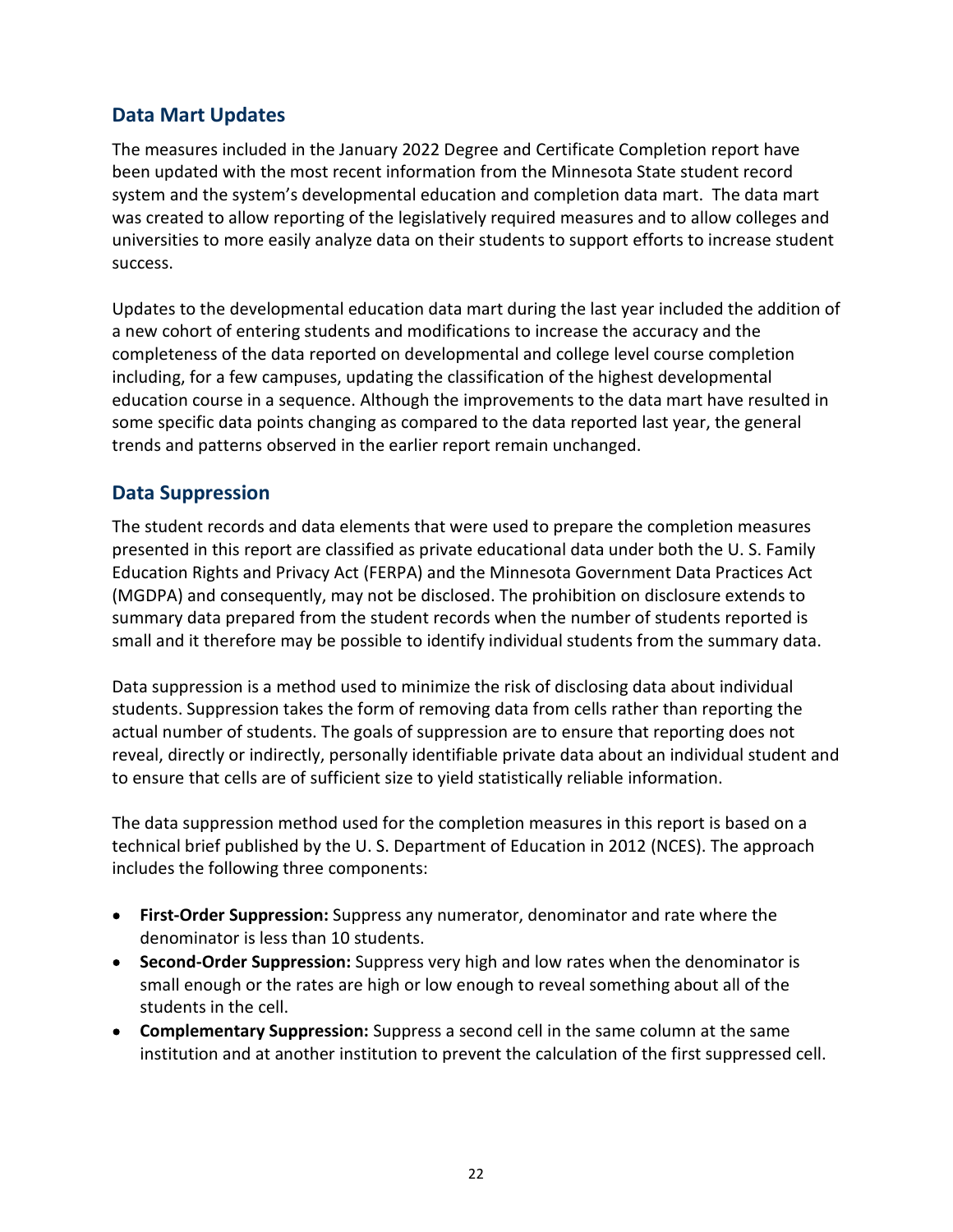## Data Mart Updates

The measures included in the January 2022 Degree and Certificate Completion report have been updated with the most recent information from the Minnesota State student record system and the system's developmental education and completion data mart. The data mart was created to allow reporting of the legislatively required measures and to allow colleges and universities to more easily analyze data on their students to support efforts to increase student success.

Updates to the developmental education data mart during the last year included the addition of a new cohort of entering students and modifications to increase the accuracy and the completeness of the data reported on developmental and college level course completion including, for a few campuses, updating the classification of the highest developmental education course in a sequence. Although the improvements to the data mart have resulted in some specific data points changing as compared to the data reported last year, the general trends and patterns observed in the earlier report remain unchanged.

## Data Suppression

The student records and data elements that were used to prepare the completion measures presented in this report are classified as private educational data under both the U. S. Family Education Rights and Privacy Act (FERPA) and the Minnesota Government Data Practices Act (MGDPA) and consequently, may not be disclosed. The prohibition on disclosure extends to summary data prepared from the student records when the number of students reported is small and it therefore may be possible to identify individual students from the summary data.

Data suppression is a method used to minimize the risk of disclosing data about individual students. Suppression takes the form of removing data from cells rather than reporting the actual number of students. The goals of suppression are to ensure that reporting does not reveal, directly or indirectly, personally identifiable private data about an individual student and to ensure that cells are of sufficient size to yield statistically reliable information.

The data suppression method used for the completion measures in this report is based on a technical brief published by the U. S. Department of Education in 2012 (NCES). The approach includes the following three components:

- **First-Order Suppression:** Suppress any numerator, denominator and rate where the denominator is less than 10 students.
- **Second-Order Suppression:** Suppress very high and low rates when the denominator is small enough or the rates are high or low enough to reveal something about all of the students in the cell.
- **Complementary Suppression:** Suppress a second cell in the same column at the same institution and at another institution to prevent the calculation of the first suppressed cell.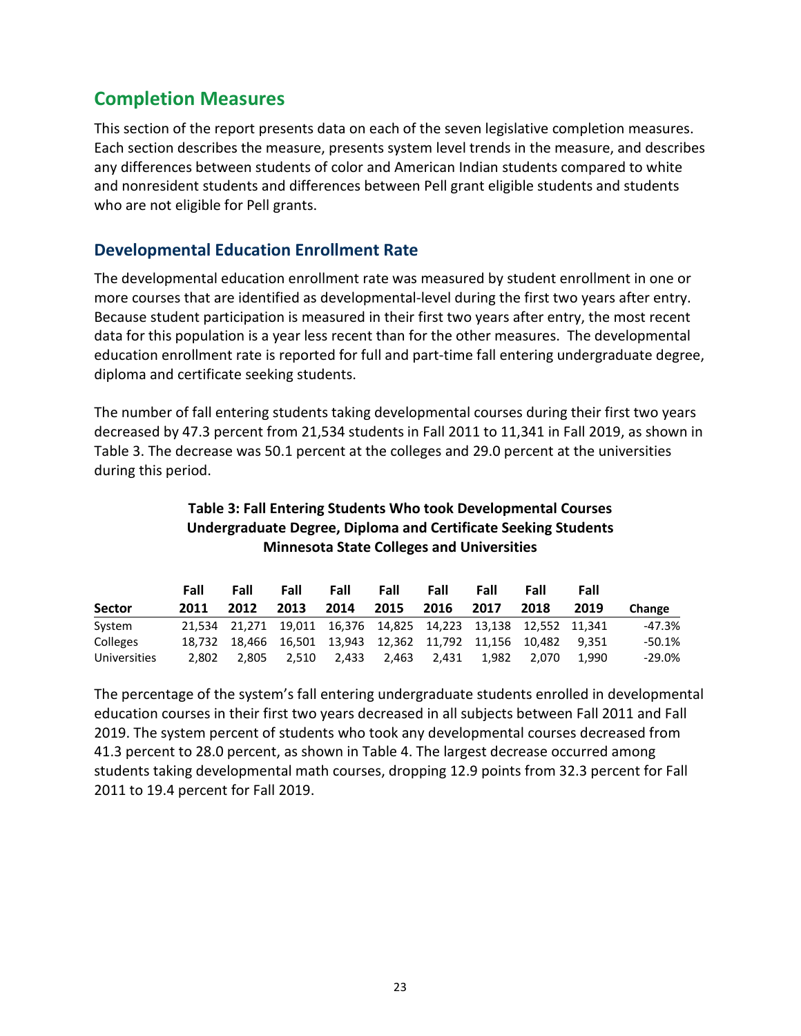## Completion Measures

This section of the report presents data on each of the seven legislative completion measures. Each section describes the measure, presents system level trends in the measure, and describes any differences between students of color and American Indian students compared to white and nonresident students and differences between Pell grant eligible students and students who are not eligible for Pell grants.

### Developmental Education Enrollment Rate

The developmental education enrollment rate was measured by student enrollment in one or more courses that are identified as developmental-level during the first two years after entry. Because student participation is measured in their first two years after entry, the most recent data for this population is a year less recent than for the other measures. The developmental education enrollment rate is reported for full and part-time fall entering undergraduate degree, diploma and certificate seeking students.

The number of fall entering students taking developmental courses during their first two years decreased by 47.3 percent from 21,534 students in Fall 2011 to 11,341 in Fall 2019, as shown in Table 3. The decrease was 50.1 percent at the colleges and 29.0 percent at the universities during this period.

**Table 3: Fall Entering Students Who took Developmental Courses Undergraduate Degree, Diploma and Certificate Seeking Students Minnesota State Colleges and Universities**

| Sector | Fall 2011 | Fall 2012 | Fall 2013 | Fall 2014 | Fall 2015 | Fall 2016 | Fall 2017 | Fall 2018 | Fall 2019 | Change |
|---|---|---|---|---|---|---|---|---|---|---|
| System | 21,534 | 21,271 | 19,011 | 16,376 | 14,825 | 14,223 | 13,138 | 12,552 | 11,341 | -47.3% |
| Colleges | 18,732 | 18,466 | 16,501 | 13,943 | 12,362 | 11,792 | 11,156 | 10,482 | 9,351 | -50.1% |
| Universities | 2,802 | 2,805 | 2,510 | 2,433 | 2,463 | 2,431 | 1,982 | 2,070 | 1,990 | -29.0% |

The percentage of the system's fall entering undergraduate students enrolled in developmental education courses in their first two years decreased in all subjects between Fall 2011 and Fall 2019. The system percent of students who took any developmental courses decreased from 41.3 percent to 28.0 percent, as shown in Table 4. The largest decrease occurred among students taking developmental math courses, dropping 12.9 points from 32.3 percent for Fall 2011 to 19.4 percent for Fall 2019.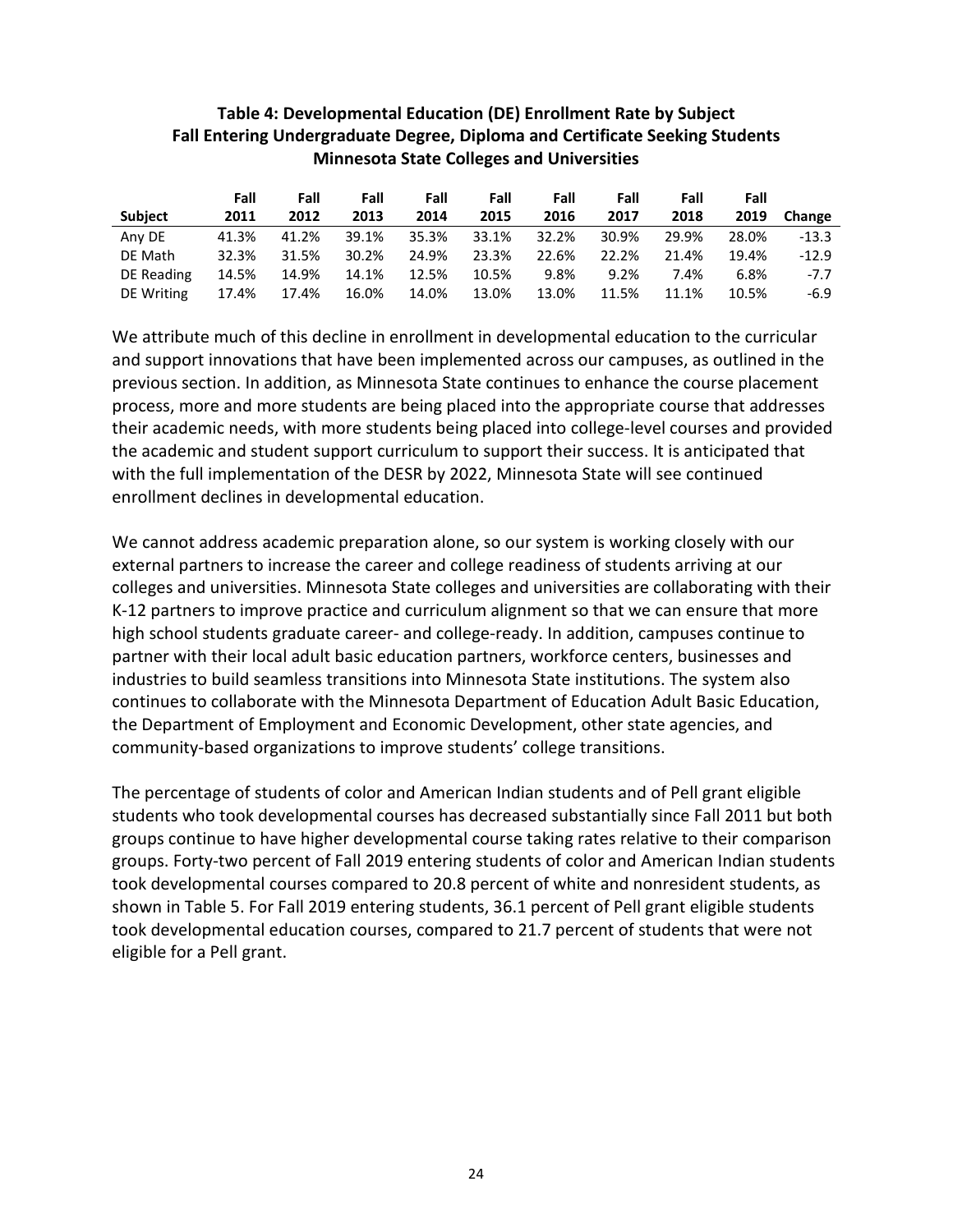**Table 4: Developmental Education (DE) Enrollment Rate by Subject**
**Fall Entering Undergraduate Degree, Diploma and Certificate Seeking Students**
**Minnesota State Colleges and Universities**

| Subject | Fall 2011 | Fall 2012 | Fall 2013 | Fall 2014 | Fall 2015 | Fall 2016 | Fall 2017 | Fall 2018 | Fall 2019 | Change |
|---|---|---|---|---|---|---|---|---|---|---|
| Any DE | 41.3% | 41.2% | 39.1% | 35.3% | 33.1% | 32.2% | 30.9% | 29.9% | 28.0% | -13.3 |
| DE Math | 32.3% | 31.5% | 30.2% | 24.9% | 23.3% | 22.6% | 22.2% | 21.4% | 19.4% | -12.9 |
| DE Reading | 14.5% | 14.9% | 14.1% | 12.5% | 10.5% | 9.8% | 9.2% | 7.4% | 6.8% | -7.7 |
| DE Writing | 17.4% | 17.4% | 16.0% | 14.0% | 13.0% | 13.0% | 11.5% | 11.1% | 10.5% | -6.9 |

We attribute much of this decline in enrollment in developmental education to the curricular and support innovations that have been implemented across our campuses, as outlined in the previous section. In addition, as Minnesota State continues to enhance the course placement process, more and more students are being placed into the appropriate course that addresses their academic needs, with more students being placed into college-level courses and provided the academic and student support curriculum to support their success. It is anticipated that with the full implementation of the DESR by 2022, Minnesota State will see continued enrollment declines in developmental education.

We cannot address academic preparation alone, so our system is working closely with our external partners to increase the career and college readiness of students arriving at our colleges and universities. Minnesota State colleges and universities are collaborating with their K-12 partners to improve practice and curriculum alignment so that we can ensure that more high school students graduate career- and college-ready. In addition, campuses continue to partner with their local adult basic education partners, workforce centers, businesses and industries to build seamless transitions into Minnesota State institutions. The system also continues to collaborate with the Minnesota Department of Education Adult Basic Education, the Department of Employment and Economic Development, other state agencies, and community-based organizations to improve students' college transitions.

The percentage of students of color and American Indian students and of Pell grant eligible students who took developmental courses has decreased substantially since Fall 2011 but both groups continue to have higher developmental course taking rates relative to their comparison groups. Forty-two percent of Fall 2019 entering students of color and American Indian students took developmental courses compared to 20.8 percent of white and nonresident students, as shown in Table 5. For Fall 2019 entering students, 36.1 percent of Pell grant eligible students took developmental education courses, compared to 21.7 percent of students that were not eligible for a Pell grant.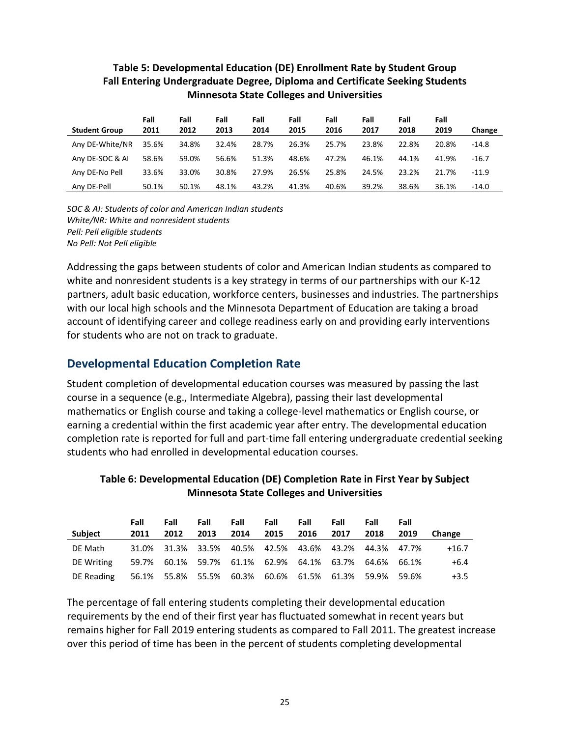**Table 5: Developmental Education (DE) Enrollment Rate by Student Group**
**Fall Entering Undergraduate Degree, Diploma and Certificate Seeking Students**
**Minnesota State Colleges and Universities**

| Student Group | Fall 2011 | Fall 2012 | Fall 2013 | Fall 2014 | Fall 2015 | Fall 2016 | Fall 2017 | Fall 2018 | Fall 2019 | Change |
|---|---|---|---|---|---|---|---|---|---|---|
| Any DE-White/NR | 35.6% | 34.8% | 32.4% | 28.7% | 26.3% | 25.7% | 23.8% | 22.8% | 20.8% | -14.8 |
| Any DE-SOC & AI | 58.6% | 59.0% | 56.6% | 51.3% | 48.6% | 47.2% | 46.1% | 44.1% | 41.9% | -16.7 |
| Any DE-No Pell | 33.6% | 33.0% | 30.8% | 27.9% | 26.5% | 25.8% | 24.5% | 23.2% | 21.7% | -11.9 |
| Any DE-Pell | 50.1% | 50.1% | 48.1% | 43.2% | 41.3% | 40.6% | 39.2% | 38.6% | 36.1% | -14.0 |

*SOC & AI: Students of color and American Indian students*
*White/NR: White and nonresident students*
*Pell: Pell eligible students*
*No Pell: Not Pell eligible*

Addressing the gaps between students of color and American Indian students as compared to white and nonresident students is a key strategy in terms of our partnerships with our K-12 partners, adult basic education, workforce centers, businesses and industries. The partnerships with our local high schools and the Minnesota Department of Education are taking a broad account of identifying career and college readiness early on and providing early interventions for students who are not on track to graduate.

## Developmental Education Completion Rate

Student completion of developmental education courses was measured by passing the last course in a sequence (e.g., Intermediate Algebra), passing their last developmental mathematics or English course and taking a college-level mathematics or English course, or earning a credential within the first academic year after entry. The developmental education completion rate is reported for full and part-time fall entering undergraduate credential seeking students who had enrolled in developmental education courses.

**Table 6: Developmental Education (DE) Completion Rate in First Year by Subject**
**Minnesota State Colleges and Universities**

| Subject | Fall 2011 | Fall 2012 | Fall 2013 | Fall 2014 | Fall 2015 | Fall 2016 | Fall 2017 | Fall 2018 | Fall 2019 | Change |
|---|---|---|---|---|---|---|---|---|---|---|
| DE Math | 31.0% | 31.3% | 33.5% | 40.5% | 42.5% | 43.6% | 43.2% | 44.3% | 47.7% | +16.7 |
| DE Writing | 59.7% | 60.1% | 59.7% | 61.1% | 62.9% | 64.1% | 63.7% | 64.6% | 66.1% | +6.4 |
| DE Reading | 56.1% | 55.8% | 55.5% | 60.3% | 60.6% | 61.5% | 61.3% | 59.9% | 59.6% | +3.5 |

The percentage of fall entering students completing their developmental education requirements by the end of their first year has fluctuated somewhat in recent years but remains higher for Fall 2019 entering students as compared to Fall 2011. The greatest increase over this period of time has been in the percent of students completing developmental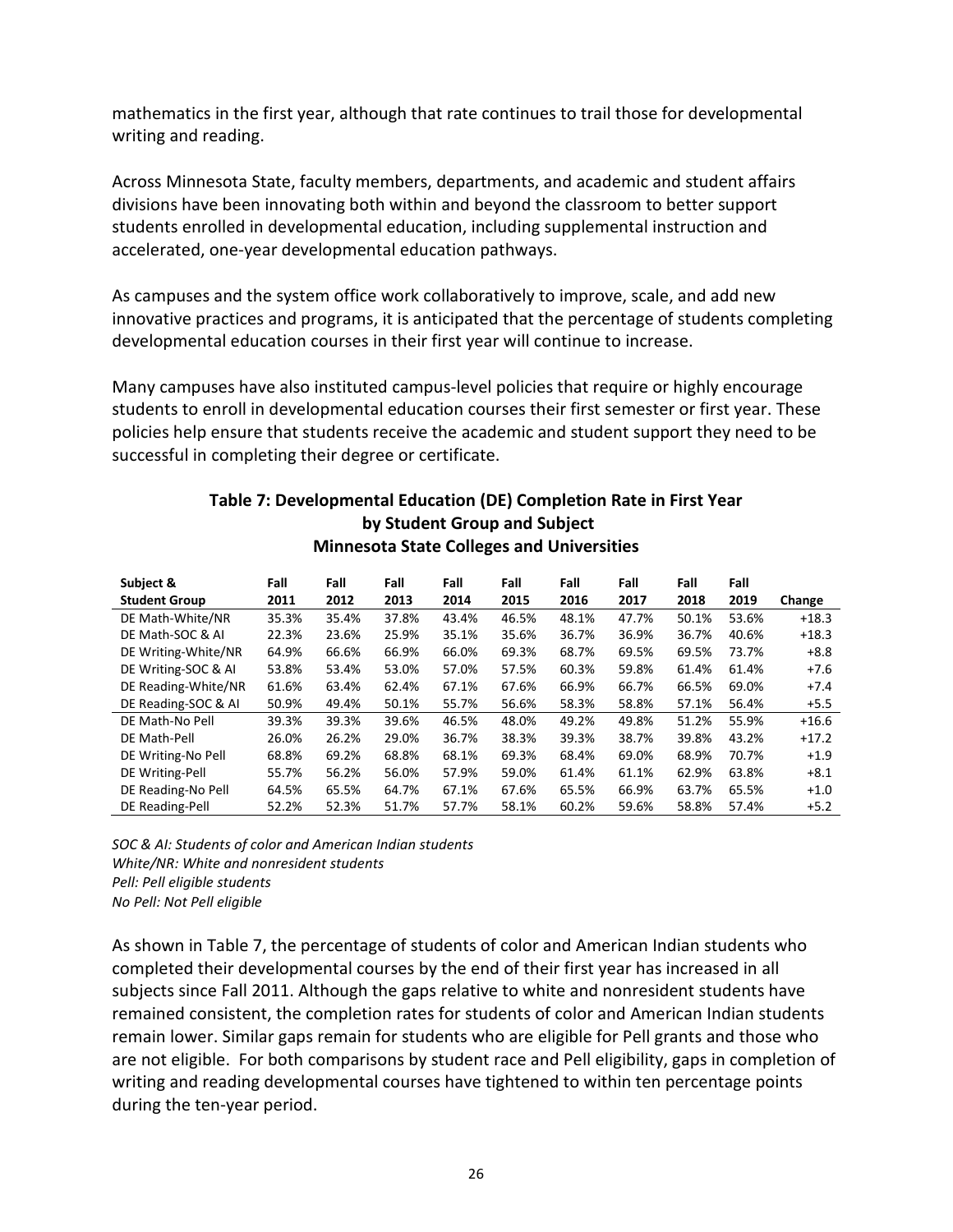mathematics in the first year, although that rate continues to trail those for developmental writing and reading.

Across Minnesota State, faculty members, departments, and academic and student affairs divisions have been innovating both within and beyond the classroom to better support students enrolled in developmental education, including supplemental instruction and accelerated, one-year developmental education pathways.

As campuses and the system office work collaboratively to improve, scale, and add new innovative practices and programs, it is anticipated that the percentage of students completing developmental education courses in their first year will continue to increase.

Many campuses have also instituted campus-level policies that require or highly encourage students to enroll in developmental education courses their first semester or first year. These policies help ensure that students receive the academic and student support they need to be successful in completing their degree or certificate.

**Table 7: Developmental Education (DE) Completion Rate in First Year by Student Group and Subject**
**Minnesota State Colleges and Universities**

| Subject & Student Group | Fall 2011 | Fall 2012 | Fall 2013 | Fall 2014 | Fall 2015 | Fall 2016 | Fall 2017 | Fall 2018 | Fall 2019 | Change |
|---|---|---|---|---|---|---|---|---|---|---|
| DE Math-White/NR | 35.3% | 35.4% | 37.8% | 43.4% | 46.5% | 48.1% | 47.7% | 50.1% | 53.6% | +18.3 |
| DE Math-SOC & AI | 22.3% | 23.6% | 25.9% | 35.1% | 35.6% | 36.7% | 36.9% | 36.7% | 40.6% | +18.3 |
| DE Writing-White/NR | 64.9% | 66.6% | 66.9% | 66.0% | 69.3% | 68.7% | 69.5% | 69.5% | 73.7% | +8.8 |
| DE Writing-SOC & AI | 53.8% | 53.4% | 53.0% | 57.0% | 57.5% | 60.3% | 59.8% | 61.4% | 61.4% | +7.6 |
| DE Reading-White/NR | 61.6% | 63.4% | 62.4% | 67.1% | 67.6% | 66.9% | 66.7% | 66.5% | 69.0% | +7.4 |
| DE Reading-SOC & AI | 50.9% | 49.4% | 50.1% | 55.7% | 56.6% | 58.3% | 58.8% | 57.1% | 56.4% | +5.5 |
| DE Math-No Pell | 39.3% | 39.3% | 39.6% | 46.5% | 48.0% | 49.2% | 49.8% | 51.2% | 55.9% | +16.6 |
| DE Math-Pell | 26.0% | 26.2% | 29.0% | 36.7% | 38.3% | 39.3% | 38.7% | 39.8% | 43.2% | +17.2 |
| DE Writing-No Pell | 68.8% | 69.2% | 68.8% | 68.1% | 69.3% | 68.4% | 69.0% | 68.9% | 70.7% | +1.9 |
| DE Writing-Pell | 55.7% | 56.2% | 56.0% | 57.9% | 59.0% | 61.4% | 61.1% | 62.9% | 63.8% | +8.1 |
| DE Reading-No Pell | 64.5% | 65.5% | 64.7% | 67.1% | 67.6% | 65.5% | 66.9% | 63.7% | 65.5% | +1.0 |
| DE Reading-Pell | 52.2% | 52.3% | 51.7% | 57.7% | 58.1% | 60.2% | 59.6% | 58.8% | 57.4% | +5.2 |

*SOC & AI: Students of color and American Indian students*
*White/NR: White and nonresident students*
*Pell: Pell eligible students*
*No Pell: Not Pell eligible*

As shown in Table 7, the percentage of students of color and American Indian students who completed their developmental courses by the end of their first year has increased in all subjects since Fall 2011. Although the gaps relative to white and nonresident students have remained consistent, the completion rates for students of color and American Indian students remain lower. Similar gaps remain for students who are eligible for Pell grants and those who are not eligible. For both comparisons by student race and Pell eligibility, gaps in completion of writing and reading developmental courses have tightened to within ten percentage points during the ten-year period.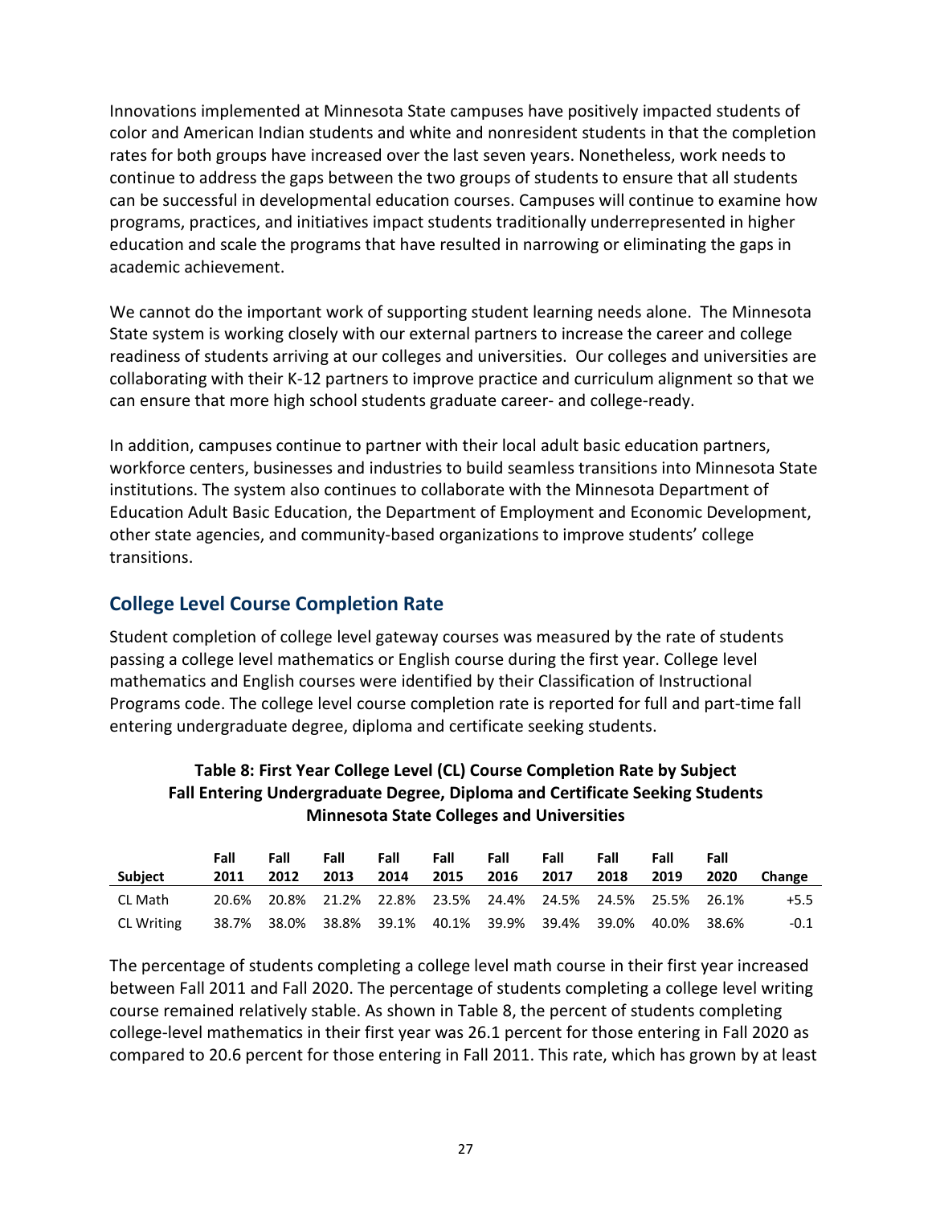Innovations implemented at Minnesota State campuses have positively impacted students of color and American Indian students and white and nonresident students in that the completion rates for both groups have increased over the last seven years. Nonetheless, work needs to continue to address the gaps between the two groups of students to ensure that all students can be successful in developmental education courses. Campuses will continue to examine how programs, practices, and initiatives impact students traditionally underrepresented in higher education and scale the programs that have resulted in narrowing or eliminating the gaps in academic achievement.

We cannot do the important work of supporting student learning needs alone. The Minnesota State system is working closely with our external partners to increase the career and college readiness of students arriving at our colleges and universities. Our colleges and universities are collaborating with their K-12 partners to improve practice and curriculum alignment so that we can ensure that more high school students graduate career- and college-ready.

In addition, campuses continue to partner with their local adult basic education partners, workforce centers, businesses and industries to build seamless transitions into Minnesota State institutions. The system also continues to collaborate with the Minnesota Department of Education Adult Basic Education, the Department of Employment and Economic Development, other state agencies, and community-based organizations to improve students' college transitions.

## College Level Course Completion Rate

Student completion of college level gateway courses was measured by the rate of students passing a college level mathematics or English course during the first year. College level mathematics and English courses were identified by their Classification of Instructional Programs code. The college level course completion rate is reported for full and part-time fall entering undergraduate degree, diploma and certificate seeking students.

**Table 8: First Year College Level (CL) Course Completion Rate by Subject**
**Fall Entering Undergraduate Degree, Diploma and Certificate Seeking Students**
**Minnesota State Colleges and Universities**

| Subject | Fall 2011 | Fall 2012 | Fall 2013 | Fall 2014 | Fall 2015 | Fall 2016 | Fall 2017 | Fall 2018 | Fall 2019 | Fall 2020 | Change |
|---|---|---|---|---|---|---|---|---|---|---|---|
| CL Math | 20.6% | 20.8% | 21.2% | 22.8% | 23.5% | 24.4% | 24.5% | 24.5% | 25.5% | 26.1% | +5.5 |
| CL Writing | 38.7% | 38.0% | 38.8% | 39.1% | 40.1% | 39.9% | 39.4% | 39.0% | 40.0% | 38.6% | -0.1 |

The percentage of students completing a college level math course in their first year increased between Fall 2011 and Fall 2020. The percentage of students completing a college level writing course remained relatively stable. As shown in Table 8, the percent of students completing college-level mathematics in their first year was 26.1 percent for those entering in Fall 2020 as compared to 20.6 percent for those entering in Fall 2011. This rate, which has grown by at least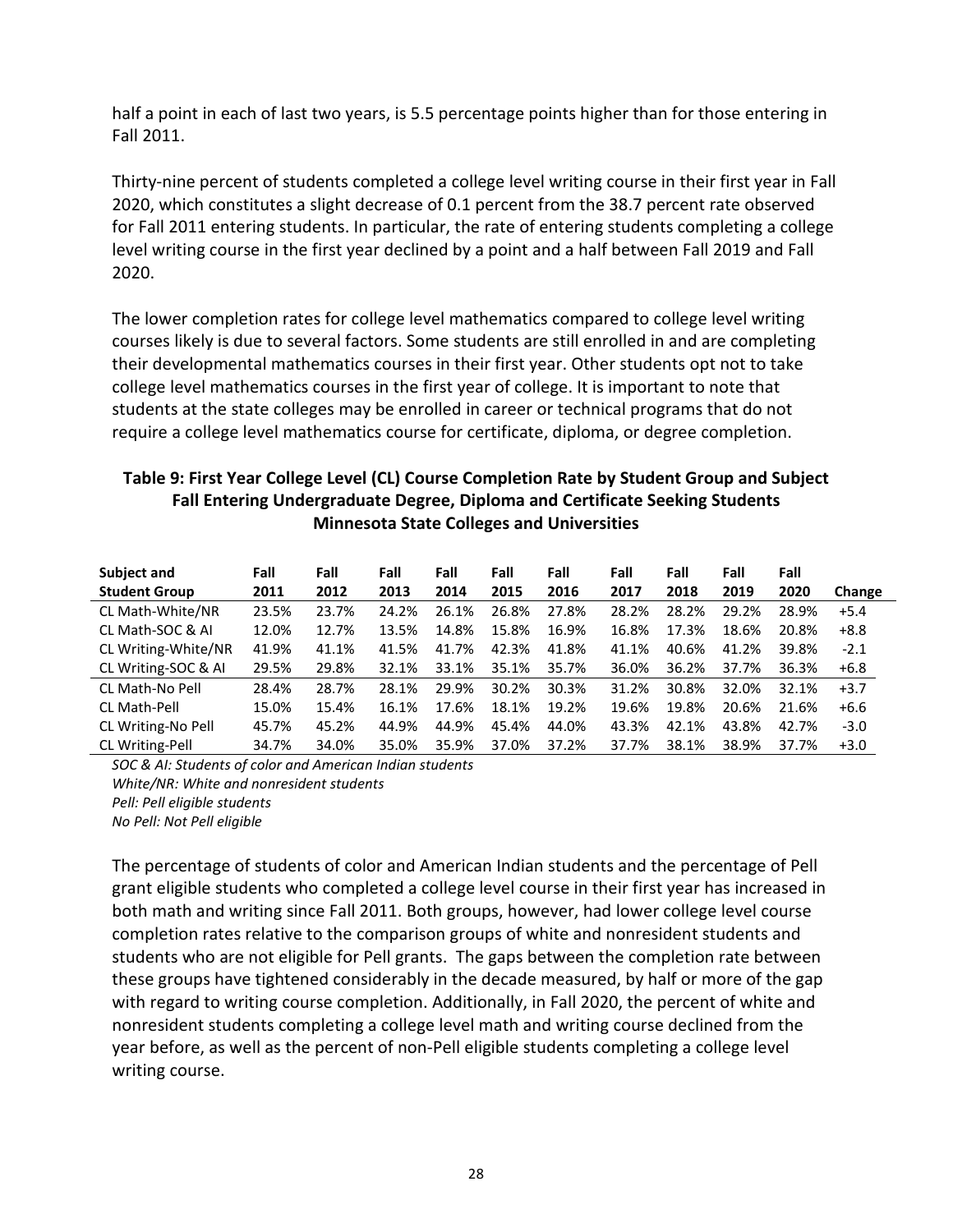half a point in each of last two years, is 5.5 percentage points higher than for those entering in Fall 2011.

Thirty-nine percent of students completed a college level writing course in their first year in Fall 2020, which constitutes a slight decrease of 0.1 percent from the 38.7 percent rate observed for Fall 2011 entering students. In particular, the rate of entering students completing a college level writing course in the first year declined by a point and a half between Fall 2019 and Fall 2020.

The lower completion rates for college level mathematics compared to college level writing courses likely is due to several factors. Some students are still enrolled in and are completing their developmental mathematics courses in their first year. Other students opt not to take college level mathematics courses in the first year of college. It is important to note that students at the state colleges may be enrolled in career or technical programs that do not require a college level mathematics course for certificate, diploma, or degree completion.

**Table 9: First Year College Level (CL) Course Completion Rate by Student Group and Subject**
**Fall Entering Undergraduate Degree, Diploma and Certificate Seeking Students**
**Minnesota State Colleges and Universities**

| Subject and Student Group | Fall 2011 | Fall 2012 | Fall 2013 | Fall 2014 | Fall 2015 | Fall 2016 | Fall 2017 | Fall 2018 | Fall 2019 | Fall 2020 | Change |
|---|---|---|---|---|---|---|---|---|---|---|---|
| CL Math-White/NR | 23.5% | 23.7% | 24.2% | 26.1% | 26.8% | 27.8% | 28.2% | 28.2% | 29.2% | 28.9% | +5.4 |
| CL Math-SOC & AI | 12.0% | 12.7% | 13.5% | 14.8% | 15.8% | 16.9% | 16.8% | 17.3% | 18.6% | 20.8% | +8.8 |
| CL Writing-White/NR | 41.9% | 41.1% | 41.5% | 41.7% | 42.3% | 41.8% | 41.1% | 40.6% | 41.2% | 39.8% | -2.1 |
| CL Writing-SOC & AI | 29.5% | 29.8% | 32.1% | 33.1% | 35.1% | 35.7% | 36.0% | 36.2% | 37.7% | 36.3% | +6.8 |
| CL Math-No Pell | 28.4% | 28.7% | 28.1% | 29.9% | 30.2% | 30.3% | 31.2% | 30.8% | 32.0% | 32.1% | +3.7 |
| CL Math-Pell | 15.0% | 15.4% | 16.1% | 17.6% | 18.1% | 19.2% | 19.6% | 19.8% | 20.6% | 21.6% | +6.6 |
| CL Writing-No Pell | 45.7% | 45.2% | 44.9% | 44.9% | 45.4% | 44.0% | 43.3% | 42.1% | 43.8% | 42.7% | -3.0 |
| CL Writing-Pell | 34.7% | 34.0% | 35.0% | 35.9% | 37.0% | 37.2% | 37.7% | 38.1% | 38.9% | 37.7% | +3.0 |

*SOC & AI: Students of color and American Indian students*
*White/NR: White and nonresident students*
*Pell: Pell eligible students*
*No Pell: Not Pell eligible*

The percentage of students of color and American Indian students and the percentage of Pell grant eligible students who completed a college level course in their first year has increased in both math and writing since Fall 2011. Both groups, however, had lower college level course completion rates relative to the comparison groups of white and nonresident students and students who are not eligible for Pell grants. The gaps between the completion rate between these groups have tightened considerably in the decade measured, by half or more of the gap with regard to writing course completion. Additionally, in Fall 2020, the percent of white and nonresident students completing a college level math and writing course declined from the year before, as well as the percent of non-Pell eligible students completing a college level writing course.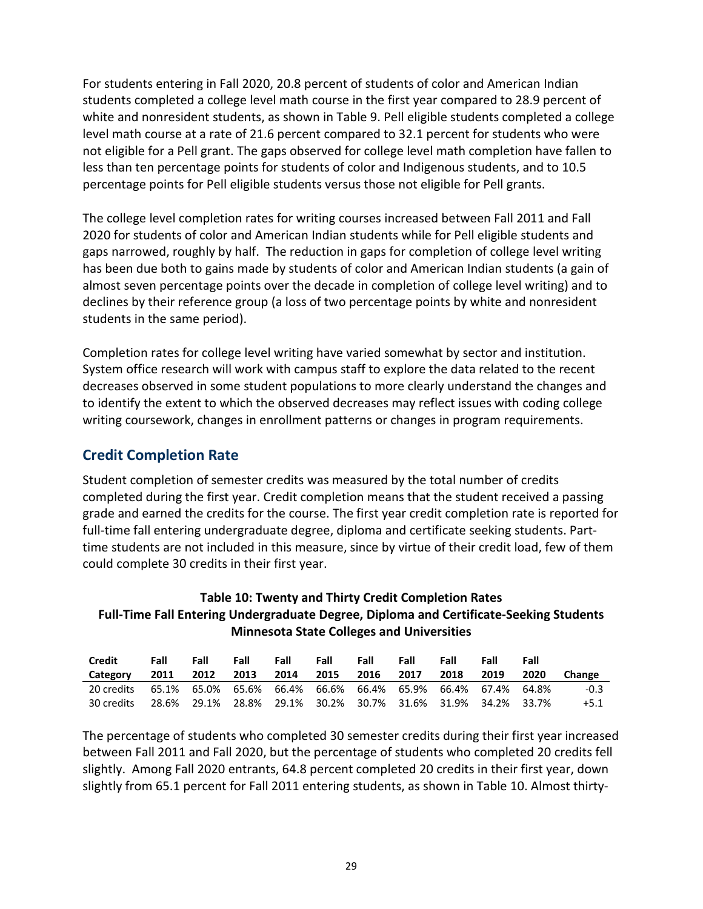For students entering in Fall 2020, 20.8 percent of students of color and American Indian students completed a college level math course in the first year compared to 28.9 percent of white and nonresident students, as shown in Table 9. Pell eligible students completed a college level math course at a rate of 21.6 percent compared to 32.1 percent for students who were not eligible for a Pell grant. The gaps observed for college level math completion have fallen to less than ten percentage points for students of color and Indigenous students, and to 10.5 percentage points for Pell eligible students versus those not eligible for Pell grants.

The college level completion rates for writing courses increased between Fall 2011 and Fall 2020 for students of color and American Indian students while for Pell eligible students and gaps narrowed, roughly by half. The reduction in gaps for completion of college level writing has been due both to gains made by students of color and American Indian students (a gain of almost seven percentage points over the decade in completion of college level writing) and to declines by their reference group (a loss of two percentage points by white and nonresident students in the same period).

Completion rates for college level writing have varied somewhat by sector and institution. System office research will work with campus staff to explore the data related to the recent decreases observed in some student populations to more clearly understand the changes and to identify the extent to which the observed decreases may reflect issues with coding college writing coursework, changes in enrollment patterns or changes in program requirements.

## Credit Completion Rate

Student completion of semester credits was measured by the total number of credits completed during the first year. Credit completion means that the student received a passing grade and earned the credits for the course. The first year credit completion rate is reported for full-time fall entering undergraduate degree, diploma and certificate seeking students. Part-time students are not included in this measure, since by virtue of their credit load, few of them could complete 30 credits in their first year.

**Table 10: Twenty and Thirty Credit Completion Rates**
**Full-Time Fall Entering Undergraduate Degree, Diploma and Certificate-Seeking Students**
**Minnesota State Colleges and Universities**

| Credit Category | Fall 2011 | Fall 2012 | Fall 2013 | Fall 2014 | Fall 2015 | Fall 2016 | Fall 2017 | Fall 2018 | Fall 2019 | Fall 2020 | Change |
|---|---|---|---|---|---|---|---|---|---|---|---|
| 20 credits | 65.1% | 65.0% | 65.6% | 66.4% | 66.6% | 66.4% | 65.9% | 66.4% | 67.4% | 64.8% | -0.3 |
| 30 credits | 28.6% | 29.1% | 28.8% | 29.1% | 30.2% | 30.7% | 31.6% | 31.9% | 34.2% | 33.7% | +5.1 |

The percentage of students who completed 30 semester credits during their first year increased between Fall 2011 and Fall 2020, but the percentage of students who completed 20 credits fell slightly. Among Fall 2020 entrants, 64.8 percent completed 20 credits in their first year, down slightly from 65.1 percent for Fall 2011 entering students, as shown in Table 10. Almost thirty-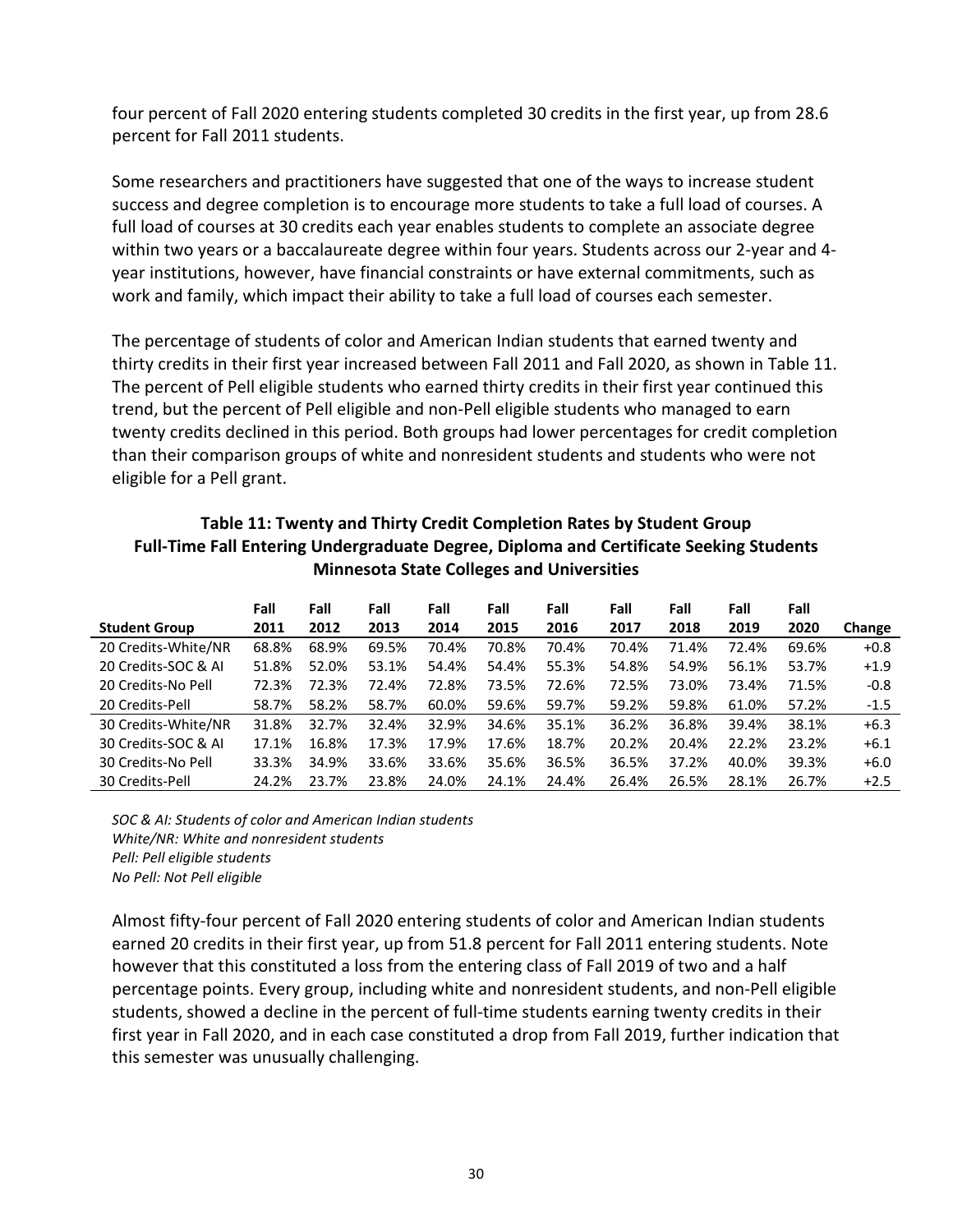four percent of Fall 2020 entering students completed 30 credits in the first year, up from 28.6 percent for Fall 2011 students.

Some researchers and practitioners have suggested that one of the ways to increase student success and degree completion is to encourage more students to take a full load of courses. A full load of courses at 30 credits each year enables students to complete an associate degree within two years or a baccalaureate degree within four years. Students across our 2-year and 4-year institutions, however, have financial constraints or have external commitments, such as work and family, which impact their ability to take a full load of courses each semester.

The percentage of students of color and American Indian students that earned twenty and thirty credits in their first year increased between Fall 2011 and Fall 2020, as shown in Table 11. The percent of Pell eligible students who earned thirty credits in their first year continued this trend, but the percent of Pell eligible and non-Pell eligible students who managed to earn twenty credits declined in this period. Both groups had lower percentages for credit completion than their comparison groups of white and nonresident students and students who were not eligible for a Pell grant.

**Table 11: Twenty and Thirty Credit Completion Rates by Student Group**
**Full-Time Fall Entering Undergraduate Degree, Diploma and Certificate Seeking Students**
**Minnesota State Colleges and Universities**

| Student Group | Fall 2011 | Fall 2012 | Fall 2013 | Fall 2014 | Fall 2015 | Fall 2016 | Fall 2017 | Fall 2018 | Fall 2019 | Fall 2020 | Change |
|---|---|---|---|---|---|---|---|---|---|---|---|
| 20 Credits-White/NR | 68.8% | 68.9% | 69.5% | 70.4% | 70.8% | 70.4% | 70.4% | 71.4% | 72.4% | 69.6% | +0.8 |
| 20 Credits-SOC & AI | 51.8% | 52.0% | 53.1% | 54.4% | 54.4% | 55.3% | 54.8% | 54.9% | 56.1% | 53.7% | +1.9 |
| 20 Credits-No Pell | 72.3% | 72.3% | 72.4% | 72.8% | 73.5% | 72.6% | 72.5% | 73.0% | 73.4% | 71.5% | -0.8 |
| 20 Credits-Pell | 58.7% | 58.2% | 58.7% | 60.0% | 59.6% | 59.7% | 59.2% | 59.8% | 61.0% | 57.2% | -1.5 |
| 30 Credits-White/NR | 31.8% | 32.7% | 32.4% | 32.9% | 34.6% | 35.1% | 36.2% | 36.8% | 39.4% | 38.1% | +6.3 |
| 30 Credits-SOC & AI | 17.1% | 16.8% | 17.3% | 17.9% | 17.6% | 18.7% | 20.2% | 20.4% | 22.2% | 23.2% | +6.1 |
| 30 Credits-No Pell | 33.3% | 34.9% | 33.6% | 33.6% | 35.6% | 36.5% | 36.5% | 37.2% | 40.0% | 39.3% | +6.0 |
| 30 Credits-Pell | 24.2% | 23.7% | 23.8% | 24.0% | 24.1% | 24.4% | 26.4% | 26.5% | 28.1% | 26.7% | +2.5 |

*SOC & AI: Students of color and American Indian students*
*White/NR: White and nonresident students*
*Pell: Pell eligible students*
*No Pell: Not Pell eligible*

Almost fifty-four percent of Fall 2020 entering students of color and American Indian students earned 20 credits in their first year, up from 51.8 percent for Fall 2011 entering students. Note however that this constituted a loss from the entering class of Fall 2019 of two and a half percentage points. Every group, including white and nonresident students, and non-Pell eligible students, showed a decline in the percent of full-time students earning twenty credits in their first year in Fall 2020, and in each case constituted a drop from Fall 2019, further indication that this semester was unusually challenging.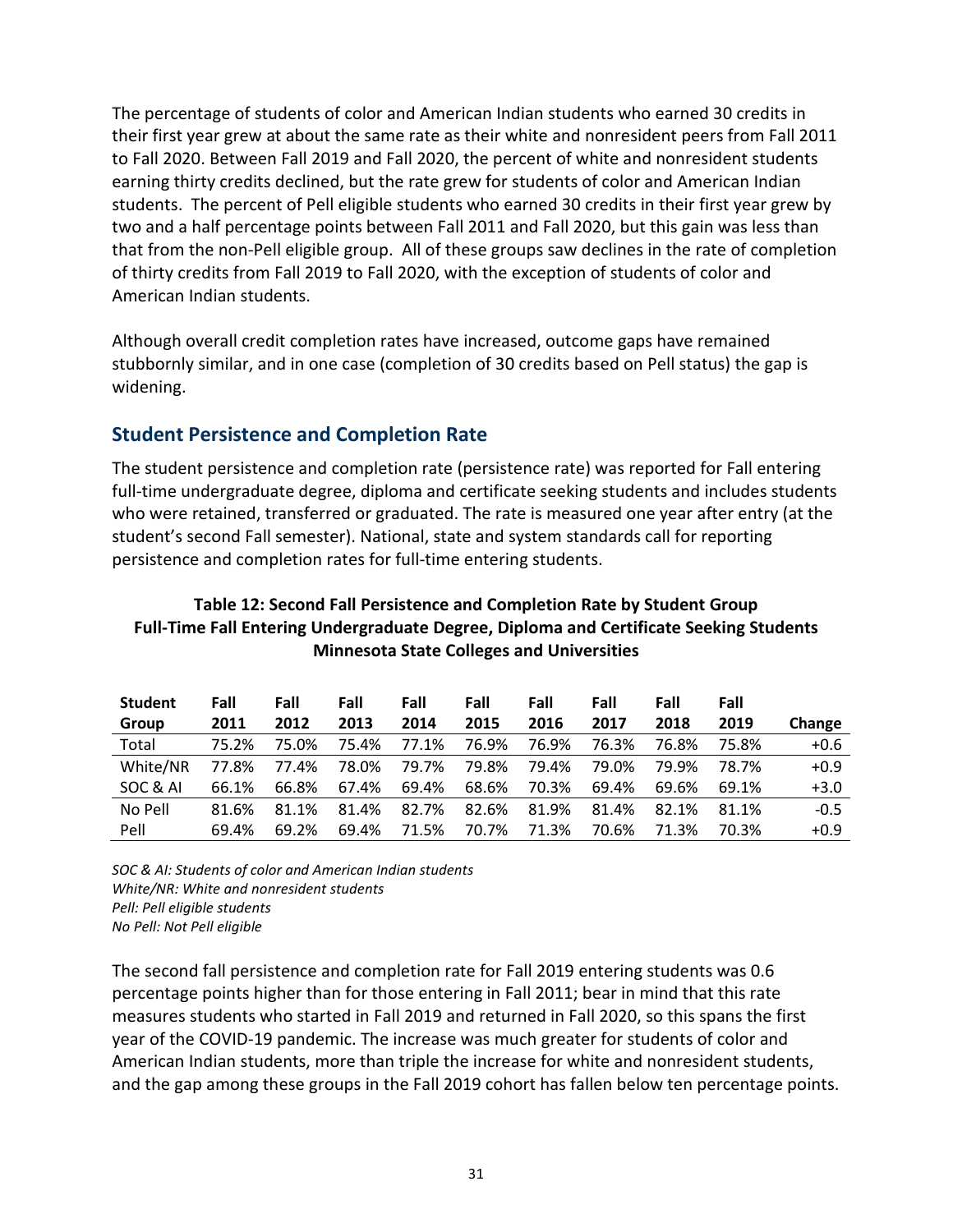The percentage of students of color and American Indian students who earned 30 credits in their first year grew at about the same rate as their white and nonresident peers from Fall 2011 to Fall 2020. Between Fall 2019 and Fall 2020, the percent of white and nonresident students earning thirty credits declined, but the rate grew for students of color and American Indian students. The percent of Pell eligible students who earned 30 credits in their first year grew by two and a half percentage points between Fall 2011 and Fall 2020, but this gain was less than that from the non-Pell eligible group. All of these groups saw declines in the rate of completion of thirty credits from Fall 2019 to Fall 2020, with the exception of students of color and American Indian students.

Although overall credit completion rates have increased, outcome gaps have remained stubbornly similar, and in one case (completion of 30 credits based on Pell status) the gap is widening.

## Student Persistence and Completion Rate

The student persistence and completion rate (persistence rate) was reported for Fall entering full-time undergraduate degree, diploma and certificate seeking students and includes students who were retained, transferred or graduated. The rate is measured one year after entry (at the student's second Fall semester). National, state and system standards call for reporting persistence and completion rates for full-time entering students.

**Table 12: Second Fall Persistence and Completion Rate by Student Group**
**Full-Time Fall Entering Undergraduate Degree, Diploma and Certificate Seeking Students**
**Minnesota State Colleges and Universities**

| Student Group | Fall 2011 | Fall 2012 | Fall 2013 | Fall 2014 | Fall 2015 | Fall 2016 | Fall 2017 | Fall 2018 | Fall 2019 | Change |
|---|---|---|---|---|---|---|---|---|---|---|
| Total | 75.2% | 75.0% | 75.4% | 77.1% | 76.9% | 76.9% | 76.3% | 76.8% | 75.8% | +0.6 |
| White/NR | 77.8% | 77.4% | 78.0% | 79.7% | 79.8% | 79.4% | 79.0% | 79.9% | 78.7% | +0.9 |
| SOC & AI | 66.1% | 66.8% | 67.4% | 69.4% | 68.6% | 70.3% | 69.4% | 69.6% | 69.1% | +3.0 |
| No Pell | 81.6% | 81.1% | 81.4% | 82.7% | 82.6% | 81.9% | 81.4% | 82.1% | 81.1% | -0.5 |
| Pell | 69.4% | 69.2% | 69.4% | 71.5% | 70.7% | 71.3% | 70.6% | 71.3% | 70.3% | +0.9 |

*SOC & AI: Students of color and American Indian students*
*White/NR: White and nonresident students*
*Pell: Pell eligible students*
*No Pell: Not Pell eligible*

The second fall persistence and completion rate for Fall 2019 entering students was 0.6 percentage points higher than for those entering in Fall 2011; bear in mind that this rate measures students who started in Fall 2019 and returned in Fall 2020, so this spans the first year of the COVID-19 pandemic. The increase was much greater for students of color and American Indian students, more than triple the increase for white and nonresident students, and the gap among these groups in the Fall 2019 cohort has fallen below ten percentage points.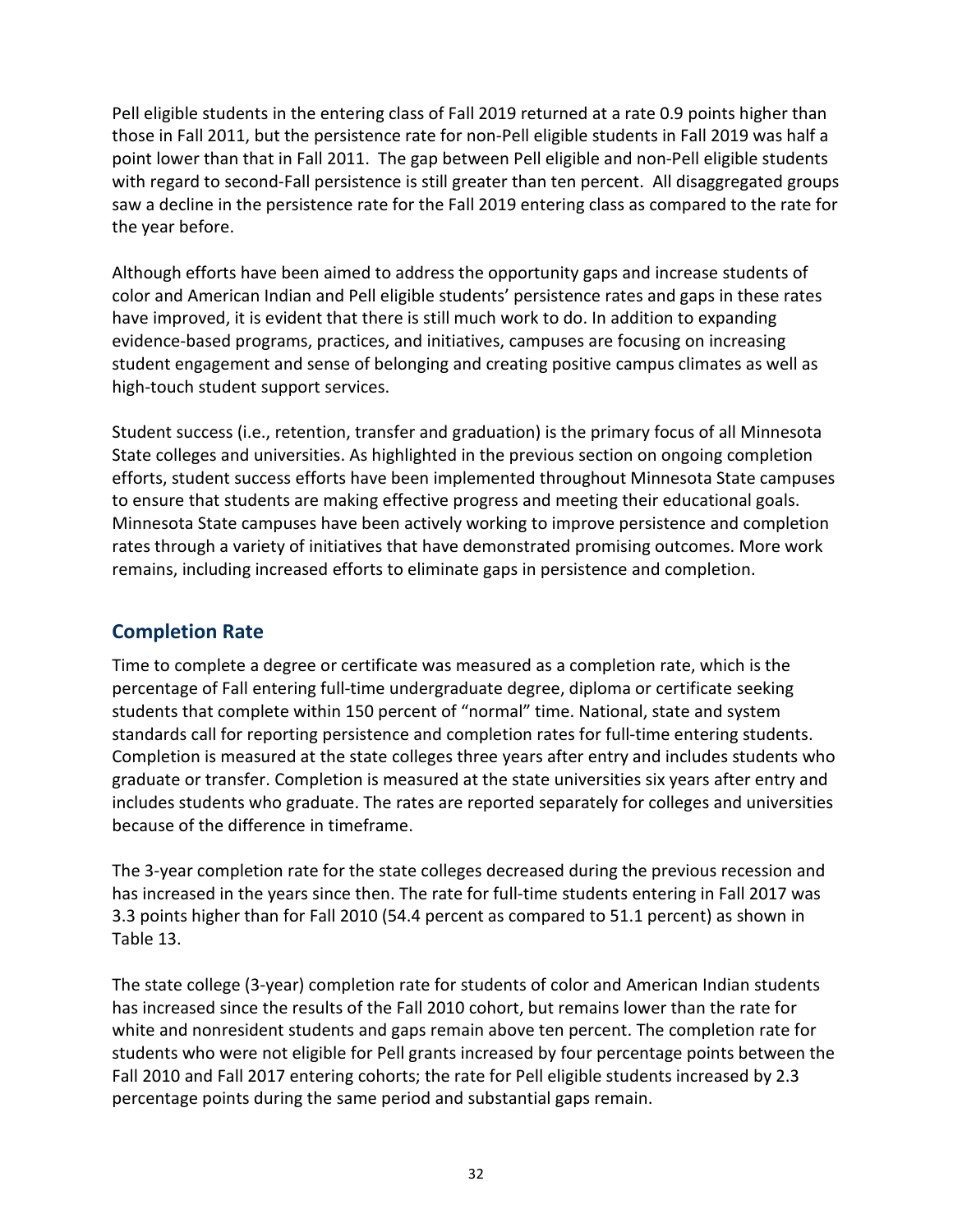Pell eligible students in the entering class of Fall 2019 returned at a rate 0.9 points higher than those in Fall 2011, but the persistence rate for non-Pell eligible students in Fall 2019 was half a point lower than that in Fall 2011. The gap between Pell eligible and non-Pell eligible students with regard to second-Fall persistence is still greater than ten percent. All disaggregated groups saw a decline in the persistence rate for the Fall 2019 entering class as compared to the rate for the year before.

Although efforts have been aimed to address the opportunity gaps and increase students of color and American Indian and Pell eligible students' persistence rates and gaps in these rates have improved, it is evident that there is still much work to do. In addition to expanding evidence-based programs, practices, and initiatives, campuses are focusing on increasing student engagement and sense of belonging and creating positive campus climates as well as high-touch student support services.

Student success (i.e., retention, transfer and graduation) is the primary focus of all Minnesota State colleges and universities. As highlighted in the previous section on ongoing completion efforts, student success efforts have been implemented throughout Minnesota State campuses to ensure that students are making effective progress and meeting their educational goals. Minnesota State campuses have been actively working to improve persistence and completion rates through a variety of initiatives that have demonstrated promising outcomes. More work remains, including increased efforts to eliminate gaps in persistence and completion.

## Completion Rate

Time to complete a degree or certificate was measured as a completion rate, which is the percentage of Fall entering full-time undergraduate degree, diploma or certificate seeking students that complete within 150 percent of "normal" time. National, state and system standards call for reporting persistence and completion rates for full-time entering students. Completion is measured at the state colleges three years after entry and includes students who graduate or transfer. Completion is measured at the state universities six years after entry and includes students who graduate. The rates are reported separately for colleges and universities because of the difference in timeframe.

The 3-year completion rate for the state colleges decreased during the previous recession and has increased in the years since then. The rate for full-time students entering in Fall 2017 was 3.3 points higher than for Fall 2010 (54.4 percent as compared to 51.1 percent) as shown in Table 13.

The state college (3-year) completion rate for students of color and American Indian students has increased since the results of the Fall 2010 cohort, but remains lower than the rate for white and nonresident students and gaps remain above ten percent. The completion rate for students who were not eligible for Pell grants increased by four percentage points between the Fall 2010 and Fall 2017 entering cohorts; the rate for Pell eligible students increased by 2.3 percentage points during the same period and substantial gaps remain.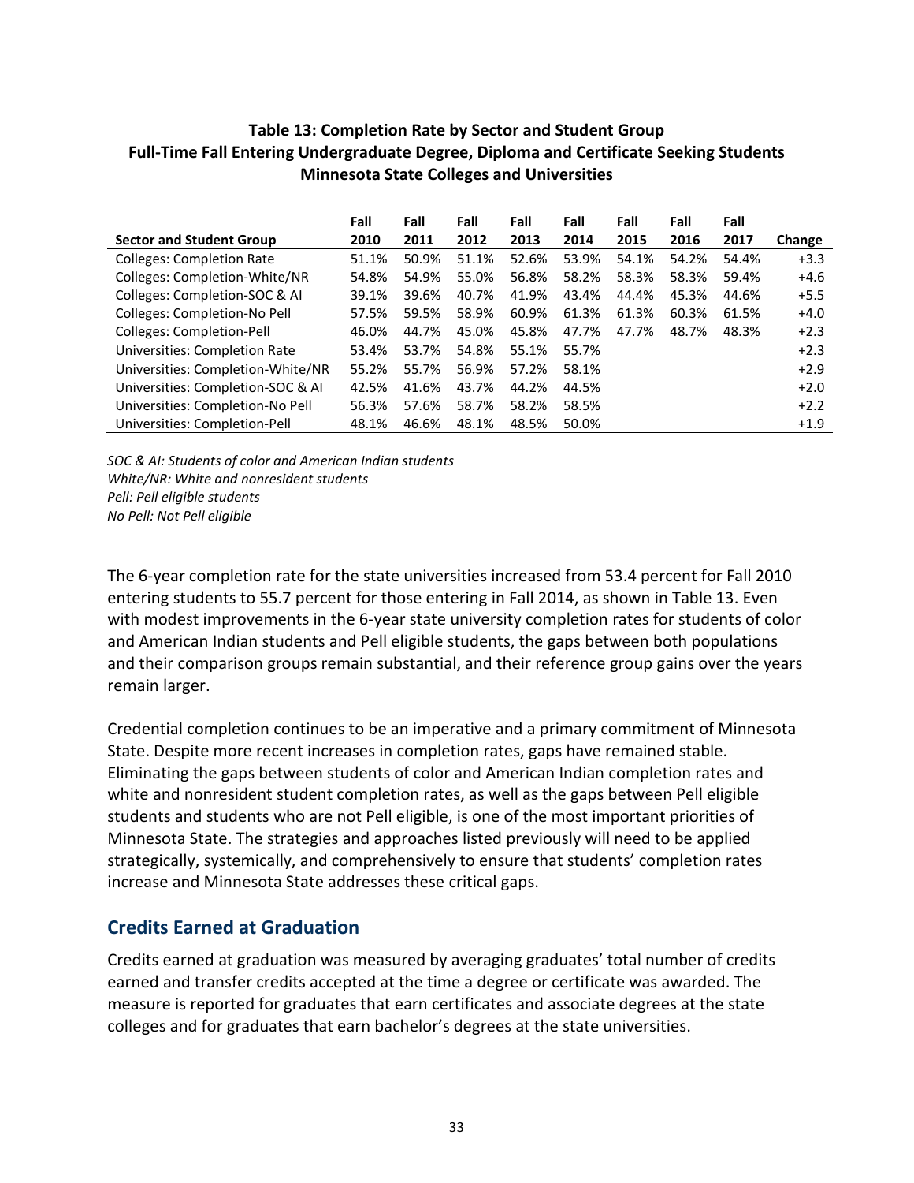**Table 13: Completion Rate by Sector and Student Group**
**Full-Time Fall Entering Undergraduate Degree, Diploma and Certificate Seeking Students**
**Minnesota State Colleges and Universities**

| Sector and Student Group | Fall 2010 | Fall 2011 | Fall 2012 | Fall 2013 | Fall 2014 | Fall 2015 | Fall 2016 | Fall 2017 | Change |
|---|---|---|---|---|---|---|---|---|---|
| Colleges: Completion Rate | 51.1% | 50.9% | 51.1% | 52.6% | 53.9% | 54.1% | 54.2% | 54.4% | +3.3 |
| Colleges: Completion-White/NR | 54.8% | 54.9% | 55.0% | 56.8% | 58.2% | 58.3% | 58.3% | 59.4% | +4.6 |
| Colleges: Completion-SOC & AI | 39.1% | 39.6% | 40.7% | 41.9% | 43.4% | 44.4% | 45.3% | 44.6% | +5.5 |
| Colleges: Completion-No Pell | 57.5% | 59.5% | 58.9% | 60.9% | 61.3% | 61.3% | 60.3% | 61.5% | +4.0 |
| Colleges: Completion-Pell | 46.0% | 44.7% | 45.0% | 45.8% | 47.7% | 47.7% | 48.7% | 48.3% | +2.3 |
| Universities: Completion Rate | 53.4% | 53.7% | 54.8% | 55.1% | 55.7% | | | | +2.3 |
| Universities: Completion-White/NR | 55.2% | 55.7% | 56.9% | 57.2% | 58.1% | | | | +2.9 |
| Universities: Completion-SOC & AI | 42.5% | 41.6% | 43.7% | 44.2% | 44.5% | | | | +2.0 |
| Universities: Completion-No Pell | 56.3% | 57.6% | 58.7% | 58.2% | 58.5% | | | | +2.2 |
| Universities: Completion-Pell | 48.1% | 46.6% | 48.1% | 48.5% | 50.0% | | | | +1.9 |

*SOC & AI: Students of color and American Indian students*
*White/NR: White and nonresident students*
*Pell: Pell eligible students*
*No Pell: Not Pell eligible*

The 6-year completion rate for the state universities increased from 53.4 percent for Fall 2010 entering students to 55.7 percent for those entering in Fall 2014, as shown in Table 13. Even with modest improvements in the 6-year state university completion rates for students of color and American Indian students and Pell eligible students, the gaps between both populations and their comparison groups remain substantial, and their reference group gains over the years remain larger.

Credential completion continues to be an imperative and a primary commitment of Minnesota State. Despite more recent increases in completion rates, gaps have remained stable. Eliminating the gaps between students of color and American Indian completion rates and white and nonresident student completion rates, as well as the gaps between Pell eligible students and students who are not Pell eligible, is one of the most important priorities of Minnesota State. The strategies and approaches listed previously will need to be applied strategically, systemically, and comprehensively to ensure that students' completion rates increase and Minnesota State addresses these critical gaps.

## Credits Earned at Graduation

Credits earned at graduation was measured by averaging graduates' total number of credits earned and transfer credits accepted at the time a degree or certificate was awarded. The measure is reported for graduates that earn certificates and associate degrees at the state colleges and for graduates that earn bachelor's degrees at the state universities.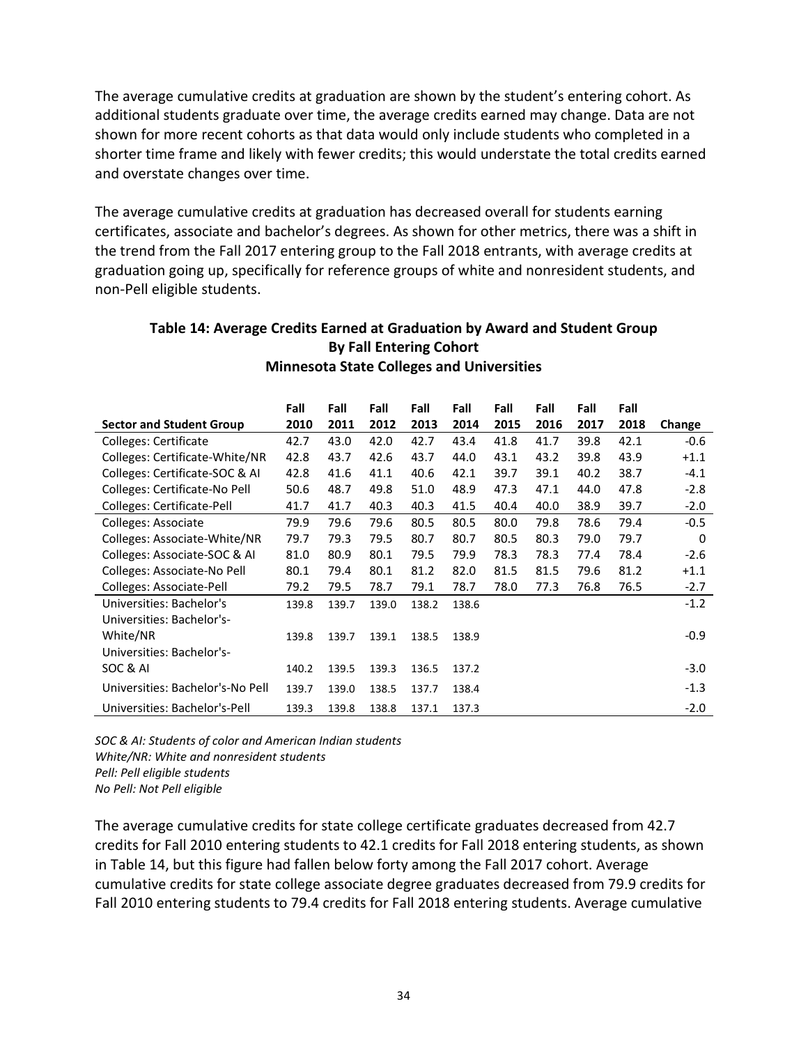The average cumulative credits at graduation are shown by the student's entering cohort. As additional students graduate over time, the average credits earned may change. Data are not shown for more recent cohorts as that data would only include students who completed in a shorter time frame and likely with fewer credits; this would understate the total credits earned and overstate changes over time.

The average cumulative credits at graduation has decreased overall for students earning certificates, associate and bachelor's degrees. As shown for other metrics, there was a shift in the trend from the Fall 2017 entering group to the Fall 2018 entrants, with average credits at graduation going up, specifically for reference groups of white and nonresident students, and non-Pell eligible students.

**Table 14: Average Credits Earned at Graduation by Award and Student Group**
**By Fall Entering Cohort**
**Minnesota State Colleges and Universities**

| Sector and Student Group | Fall 2010 | Fall 2011 | Fall 2012 | Fall 2013 | Fall 2014 | Fall 2015 | Fall 2016 | Fall 2017 | Fall 2018 | Change |
|---|---|---|---|---|---|---|---|---|---|---|
| Colleges: Certificate | 42.7 | 43.0 | 42.0 | 42.7 | 43.4 | 41.8 | 41.7 | 39.8 | 42.1 | -0.6 |
| Colleges: Certificate-White/NR | 42.8 | 43.7 | 42.6 | 43.7 | 44.0 | 43.1 | 43.2 | 39.8 | 43.9 | +1.1 |
| Colleges: Certificate-SOC & AI | 42.8 | 41.6 | 41.1 | 40.6 | 42.1 | 39.7 | 39.1 | 40.2 | 38.7 | -4.1 |
| Colleges: Certificate-No Pell | 50.6 | 48.7 | 49.8 | 51.0 | 48.9 | 47.3 | 47.1 | 44.0 | 47.8 | -2.8 |
| Colleges: Certificate-Pell | 41.7 | 41.7 | 40.3 | 40.3 | 41.5 | 40.4 | 40.0 | 38.9 | 39.7 | -2.0 |
| Colleges: Associate | 79.9 | 79.6 | 79.6 | 80.5 | 80.5 | 80.0 | 79.8 | 78.6 | 79.4 | -0.5 |
| Colleges: Associate-White/NR | 79.7 | 79.3 | 79.5 | 80.7 | 80.7 | 80.5 | 80.3 | 79.0 | 79.7 | 0 |
| Colleges: Associate-SOC & AI | 81.0 | 80.9 | 80.1 | 79.5 | 79.9 | 78.3 | 78.3 | 77.4 | 78.4 | -2.6 |
| Colleges: Associate-No Pell | 80.1 | 79.4 | 80.1 | 81.2 | 82.0 | 81.5 | 81.5 | 79.6 | 81.2 | +1.1 |
| Colleges: Associate-Pell | 79.2 | 79.5 | 78.7 | 79.1 | 78.7 | 78.0 | 77.3 | 76.8 | 76.5 | -2.7 |
| Universities: Bachelor's | 139.8 | 139.7 | 139.0 | 138.2 | 138.6 | | | | | -1.2 |
| Universities: Bachelor's-White/NR | 139.8 | 139.7 | 139.1 | 138.5 | 138.9 | | | | | -0.9 |
| Universities: Bachelor's-SOC & AI | 140.2 | 139.5 | 139.3 | 136.5 | 137.2 | | | | | -3.0 |
| Universities: Bachelor's-No Pell | 139.7 | 139.0 | 138.5 | 137.7 | 138.4 | | | | | -1.3 |
| Universities: Bachelor's-Pell | 139.3 | 139.8 | 138.8 | 137.1 | 137.3 | | | | | -2.0 |

*SOC & AI: Students of color and American Indian students*
*White/NR: White and nonresident students*
*Pell: Pell eligible students*
*No Pell: Not Pell eligible*

The average cumulative credits for state college certificate graduates decreased from 42.7 credits for Fall 2010 entering students to 42.1 credits for Fall 2018 entering students, as shown in Table 14, but this figure had fallen below forty among the Fall 2017 cohort. Average cumulative credits for state college associate degree graduates decreased from 79.9 credits for Fall 2010 entering students to 79.4 credits for Fall 2018 entering students. Average cumulative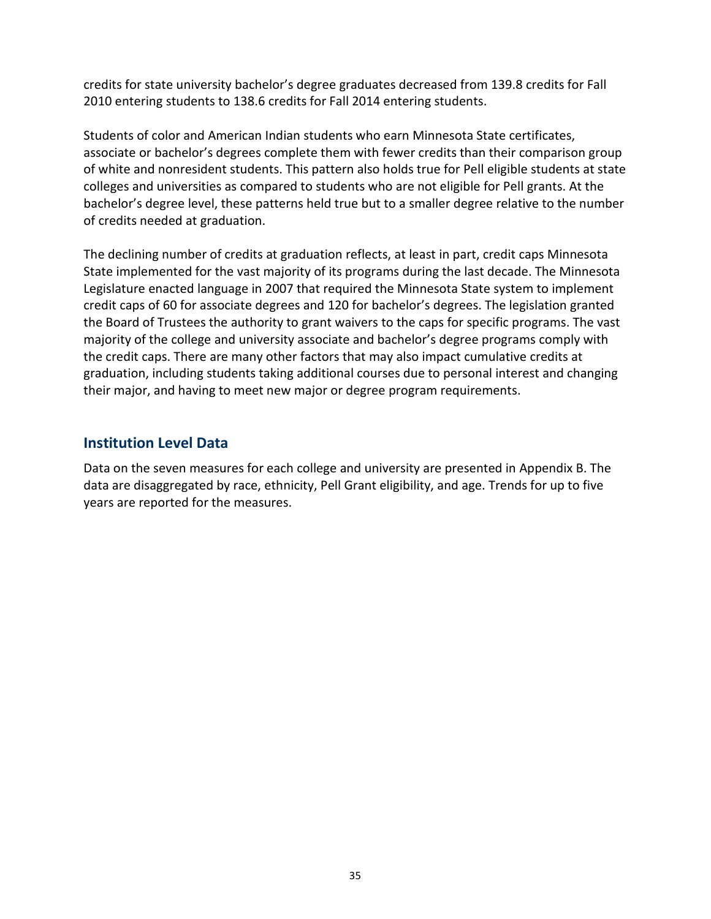credits for state university bachelor's degree graduates decreased from 139.8 credits for Fall 2010 entering students to 138.6 credits for Fall 2014 entering students.

Students of color and American Indian students who earn Minnesota State certificates, associate or bachelor's degrees complete them with fewer credits than their comparison group of white and nonresident students. This pattern also holds true for Pell eligible students at state colleges and universities as compared to students who are not eligible for Pell grants. At the bachelor's degree level, these patterns held true but to a smaller degree relative to the number of credits needed at graduation.

The declining number of credits at graduation reflects, at least in part, credit caps Minnesota State implemented for the vast majority of its programs during the last decade. The Minnesota Legislature enacted language in 2007 that required the Minnesota State system to implement credit caps of 60 for associate degrees and 120 for bachelor's degrees. The legislation granted the Board of Trustees the authority to grant waivers to the caps for specific programs. The vast majority of the college and university associate and bachelor's degree programs comply with the credit caps. There are many other factors that may also impact cumulative credits at graduation, including students taking additional courses due to personal interest and changing their major, and having to meet new major or degree program requirements.

## Institution Level Data

Data on the seven measures for each college and university are presented in Appendix B. The data are disaggregated by race, ethnicity, Pell Grant eligibility, and age. Trends for up to five years are reported for the measures.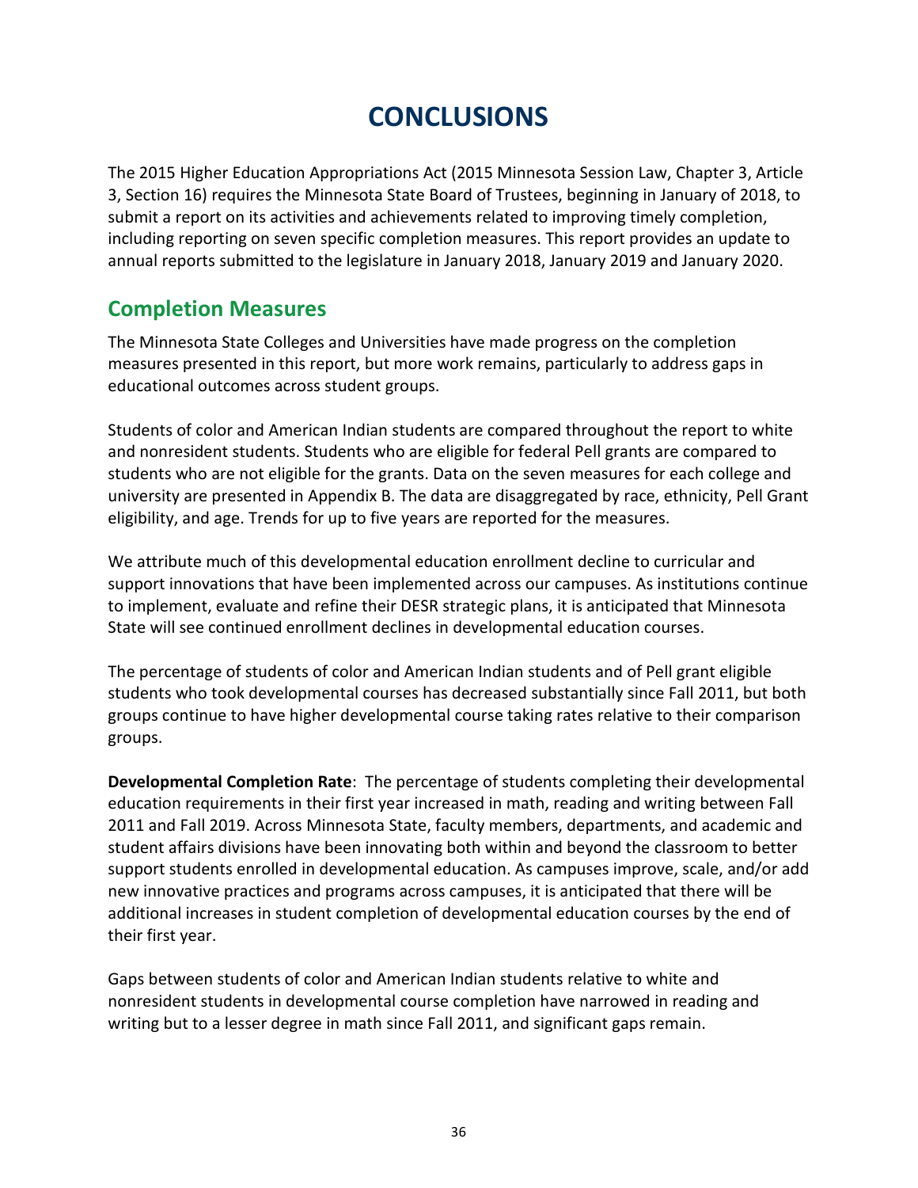# CONCLUSIONS

The 2015 Higher Education Appropriations Act (2015 Minnesota Session Law, Chapter 3, Article 3, Section 16) requires the Minnesota State Board of Trustees, beginning in January of 2018, to submit a report on its activities and achievements related to improving timely completion, including reporting on seven specific completion measures. This report provides an update to annual reports submitted to the legislature in January 2018, January 2019 and January 2020.

## Completion Measures

The Minnesota State Colleges and Universities have made progress on the completion measures presented in this report, but more work remains, particularly to address gaps in educational outcomes across student groups.

Students of color and American Indian students are compared throughout the report to white and nonresident students. Students who are eligible for federal Pell grants are compared to students who are not eligible for the grants. Data on the seven measures for each college and university are presented in Appendix B. The data are disaggregated by race, ethnicity, Pell Grant eligibility, and age. Trends for up to five years are reported for the measures.

We attribute much of this developmental education enrollment decline to curricular and support innovations that have been implemented across our campuses. As institutions continue to implement, evaluate and refine their DESR strategic plans, it is anticipated that Minnesota State will see continued enrollment declines in developmental education courses.

The percentage of students of color and American Indian students and of Pell grant eligible students who took developmental courses has decreased substantially since Fall 2011, but both groups continue to have higher developmental course taking rates relative to their comparison groups.

**Developmental Completion Rate**: The percentage of students completing their developmental education requirements in their first year increased in math, reading and writing between Fall 2011 and Fall 2019. Across Minnesota State, faculty members, departments, and academic and student affairs divisions have been innovating both within and beyond the classroom to better support students enrolled in developmental education. As campuses improve, scale, and/or add new innovative practices and programs across campuses, it is anticipated that there will be additional increases in student completion of developmental education courses by the end of their first year.

Gaps between students of color and American Indian students relative to white and nonresident students in developmental course completion have narrowed in reading and writing but to a lesser degree in math since Fall 2011, and significant gaps remain.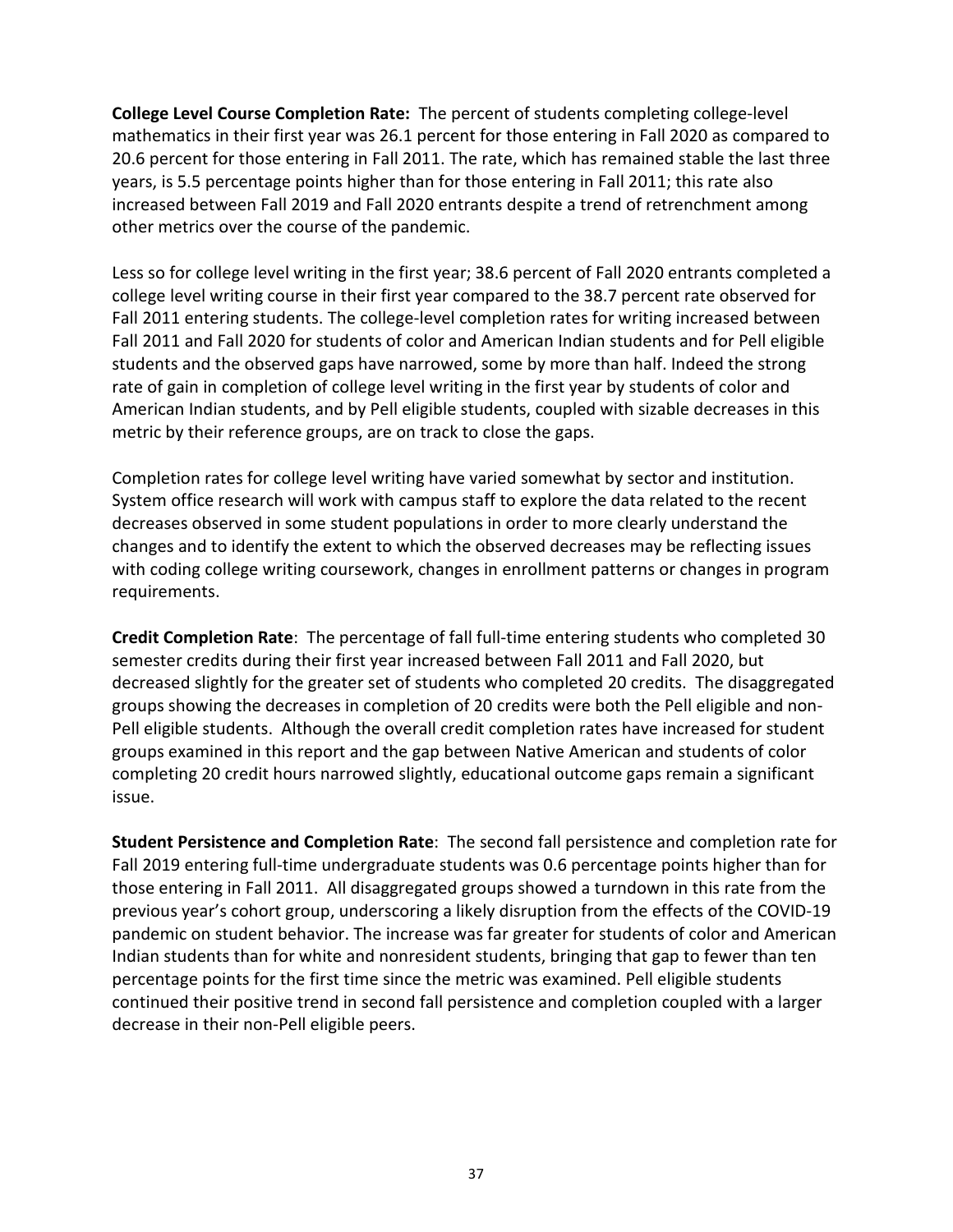**College Level Course Completion Rate:** The percent of students completing college-level mathematics in their first year was 26.1 percent for those entering in Fall 2020 as compared to 20.6 percent for those entering in Fall 2011. The rate, which has remained stable the last three years, is 5.5 percentage points higher than for those entering in Fall 2011; this rate also increased between Fall 2019 and Fall 2020 entrants despite a trend of retrenchment among other metrics over the course of the pandemic.

Less so for college level writing in the first year; 38.6 percent of Fall 2020 entrants completed a college level writing course in their first year compared to the 38.7 percent rate observed for Fall 2011 entering students. The college-level completion rates for writing increased between Fall 2011 and Fall 2020 for students of color and American Indian students and for Pell eligible students and the observed gaps have narrowed, some by more than half. Indeed the strong rate of gain in completion of college level writing in the first year by students of color and American Indian students, and by Pell eligible students, coupled with sizable decreases in this metric by their reference groups, are on track to close the gaps.

Completion rates for college level writing have varied somewhat by sector and institution. System office research will work with campus staff to explore the data related to the recent decreases observed in some student populations in order to more clearly understand the changes and to identify the extent to which the observed decreases may be reflecting issues with coding college writing coursework, changes in enrollment patterns or changes in program requirements.

**Credit Completion Rate**: The percentage of fall full-time entering students who completed 30 semester credits during their first year increased between Fall 2011 and Fall 2020, but decreased slightly for the greater set of students who completed 20 credits. The disaggregated groups showing the decreases in completion of 20 credits were both the Pell eligible and non-Pell eligible students. Although the overall credit completion rates have increased for student groups examined in this report and the gap between Native American and students of color completing 20 credit hours narrowed slightly, educational outcome gaps remain a significant issue.

**Student Persistence and Completion Rate**: The second fall persistence and completion rate for Fall 2019 entering full-time undergraduate students was 0.6 percentage points higher than for those entering in Fall 2011. All disaggregated groups showed a turndown in this rate from the previous year's cohort group, underscoring a likely disruption from the effects of the COVID-19 pandemic on student behavior. The increase was far greater for students of color and American Indian students than for white and nonresident students, bringing that gap to fewer than ten percentage points for the first time since the metric was examined. Pell eligible students continued their positive trend in second fall persistence and completion coupled with a larger decrease in their non-Pell eligible peers.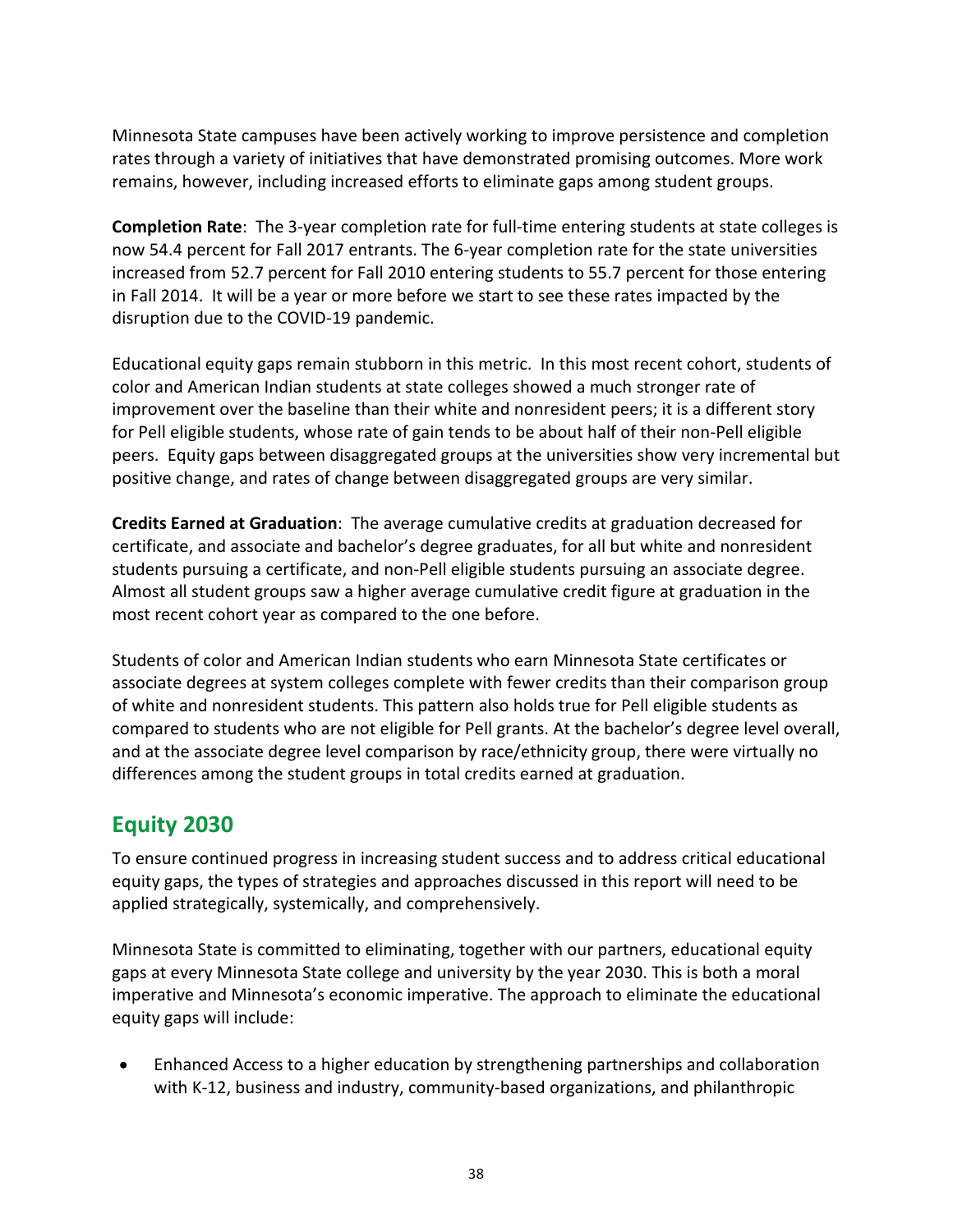Minnesota State campuses have been actively working to improve persistence and completion rates through a variety of initiatives that have demonstrated promising outcomes. More work remains, however, including increased efforts to eliminate gaps among student groups.

**Completion Rate**: The 3-year completion rate for full-time entering students at state colleges is now 54.4 percent for Fall 2017 entrants. The 6-year completion rate for the state universities increased from 52.7 percent for Fall 2010 entering students to 55.7 percent for those entering in Fall 2014. It will be a year or more before we start to see these rates impacted by the disruption due to the COVID-19 pandemic.

Educational equity gaps remain stubborn in this metric. In this most recent cohort, students of color and American Indian students at state colleges showed a much stronger rate of improvement over the baseline than their white and nonresident peers; it is a different story for Pell eligible students, whose rate of gain tends to be about half of their non-Pell eligible peers. Equity gaps between disaggregated groups at the universities show very incremental but positive change, and rates of change between disaggregated groups are very similar.

**Credits Earned at Graduation**: The average cumulative credits at graduation decreased for certificate, and associate and bachelor's degree graduates, for all but white and nonresident students pursuing a certificate, and non-Pell eligible students pursuing an associate degree. Almost all student groups saw a higher average cumulative credit figure at graduation in the most recent cohort year as compared to the one before.

Students of color and American Indian students who earn Minnesota State certificates or associate degrees at system colleges complete with fewer credits than their comparison group of white and nonresident students. This pattern also holds true for Pell eligible students as compared to students who are not eligible for Pell grants. At the bachelor's degree level overall, and at the associate degree level comparison by race/ethnicity group, there were virtually no differences among the student groups in total credits earned at graduation.

## Equity 2030

To ensure continued progress in increasing student success and to address critical educational equity gaps, the types of strategies and approaches discussed in this report will need to be applied strategically, systemically, and comprehensively.

Minnesota State is committed to eliminating, together with our partners, educational equity gaps at every Minnesota State college and university by the year 2030. This is both a moral imperative and Minnesota's economic imperative. The approach to eliminate the educational equity gaps will include:

- Enhanced Access to a higher education by strengthening partnerships and collaboration with K-12, business and industry, community-based organizations, and philanthropic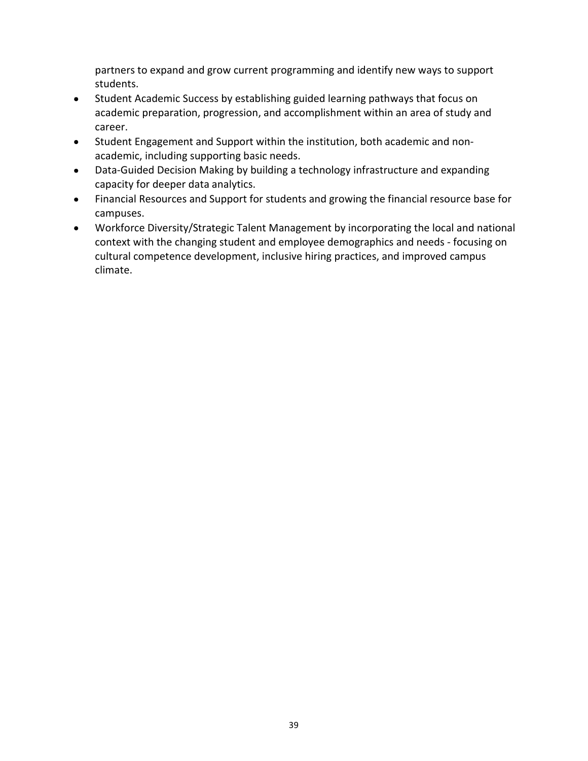partners to expand and grow current programming and identify new ways to support students.

- Student Academic Success by establishing guided learning pathways that focus on academic preparation, progression, and accomplishment within an area of study and career.
- Student Engagement and Support within the institution, both academic and non-academic, including supporting basic needs.
- Data-Guided Decision Making by building a technology infrastructure and expanding capacity for deeper data analytics.
- Financial Resources and Support for students and growing the financial resource base for campuses.
- Workforce Diversity/Strategic Talent Management by incorporating the local and national context with the changing student and employee demographics and needs - focusing on cultural competence development, inclusive hiring practices, and improved campus climate.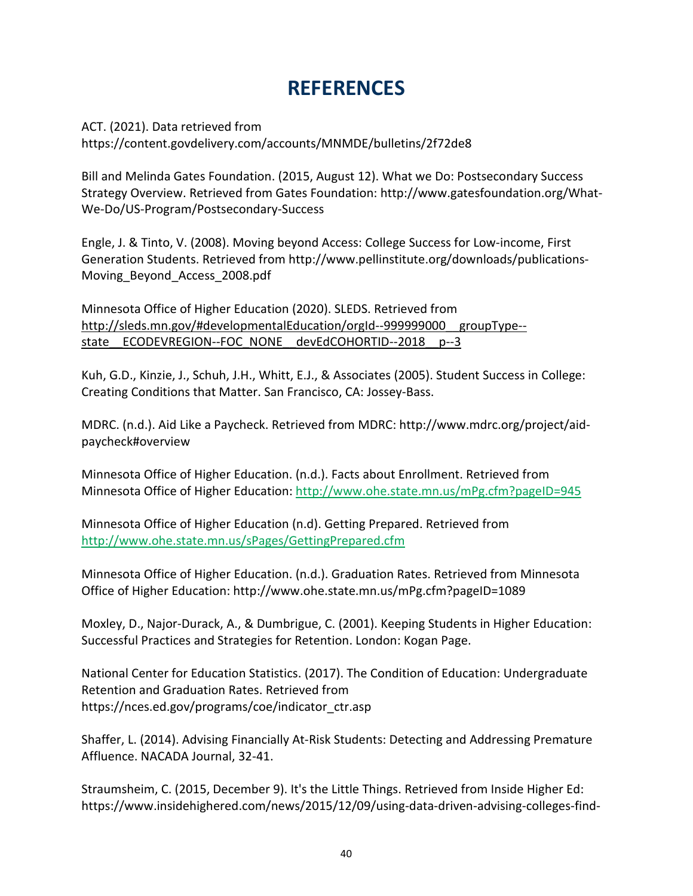# REFERENCES

ACT. (2021). Data retrieved from https://content.govdelivery.com/accounts/MNMDE/bulletins/2f72de8

Bill and Melinda Gates Foundation. (2015, August 12). What we Do: Postsecondary Success Strategy Overview. Retrieved from Gates Foundation: http://www.gatesfoundation.org/What-We-Do/US-Program/Postsecondary-Success

Engle, J. & Tinto, V. (2008). Moving beyond Access: College Success for Low-income, First Generation Students. Retrieved from http://www.pellinstitute.org/downloads/publications-Moving_Beyond_Access_2008.pdf

Minnesota Office of Higher Education (2020). SLEDS. Retrieved from http://sleds.mn.gov/#developmentalEducation/orgId--999999000__groupType--state__ECODEVREGION--FOC_NONE__devEdCOHORTID--2018__p--3

Kuh, G.D., Kinzie, J., Schuh, J.H., Whitt, E.J., & Associates (2005). Student Success in College: Creating Conditions that Matter. San Francisco, CA: Jossey-Bass.

MDRC. (n.d.). Aid Like a Paycheck. Retrieved from MDRC: http://www.mdrc.org/project/aid-paycheck#overview

Minnesota Office of Higher Education. (n.d.). Facts about Enrollment. Retrieved from Minnesota Office of Higher Education: http://www.ohe.state.mn.us/mPg.cfm?pageID=945

Minnesota Office of Higher Education (n.d). Getting Prepared. Retrieved from http://www.ohe.state.mn.us/sPages/GettingPrepared.cfm

Minnesota Office of Higher Education. (n.d.). Graduation Rates. Retrieved from Minnesota Office of Higher Education: http://www.ohe.state.mn.us/mPg.cfm?pageID=1089

Moxley, D., Najor-Durack, A., & Dumbrigue, C. (2001). Keeping Students in Higher Education: Successful Practices and Strategies for Retention. London: Kogan Page.

National Center for Education Statistics. (2017). The Condition of Education: Undergraduate Retention and Graduation Rates. Retrieved from https://nces.ed.gov/programs/coe/indicator_ctr.asp

Shaffer, L. (2014). Advising Financially At-Risk Students: Detecting and Addressing Premature Affluence. NACADA Journal, 32-41.

Straumsheim, C. (2015, December 9). It's the Little Things. Retrieved from Inside Higher Ed: https://www.insidehighered.com/news/2015/12/09/using-data-driven-advising-colleges-find-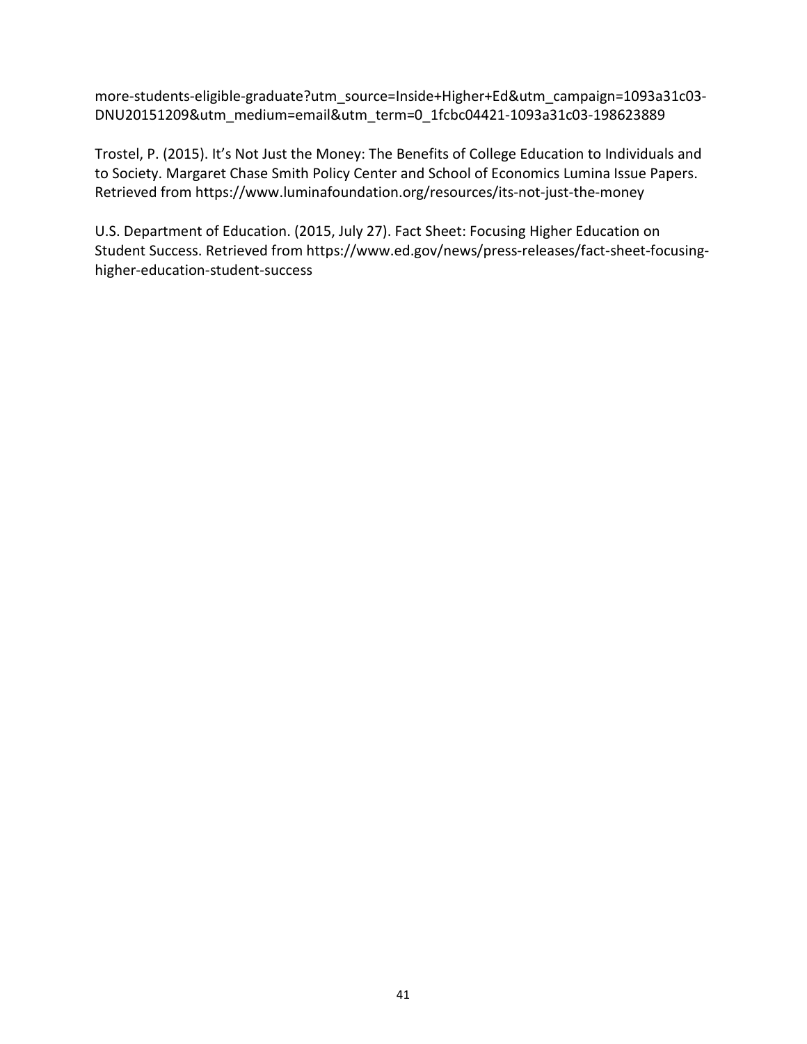more-students-eligible-graduate?utm_source=Inside+Higher+Ed&utm_campaign=1093a31c03-DNU20151209&utm_medium=email&utm_term=0_1fcbc04421-1093a31c03-198623889

Trostel, P. (2015). It's Not Just the Money: The Benefits of College Education to Individuals and to Society. Margaret Chase Smith Policy Center and School of Economics Lumina Issue Papers. Retrieved from https://www.luminafoundation.org/resources/its-not-just-the-money

U.S. Department of Education. (2015, July 27). Fact Sheet: Focusing Higher Education on Student Success. Retrieved from https://www.ed.gov/news/press-releases/fact-sheet-focusing-higher-education-student-success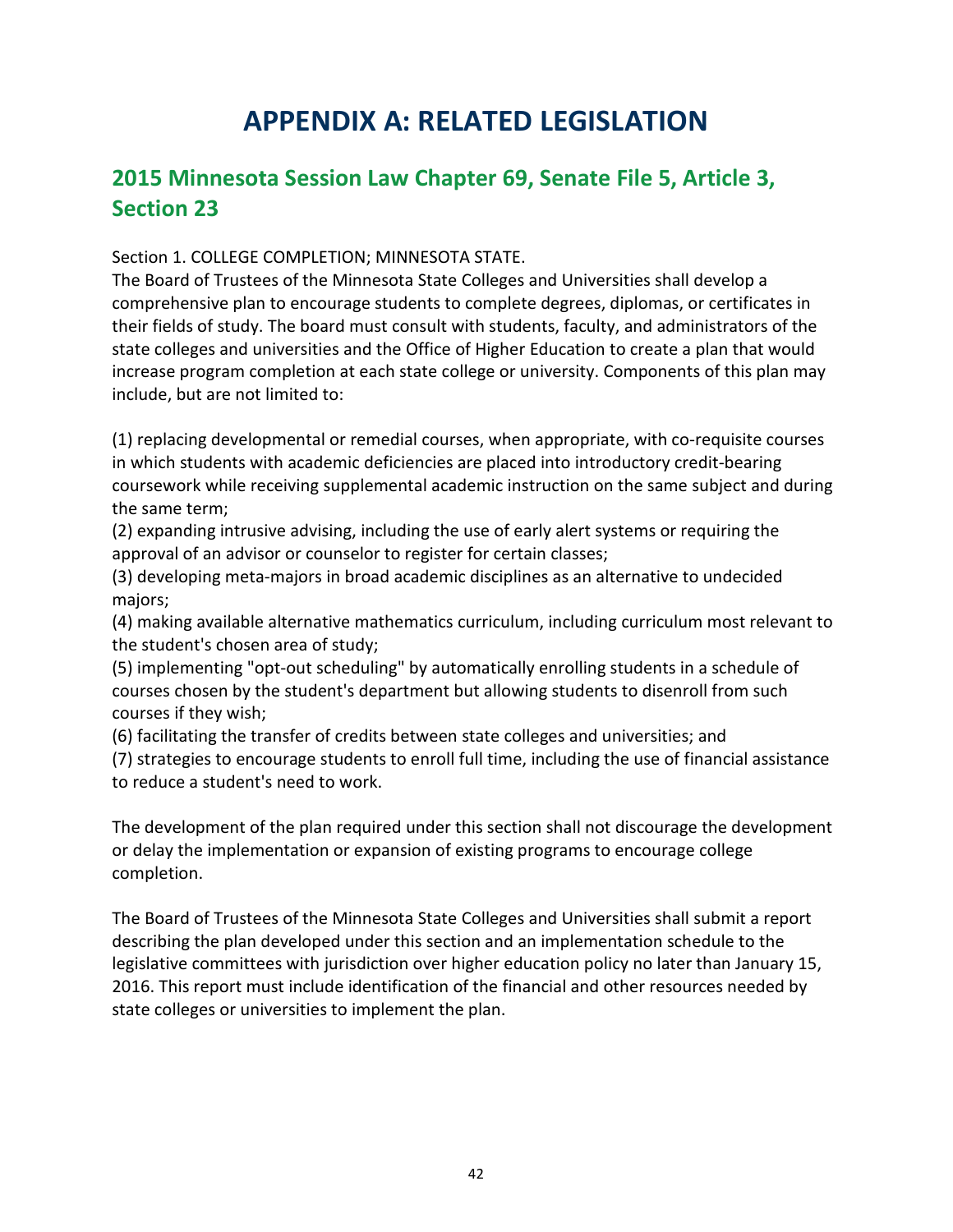# APPENDIX A: RELATED LEGISLATION

## 2015 Minnesota Session Law Chapter 69, Senate File 5, Article 3, Section 23

Section 1. COLLEGE COMPLETION; MINNESOTA STATE.
The Board of Trustees of the Minnesota State Colleges and Universities shall develop a comprehensive plan to encourage students to complete degrees, diplomas, or certificates in their fields of study. The board must consult with students, faculty, and administrators of the state colleges and universities and the Office of Higher Education to create a plan that would increase program completion at each state college or university. Components of this plan may include, but are not limited to:

(1) replacing developmental or remedial courses, when appropriate, with co-requisite courses in which students with academic deficiencies are placed into introductory credit-bearing coursework while receiving supplemental academic instruction on the same subject and during the same term;
(2) expanding intrusive advising, including the use of early alert systems or requiring the approval of an advisor or counselor to register for certain classes;
(3) developing meta-majors in broad academic disciplines as an alternative to undecided majors;
(4) making available alternative mathematics curriculum, including curriculum most relevant to the student's chosen area of study;
(5) implementing "opt-out scheduling" by automatically enrolling students in a schedule of courses chosen by the student's department but allowing students to disenroll from such courses if they wish;
(6) facilitating the transfer of credits between state colleges and universities; and
(7) strategies to encourage students to enroll full time, including the use of financial assistance to reduce a student's need to work.

The development of the plan required under this section shall not discourage the development or delay the implementation or expansion of existing programs to encourage college completion.

The Board of Trustees of the Minnesota State Colleges and Universities shall submit a report describing the plan developed under this section and an implementation schedule to the legislative committees with jurisdiction over higher education policy no later than January 15, 2016. This report must include identification of the financial and other resources needed by state colleges or universities to implement the plan.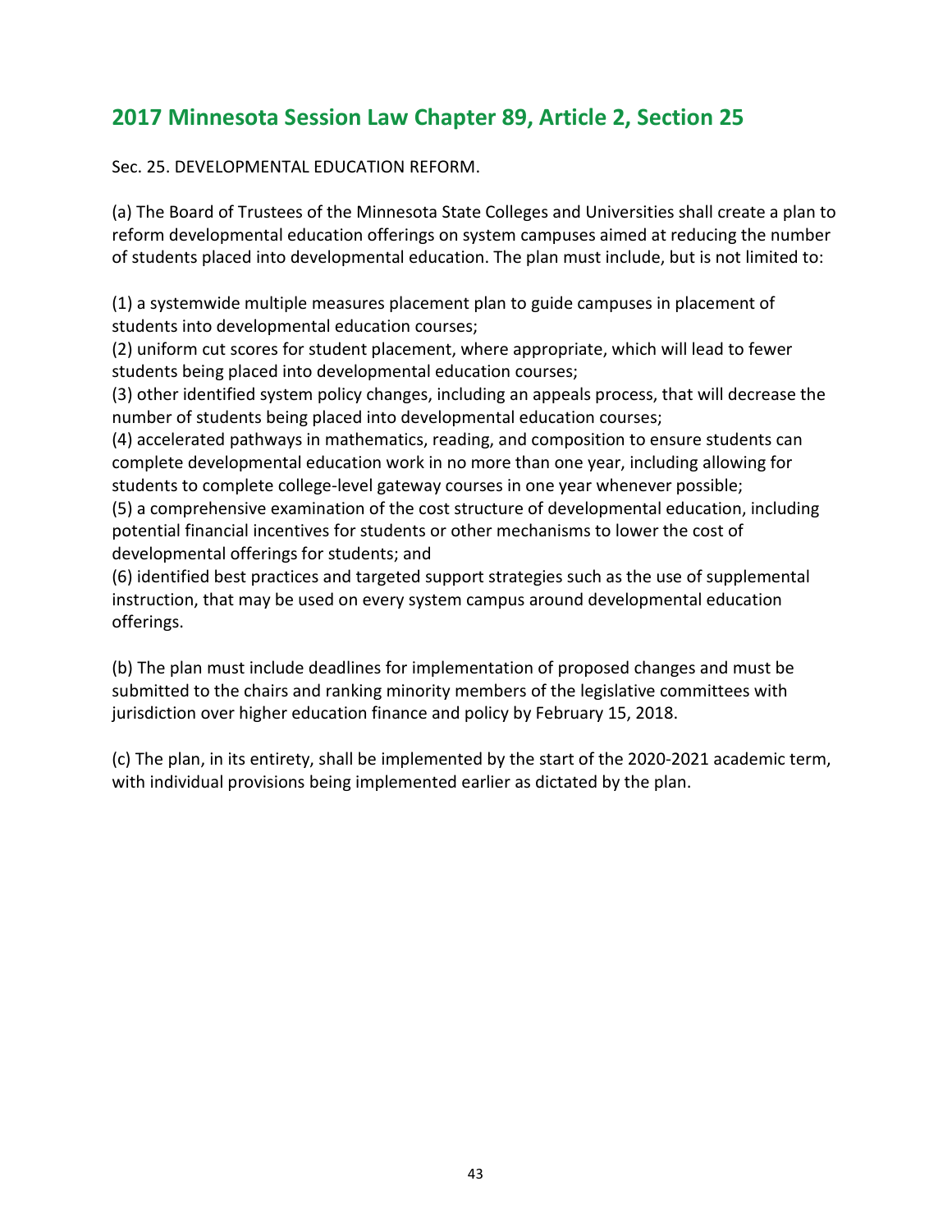## 2017 Minnesota Session Law Chapter 89, Article 2, Section 25

Sec. 25. DEVELOPMENTAL EDUCATION REFORM.

(a) The Board of Trustees of the Minnesota State Colleges and Universities shall create a plan to reform developmental education offerings on system campuses aimed at reducing the number of students placed into developmental education. The plan must include, but is not limited to:

(1) a systemwide multiple measures placement plan to guide campuses in placement of students into developmental education courses;
(2) uniform cut scores for student placement, where appropriate, which will lead to fewer students being placed into developmental education courses;
(3) other identified system policy changes, including an appeals process, that will decrease the number of students being placed into developmental education courses;
(4) accelerated pathways in mathematics, reading, and composition to ensure students can complete developmental education work in no more than one year, including allowing for students to complete college-level gateway courses in one year whenever possible;
(5) a comprehensive examination of the cost structure of developmental education, including potential financial incentives for students or other mechanisms to lower the cost of developmental offerings for students; and
(6) identified best practices and targeted support strategies such as the use of supplemental instruction, that may be used on every system campus around developmental education offerings.

(b) The plan must include deadlines for implementation of proposed changes and must be submitted to the chairs and ranking minority members of the legislative committees with jurisdiction over higher education finance and policy by February 15, 2018.

(c) The plan, in its entirety, shall be implemented by the start of the 2020-2021 academic term, with individual provisions being implemented earlier as dictated by the plan.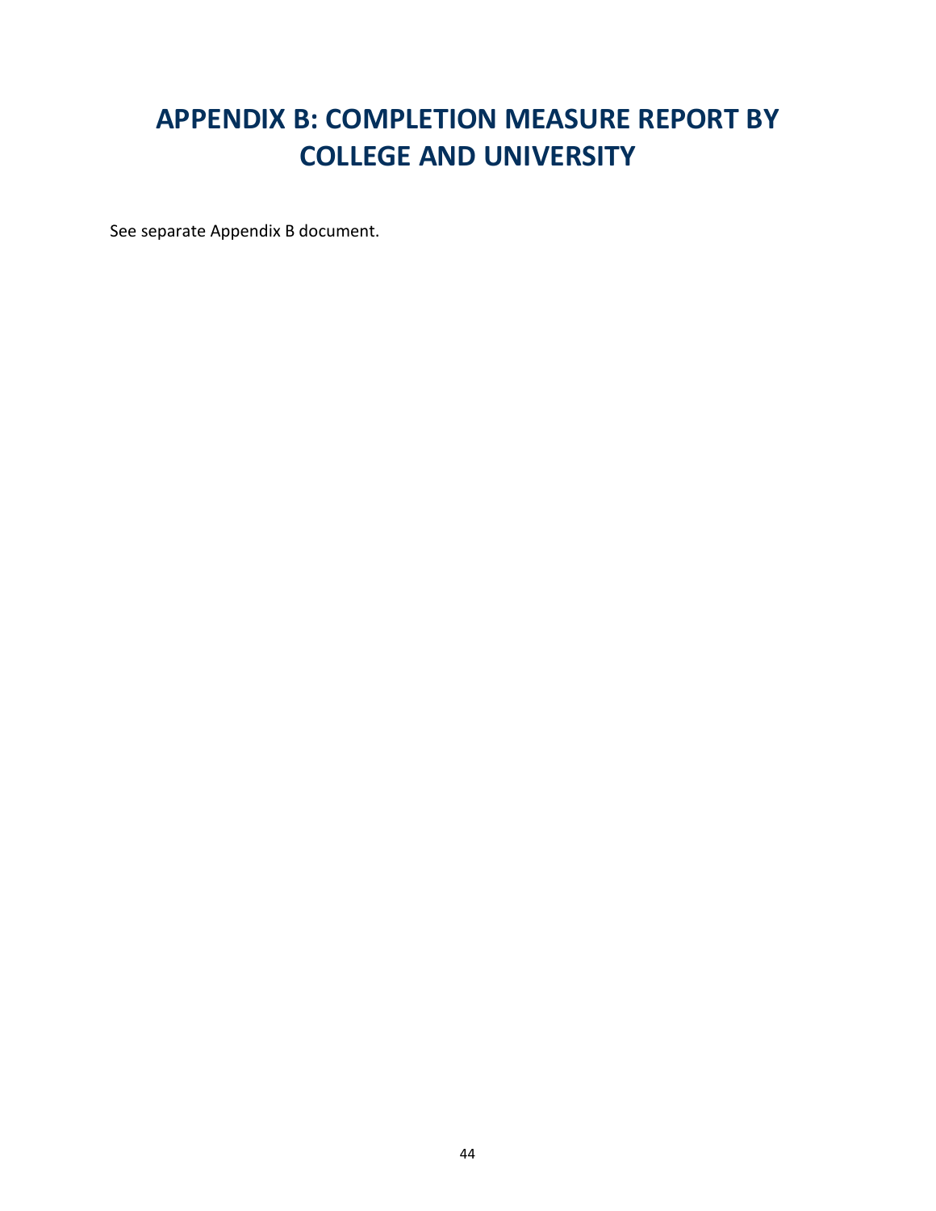# APPENDIX B: COMPLETION MEASURE REPORT BY COLLEGE AND UNIVERSITY

See separate Appendix B document.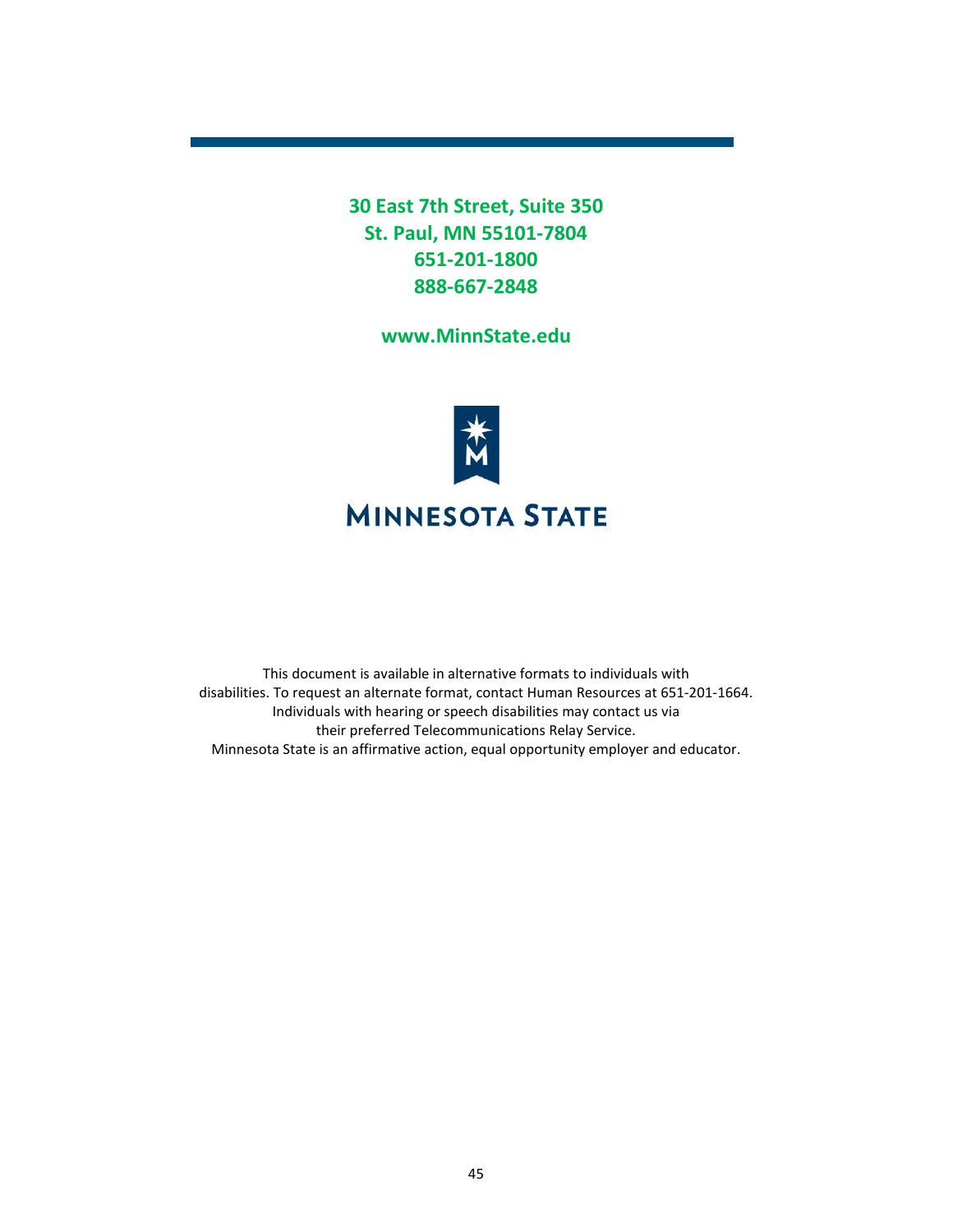**30 East 7th Street, Suite 350**
**St. Paul, MN 55101-7804**
**651-201-1800**
**888-667-2848**

**www.MinnState.edu**

MINNESOTA STATE

This document is available in alternative formats to individuals with disabilities. To request an alternate format, contact Human Resources at 651-201-1664. Individuals with hearing or speech disabilities may contact us via their preferred Telecommunications Relay Service.
Minnesota State is an affirmative action, equal opportunity employer and educator.